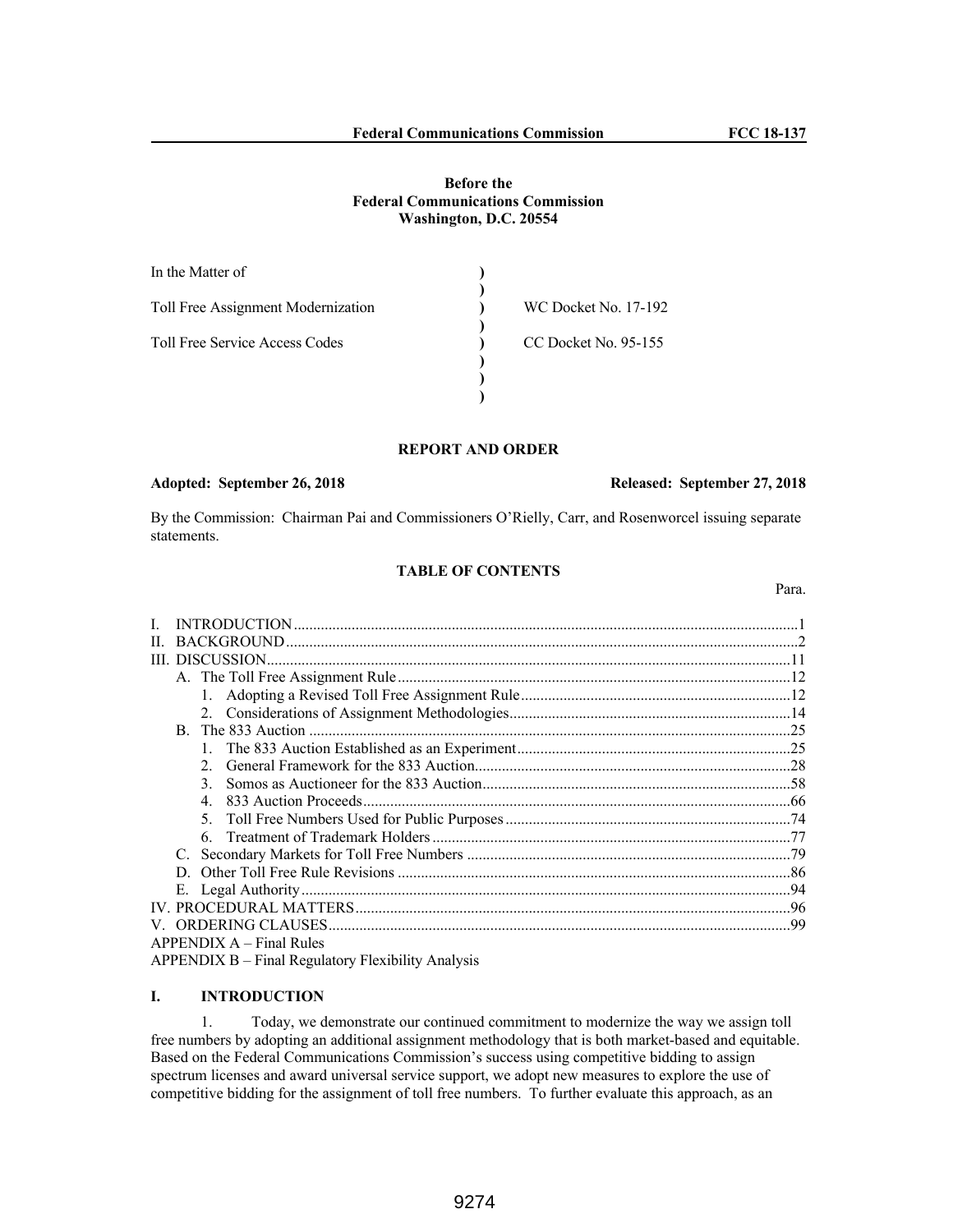**Before the**
**Federal Communications Commission**
**Washington, D.C. 20554**

| | | |
|---|---|---|
| In the Matter of | ) | |
| | ) | |
| Toll Free Assignment Modernization | ) | WC Docket No. 17-192 |
| | ) | |
| Toll Free Service Access Codes | ) | CC Docket No. 95-155 |
| | ) | |
| | ) | |
| | ) | |

**REPORT AND ORDER**

**Adopted: September 26, 2018** | **Released: September 27, 2018**

By the Commission: Chairman Pai and Commissioners O'Rielly, Carr, and Rosenworcel issuing separate statements.

**TABLE OF CONTENTS**

| | Para. |
|---|---|
| I. INTRODUCTION | 1 |
| II. BACKGROUND | 2 |
| III. DISCUSSION | 11 |
| A. The Toll Free Assignment Rule | 12 |
| 1. Adopting a Revised Toll Free Assignment Rule | 12 |
| 2. Considerations of Assignment Methodologies | 14 |
| B. The 833 Auction | 25 |
| 1. The 833 Auction Established as an Experiment | 25 |
| 2. General Framework for the 833 Auction | 28 |
| 3. Somos as Auctioneer for the 833 Auction | 58 |
| 4. 833 Auction Proceeds | 66 |
| 5. Toll Free Numbers Used for Public Purposes | 74 |
| 6. Treatment of Trademark Holders | 77 |
| C. Secondary Markets for Toll Free Numbers | 79 |
| D. Other Toll Free Rule Revisions | 86 |
| E. Legal Authority | 94 |
| IV. PROCEDURAL MATTERS | 96 |
| V. ORDERING CLAUSES | 99 |
| APPENDIX A – Final Rules | |
| APPENDIX B – Final Regulatory Flexibility Analysis | |

## I. INTRODUCTION

1. Today, we demonstrate our continued commitment to modernize the way we assign toll free numbers by adopting an additional assignment methodology that is both market-based and equitable. Based on the Federal Communications Commission's success using competitive bidding to assign spectrum licenses and award universal service support, we adopt new measures to explore the use of competitive bidding for the assignment of toll free numbers. To further evaluate this approach, as an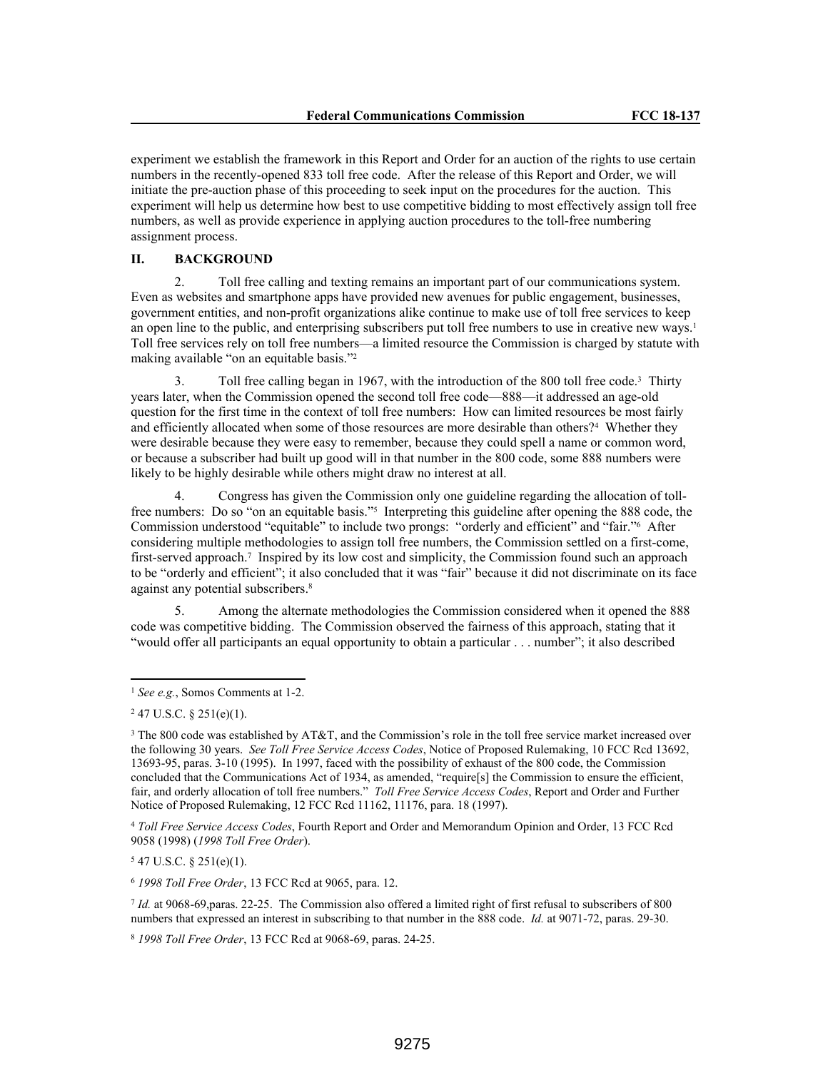experiment we establish the framework in this Report and Order for an auction of the rights to use certain numbers in the recently-opened 833 toll free code. After the release of this Report and Order, we will initiate the pre-auction phase of this proceeding to seek input on the procedures for the auction. This experiment will help us determine how best to use competitive bidding to most effectively assign toll free numbers, as well as provide experience in applying auction procedures to the toll-free numbering assignment process.

## II. BACKGROUND

2. Toll free calling and texting remains an important part of our communications system. Even as websites and smartphone apps have provided new avenues for public engagement, businesses, government entities, and non-profit organizations alike continue to make use of toll free services to keep an open line to the public, and enterprising subscribers put toll free numbers to use in creative new ways.[1] Toll free services rely on toll free numbers—a limited resource the Commission is charged by statute with making available "on an equitable basis."[2]

3. Toll free calling began in 1967, with the introduction of the 800 toll free code.[3] Thirty years later, when the Commission opened the second toll free code—888—it addressed an age-old question for the first time in the context of toll free numbers: How can limited resources be most fairly and efficiently allocated when some of those resources are more desirable than others?[4] Whether they were desirable because they were easy to remember, because they could spell a name or common word, or because a subscriber had built up good will in that number in the 800 code, some 888 numbers were likely to be highly desirable while others might draw no interest at all.

4. Congress has given the Commission only one guideline regarding the allocation of toll-free numbers: Do so "on an equitable basis."[5] Interpreting this guideline after opening the 888 code, the Commission understood "equitable" to include two prongs: "orderly and efficient" and "fair."[6] After considering multiple methodologies to assign toll free numbers, the Commission settled on a first-come, first-served approach.[7] Inspired by its low cost and simplicity, the Commission found such an approach to be "orderly and efficient"; it also concluded that it was "fair" because it did not discriminate on its face against any potential subscribers.[8]

5. Among the alternate methodologies the Commission considered when it opened the 888 code was competitive bidding. The Commission observed the fairness of this approach, stating that it "would offer all participants an equal opportunity to obtain a particular . . . number"; it also described

---

[1] *See e.g.*, Somos Comments at 1-2.

[2] 47 U.S.C. § 251(e)(1).

[3] The 800 code was established by AT&T, and the Commission's role in the toll free service market increased over the following 30 years. *See Toll Free Service Access Codes*, Notice of Proposed Rulemaking, 10 FCC Rcd 13692, 13693-95, paras. 3-10 (1995). In 1997, faced with the possibility of exhaust of the 800 code, the Commission concluded that the Communications Act of 1934, as amended, "require[s] the Commission to ensure the efficient, fair, and orderly allocation of toll free numbers." *Toll Free Service Access Codes*, Report and Order and Further Notice of Proposed Rulemaking, 12 FCC Rcd 11162, 11176, para. 18 (1997).

[4] *Toll Free Service Access Codes*, Fourth Report and Order and Memorandum Opinion and Order, 13 FCC Rcd 9058 (1998) (*1998 Toll Free Order*).

[5] 47 U.S.C. § 251(e)(1).

[6] *1998 Toll Free Order*, 13 FCC Rcd at 9065, para. 12.

[7] *Id.* at 9068-69,paras. 22-25. The Commission also offered a limited right of first refusal to subscribers of 800 numbers that expressed an interest in subscribing to that number in the 888 code. *Id.* at 9071-72, paras. 29-30.

[8] *1998 Toll Free Order*, 13 FCC Rcd at 9068-69, paras. 24-25.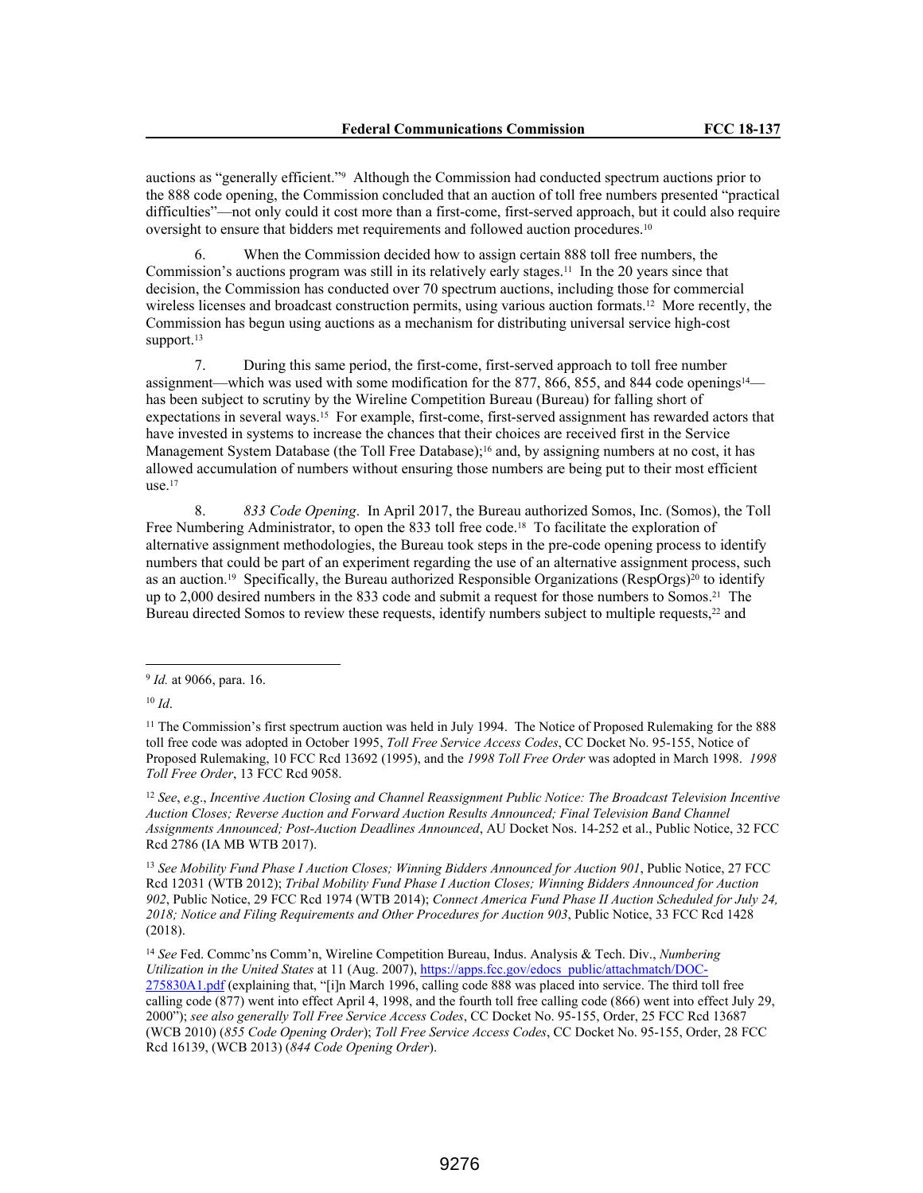auctions as "generally efficient."[9] Although the Commission had conducted spectrum auctions prior to the 888 code opening, the Commission concluded that an auction of toll free numbers presented "practical difficulties"—not only could it cost more than a first-come, first-served approach, but it could also require oversight to ensure that bidders met requirements and followed auction procedures.[10]

6. When the Commission decided how to assign certain 888 toll free numbers, the Commission's auctions program was still in its relatively early stages.[11] In the 20 years since that decision, the Commission has conducted over 70 spectrum auctions, including those for commercial wireless licenses and broadcast construction permits, using various auction formats.[12] More recently, the Commission has begun using auctions as a mechanism for distributing universal service high-cost support.[13]

7. During this same period, the first-come, first-served approach to toll free number assignment—which was used with some modification for the 877, 866, 855, and 844 code openings[14]—has been subject to scrutiny by the Wireline Competition Bureau (Bureau) for falling short of expectations in several ways.[15] For example, first-come, first-served assignment has rewarded actors that have invested in systems to increase the chances that their choices are received first in the Service Management System Database (the Toll Free Database);[16] and, by assigning numbers at no cost, it has allowed accumulation of numbers without ensuring those numbers are being put to their most efficient use.[17]

8. *833 Code Opening*. In April 2017, the Bureau authorized Somos, Inc. (Somos), the Toll Free Numbering Administrator, to open the 833 toll free code.[18] To facilitate the exploration of alternative assignment methodologies, the Bureau took steps in the pre-code opening process to identify numbers that could be part of an experiment regarding the use of an alternative assignment process, such as an auction.[19] Specifically, the Bureau authorized Responsible Organizations (RespOrgs)[20] to identify up to 2,000 desired numbers in the 833 code and submit a request for those numbers to Somos.[21] The Bureau directed Somos to review these requests, identify numbers subject to multiple requests,[22] and

---

[9] *Id.* at 9066, para. 16.

[10] *Id*.

[11] The Commission's first spectrum auction was held in July 1994. The Notice of Proposed Rulemaking for the 888 toll free code was adopted in October 1995, *Toll Free Service Access Codes*, CC Docket No. 95-155, Notice of Proposed Rulemaking, 10 FCC Rcd 13692 (1995), and the *1998 Toll Free Order* was adopted in March 1998. *1998 Toll Free Order*, 13 FCC Rcd 9058.

[12] *See*, *e.g*., *Incentive Auction Closing and Channel Reassignment Public Notice: The Broadcast Television Incentive Auction Closes; Reverse Auction and Forward Auction Results Announced; Final Television Band Channel Assignments Announced; Post-Auction Deadlines Announced*, AU Docket Nos. 14-252 et al., Public Notice, 32 FCC Rcd 2786 (IA MB WTB 2017).

[13] *See Mobility Fund Phase I Auction Closes; Winning Bidders Announced for Auction 901*, Public Notice, 27 FCC Rcd 12031 (WTB 2012); *Tribal Mobility Fund Phase I Auction Closes; Winning Bidders Announced for Auction 902*, Public Notice, 29 FCC Rcd 1974 (WTB 2014); *Connect America Fund Phase II Auction Scheduled for July 24, 2018; Notice and Filing Requirements and Other Procedures for Auction 903*, Public Notice, 33 FCC Rcd 1428 (2018).

[14] *See* Fed. Commc'ns Comm'n, Wireline Competition Bureau, Indus. Analysis & Tech. Div., *Numbering Utilization in the United States* at 11 (Aug. 2007), https://apps.fcc.gov/edocs_public/attachmatch/DOC-275830A1.pdf (explaining that, "[i]n March 1996, calling code 888 was placed into service. The third toll free calling code (877) went into effect April 4, 1998, and the fourth toll free calling code (866) went into effect July 29, 2000"); *see also generally Toll Free Service Access Codes*, CC Docket No. 95-155, Order, 25 FCC Rcd 13687 (WCB 2010) (*855 Code Opening Order*); *Toll Free Service Access Codes*, CC Docket No. 95-155, Order, 28 FCC Rcd 16139, (WCB 2013) (*844 Code Opening Order*).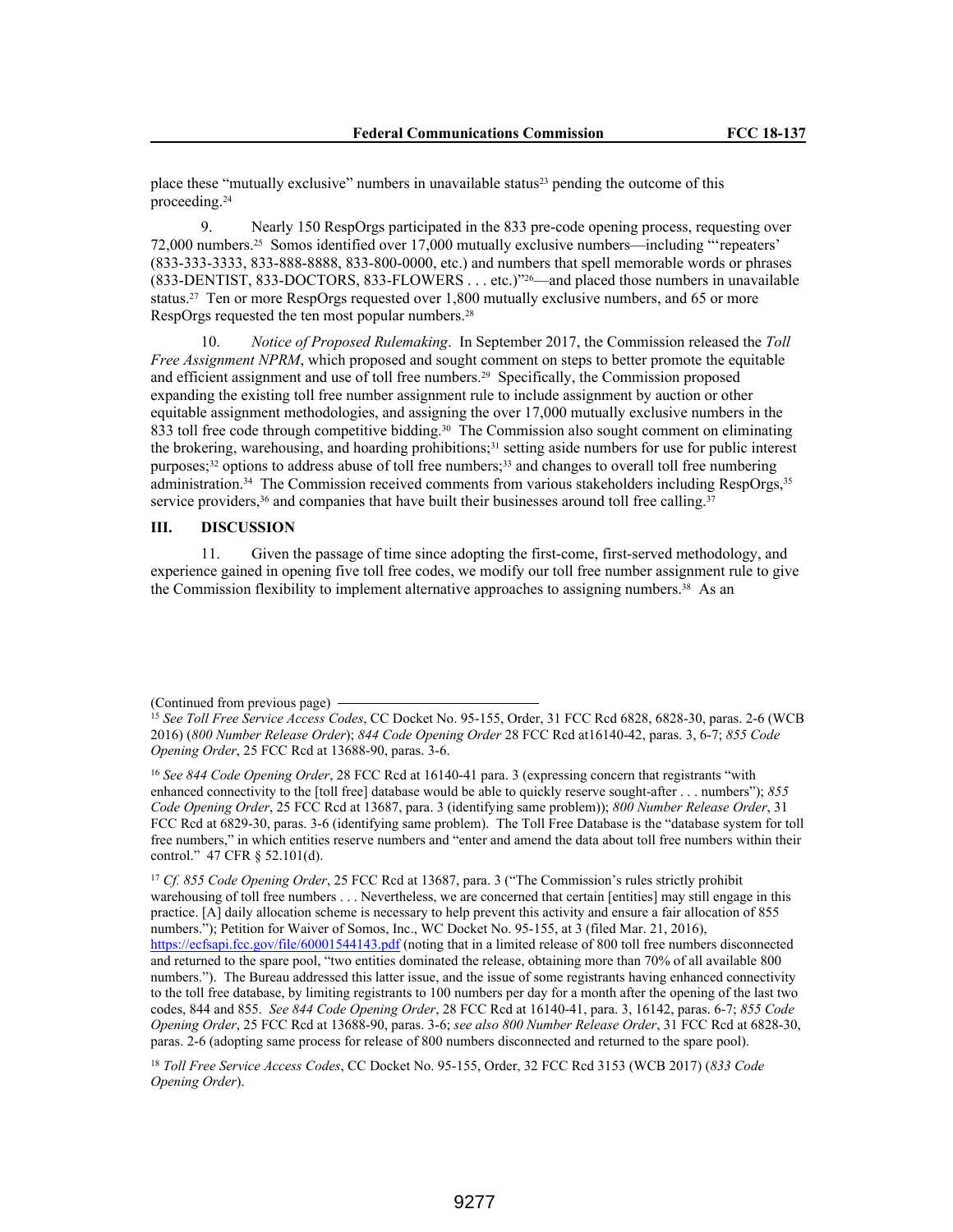place these "mutually exclusive" numbers in unavailable status[23] pending the outcome of this proceeding.[24]

9. Nearly 150 RespOrgs participated in the 833 pre-code opening process, requesting over 72,000 numbers.[25] Somos identified over 17,000 mutually exclusive numbers—including "'repeaters' (833-333-3333, 833-888-8888, 833-800-0000, etc.) and numbers that spell memorable words or phrases (833-DENTIST, 833-DOCTORS, 833-FLOWERS . . . etc.)"[26]—and placed those numbers in unavailable status.[27] Ten or more RespOrgs requested over 1,800 mutually exclusive numbers, and 65 or more RespOrgs requested the ten most popular numbers.[28]

10. *Notice of Proposed Rulemaking*. In September 2017, the Commission released the *Toll Free Assignment NPRM*, which proposed and sought comment on steps to better promote the equitable and efficient assignment and use of toll free numbers.[29] Specifically, the Commission proposed expanding the existing toll free number assignment rule to include assignment by auction or other equitable assignment methodologies, and assigning the over 17,000 mutually exclusive numbers in the 833 toll free code through competitive bidding.[30] The Commission also sought comment on eliminating the brokering, warehousing, and hoarding prohibitions;[31] setting aside numbers for use for public interest purposes;[32] options to address abuse of toll free numbers;[33] and changes to overall toll free numbering administration.[34] The Commission received comments from various stakeholders including RespOrgs,[35] service providers,[36] and companies that have built their businesses around toll free calling.[37]

## III. DISCUSSION

11. Given the passage of time since adopting the first-come, first-served methodology, and experience gained in opening five toll free codes, we modify our toll free number assignment rule to give the Commission flexibility to implement alternative approaches to assigning numbers.[38] As an

(Continued from previous page)

[15] *See Toll Free Service Access Codes*, CC Docket No. 95-155, Order, 31 FCC Rcd 6828, 6828-30, paras. 2-6 (WCB 2016) (*800 Number Release Order*); *844 Code Opening Order* 28 FCC Rcd at16140-42, paras. 3, 6-7; *855 Code Opening Order*, 25 FCC Rcd at 13688-90, paras. 3-6.

[16] *See 844 Code Opening Order*, 28 FCC Rcd at 16140-41 para. 3 (expressing concern that registrants "with enhanced connectivity to the [toll free] database would be able to quickly reserve sought-after . . . numbers"); *855 Code Opening Order*, 25 FCC Rcd at 13687, para. 3 (identifying same problem)); *800 Number Release Order*, 31 FCC Rcd at 6829-30, paras. 3-6 (identifying same problem). The Toll Free Database is the "database system for toll free numbers," in which entities reserve numbers and "enter and amend the data about toll free numbers within their control." 47 CFR § 52.101(d).

[17] *Cf. 855 Code Opening Order*, 25 FCC Rcd at 13687, para. 3 ("The Commission's rules strictly prohibit warehousing of toll free numbers . . . Nevertheless, we are concerned that certain [entities] may still engage in this practice. [A] daily allocation scheme is necessary to help prevent this activity and ensure a fair allocation of 855 numbers."); Petition for Waiver of Somos, Inc., WC Docket No. 95-155, at 3 (filed Mar. 21, 2016), https://ecfsapi.fcc.gov/file/60001544143.pdf (noting that in a limited release of 800 toll free numbers disconnected and returned to the spare pool, "two entities dominated the release, obtaining more than 70% of all available 800 numbers."). The Bureau addressed this latter issue, and the issue of some registrants having enhanced connectivity to the toll free database, by limiting registrants to 100 numbers per day for a month after the opening of the last two codes, 844 and 855. *See 844 Code Opening Order*, 28 FCC Rcd at 16140-41, para. 3, 16142, paras. 6-7; *855 Code Opening Order*, 25 FCC Rcd at 13688-90, paras. 3-6; *see also 800 Number Release Order*, 31 FCC Rcd at 6828-30, paras. 2-6 (adopting same process for release of 800 numbers disconnected and returned to the spare pool).

[18] *Toll Free Service Access Codes*, CC Docket No. 95-155, Order, 32 FCC Rcd 3153 (WCB 2017) (*833 Code Opening Order*).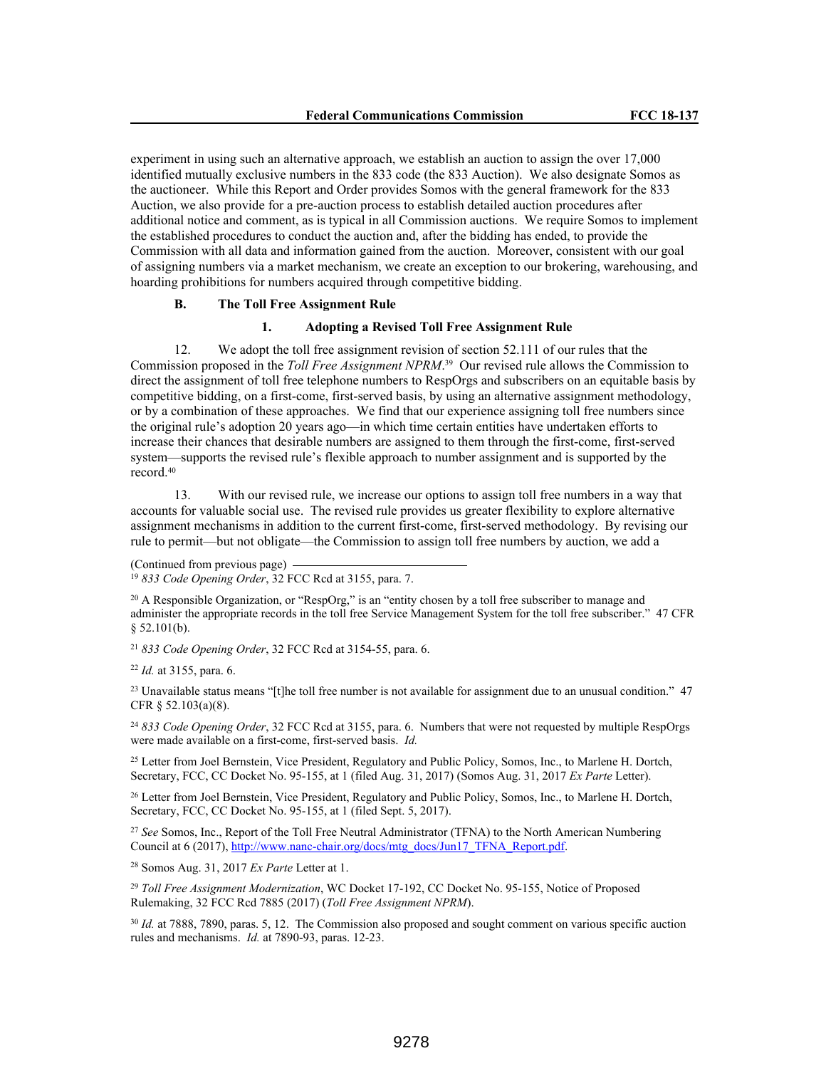experiment in using such an alternative approach, we establish an auction to assign the over 17,000 identified mutually exclusive numbers in the 833 code (the 833 Auction). We also designate Somos as the auctioneer. While this Report and Order provides Somos with the general framework for the 833 Auction, we also provide for a pre-auction process to establish detailed auction procedures after additional notice and comment, as is typical in all Commission auctions. We require Somos to implement the established procedures to conduct the auction and, after the bidding has ended, to provide the Commission with all data and information gained from the auction. Moreover, consistent with our goal of assigning numbers via a market mechanism, we create an exception to our brokering, warehousing, and hoarding prohibitions for numbers acquired through competitive bidding.

### B. The Toll Free Assignment Rule

#### 1. Adopting a Revised Toll Free Assignment Rule

12. We adopt the toll free assignment revision of section 52.111 of our rules that the Commission proposed in the *Toll Free Assignment NPRM*.[39] Our revised rule allows the Commission to direct the assignment of toll free telephone numbers to RespOrgs and subscribers on an equitable basis by competitive bidding, on a first-come, first-served basis, by using an alternative assignment methodology, or by a combination of these approaches. We find that our experience assigning toll free numbers since the original rule's adoption 20 years ago—in which time certain entities have undertaken efforts to increase their chances that desirable numbers are assigned to them through the first-come, first-served system—supports the revised rule's flexible approach to number assignment and is supported by the record.[40]

13. With our revised rule, we increase our options to assign toll free numbers in a way that accounts for valuable social use. The revised rule provides us greater flexibility to explore alternative assignment mechanisms in addition to the current first-come, first-served methodology. By revising our rule to permit—but not obligate—the Commission to assign toll free numbers by auction, we add a

(Continued from previous page)

[19] *833 Code Opening Order*, 32 FCC Rcd at 3155, para. 7.

[20] A Responsible Organization, or "RespOrg," is an "entity chosen by a toll free subscriber to manage and administer the appropriate records in the toll free Service Management System for the toll free subscriber." 47 CFR § 52.101(b).

[21] *833 Code Opening Order*, 32 FCC Rcd at 3154-55, para. 6.

[22] *Id.* at 3155, para. 6.

[23] Unavailable status means "[t]he toll free number is not available for assignment due to an unusual condition." 47 CFR § 52.103(a)(8).

[24] *833 Code Opening Order*, 32 FCC Rcd at 3155, para. 6. Numbers that were not requested by multiple RespOrgs were made available on a first-come, first-served basis. *Id.*

[25] Letter from Joel Bernstein, Vice President, Regulatory and Public Policy, Somos, Inc., to Marlene H. Dortch, Secretary, FCC, CC Docket No. 95-155, at 1 (filed Aug. 31, 2017) (Somos Aug. 31, 2017 *Ex Parte* Letter).

[26] Letter from Joel Bernstein, Vice President, Regulatory and Public Policy, Somos, Inc., to Marlene H. Dortch, Secretary, FCC, CC Docket No. 95-155, at 1 (filed Sept. 5, 2017).

[27] *See* Somos, Inc., Report of the Toll Free Neutral Administrator (TFNA) to the North American Numbering Council at 6 (2017), http://www.nanc-chair.org/docs/mtg_docs/Jun17_TFNA_Report.pdf.

[28] Somos Aug. 31, 2017 *Ex Parte* Letter at 1.

[29] *Toll Free Assignment Modernization*, WC Docket 17-192, CC Docket No. 95-155, Notice of Proposed Rulemaking, 32 FCC Rcd 7885 (2017) (*Toll Free Assignment NPRM*).

[30] *Id.* at 7888, 7890, paras. 5, 12. The Commission also proposed and sought comment on various specific auction rules and mechanisms. *Id.* at 7890-93, paras. 12-23.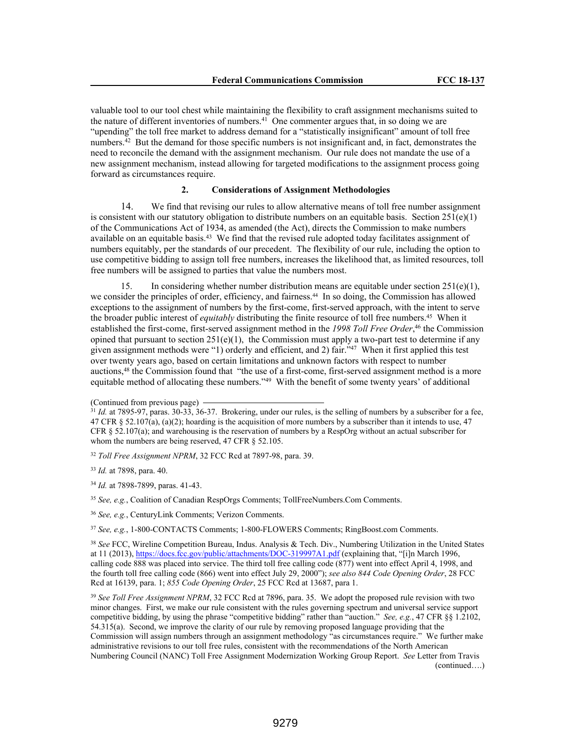valuable tool to our tool chest while maintaining the flexibility to craft assignment mechanisms suited to the nature of different inventories of numbers.[41] One commenter argues that, in so doing we are "upending" the toll free market to address demand for a "statistically insignificant" amount of toll free numbers.[42] But the demand for those specific numbers is not insignificant and, in fact, demonstrates the need to reconcile the demand with the assignment mechanism. Our rule does not mandate the use of a new assignment mechanism, instead allowing for targeted modifications to the assignment process going forward as circumstances require.

### 2. Considerations of Assignment Methodologies

14. We find that revising our rules to allow alternative means of toll free number assignment is consistent with our statutory obligation to distribute numbers on an equitable basis. Section 251(e)(1) of the Communications Act of 1934, as amended (the Act), directs the Commission to make numbers available on an equitable basis.[43] We find that the revised rule adopted today facilitates assignment of numbers equitably, per the standards of our precedent. The flexibility of our rule, including the option to use competitive bidding to assign toll free numbers, increases the likelihood that, as limited resources, toll free numbers will be assigned to parties that value the numbers most.

15. In considering whether number distribution means are equitable under section 251(e)(1), we consider the principles of order, efficiency, and fairness.[44] In so doing, the Commission has allowed exceptions to the assignment of numbers by the first-come, first-served approach, with the intent to serve the broader public interest of *equitably* distributing the finite resource of toll free numbers.[45] When it established the first-come, first-served assignment method in the *1998 Toll Free Order*,[46] the Commission opined that pursuant to section 251(e)(1), the Commission must apply a two-part test to determine if any given assignment methods were "1) orderly and efficient, and 2) fair."[47] When it first applied this test over twenty years ago, based on certain limitations and unknown factors with respect to number auctions,[48] the Commission found that "the use of a first-come, first-served assignment method is a more equitable method of allocating these numbers."[49] With the benefit of some twenty years' of additional

(Continued from previous page)

[31] *Id.* at 7895-97, paras. 30-33, 36-37. Brokering, under our rules, is the selling of numbers by a subscriber for a fee, 47 CFR § 52.107(a), (a)(2); hoarding is the acquisition of more numbers by a subscriber than it intends to use, 47 CFR § 52.107(a); and warehousing is the reservation of numbers by a RespOrg without an actual subscriber for whom the numbers are being reserved, 47 CFR § 52.105.

[32] *Toll Free Assignment NPRM*, 32 FCC Rcd at 7897-98, para. 39.

[33] *Id.* at 7898, para. 40.

[34] *Id.* at 7898-7899, paras. 41-43.

[35] *See, e.g.*, Coalition of Canadian RespOrgs Comments; TollFreeNumbers.Com Comments.

[36] *See, e.g.*, CenturyLink Comments; Verizon Comments.

[37] *See, e.g.*, 1-800-CONTACTS Comments; 1-800-FLOWERS Comments; RingBoost.com Comments.

[38] *See* FCC, Wireline Competition Bureau, Indus. Analysis & Tech. Div., Numbering Utilization in the United States at 11 (2013), https://docs.fcc.gov/public/attachments/DOC-319997A1.pdf (explaining that, "[i]n March 1996, calling code 888 was placed into service. The third toll free calling code (877) went into effect April 4, 1998, and the fourth toll free calling code (866) went into effect July 29, 2000"); *see also 844 Code Opening Order*, 28 FCC Rcd at 16139, para. 1; *855 Code Opening Order*, 25 FCC Rcd at 13687, para 1.

[39] *See Toll Free Assignment NPRM*, 32 FCC Rcd at 7896, para. 35. We adopt the proposed rule revision with two minor changes. First, we make our rule consistent with the rules governing spectrum and universal service support competitive bidding, by using the phrase "competitive bidding" rather than "auction." *See, e.g.*, 47 CFR §§ 1.2102, 54.315(a). Second, we improve the clarity of our rule by removing proposed language providing that the Commission will assign numbers through an assignment methodology "as circumstances require." We further make administrative revisions to our toll free rules, consistent with the recommendations of the North American Numbering Council (NANC) Toll Free Assignment Modernization Working Group Report. *See* Letter from Travis

(continued….)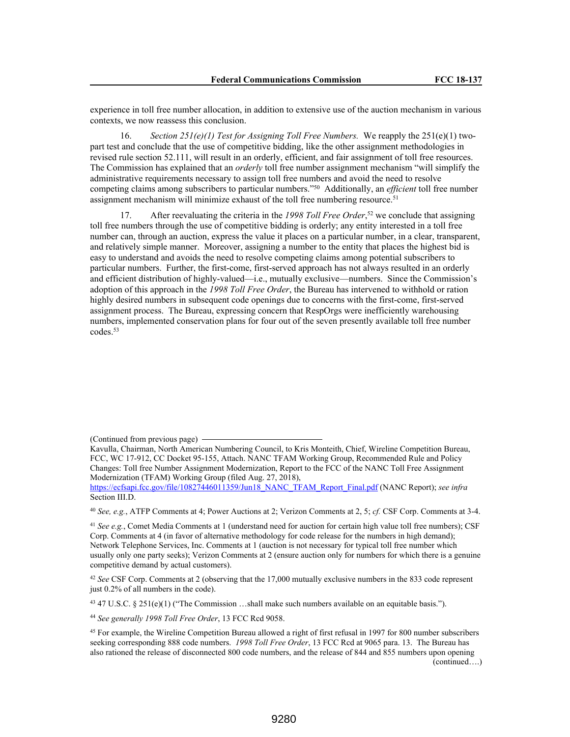experience in toll free number allocation, in addition to extensive use of the auction mechanism in various contexts, we now reassess this conclusion.

16. *Section 251(e)(1) Test for Assigning Toll Free Numbers.* We reapply the 251(e)(1) two-part test and conclude that the use of competitive bidding, like the other assignment methodologies in revised rule section 52.111, will result in an orderly, efficient, and fair assignment of toll free resources. The Commission has explained that an *orderly* toll free number assignment mechanism "will simplify the administrative requirements necessary to assign toll free numbers and avoid the need to resolve competing claims among subscribers to particular numbers."[50] Additionally, an *efficient* toll free number assignment mechanism will minimize exhaust of the toll free numbering resource.[51]

17. After reevaluating the criteria in the *1998 Toll Free Order*,[52] we conclude that assigning toll free numbers through the use of competitive bidding is orderly; any entity interested in a toll free number can, through an auction, express the value it places on a particular number, in a clear, transparent, and relatively simple manner. Moreover, assigning a number to the entity that places the highest bid is easy to understand and avoids the need to resolve competing claims among potential subscribers to particular numbers. Further, the first-come, first-served approach has not always resulted in an orderly and efficient distribution of highly-valued—i.e., mutually exclusive—numbers. Since the Commission's adoption of this approach in the *1998 Toll Free Order*, the Bureau has intervened to withhold or ration highly desired numbers in subsequent code openings due to concerns with the first-come, first-served assignment process. The Bureau, expressing concern that RespOrgs were inefficiently warehousing numbers, implemented conservation plans for four out of the seven presently available toll free number codes.[53]

(Continued from previous page)
Kavulla, Chairman, North American Numbering Council, to Kris Monteith, Chief, Wireline Competition Bureau, FCC, WC 17-912, CC Docket 95-155, Attach. NANC TFAM Working Group, Recommended Rule and Policy Changes: Toll free Number Assignment Modernization, Report to the FCC of the NANC Toll Free Assignment Modernization (TFAM) Working Group (filed Aug. 27, 2018), https://ecfsapi.fcc.gov/file/10827446011359/Jun18_NANC_TFAM_Report_Final.pdf (NANC Report); *see infra* Section III.D.

[40] *See, e.g.*, ATFP Comments at 4; Power Auctions at 2; Verizon Comments at 2, 5; *cf.* CSF Corp. Comments at 3-4.

[41] *See e.g.*, Comet Media Comments at 1 (understand need for auction for certain high value toll free numbers); CSF Corp. Comments at 4 (in favor of alternative methodology for code release for the numbers in high demand); Network Telephone Services, Inc. Comments at 1 (auction is not necessary for typical toll free number which usually only one party seeks); Verizon Comments at 2 (ensure auction only for numbers for which there is a genuine competitive demand by actual customers).

[42] *See* CSF Corp. Comments at 2 (observing that the 17,000 mutually exclusive numbers in the 833 code represent just 0.2% of all numbers in the code).

[43] 47 U.S.C. § 251(e)(1) ("The Commission …shall make such numbers available on an equitable basis.").

[44] *See generally 1998 Toll Free Order*, 13 FCC Rcd 9058.

[45] For example, the Wireline Competition Bureau allowed a right of first refusal in 1997 for 800 number subscribers seeking corresponding 888 code numbers. *1998 Toll Free Order*, 13 FCC Rcd at 9065 para. 13. The Bureau has also rationed the release of disconnected 800 code numbers, and the release of 844 and 855 numbers upon opening (continued….)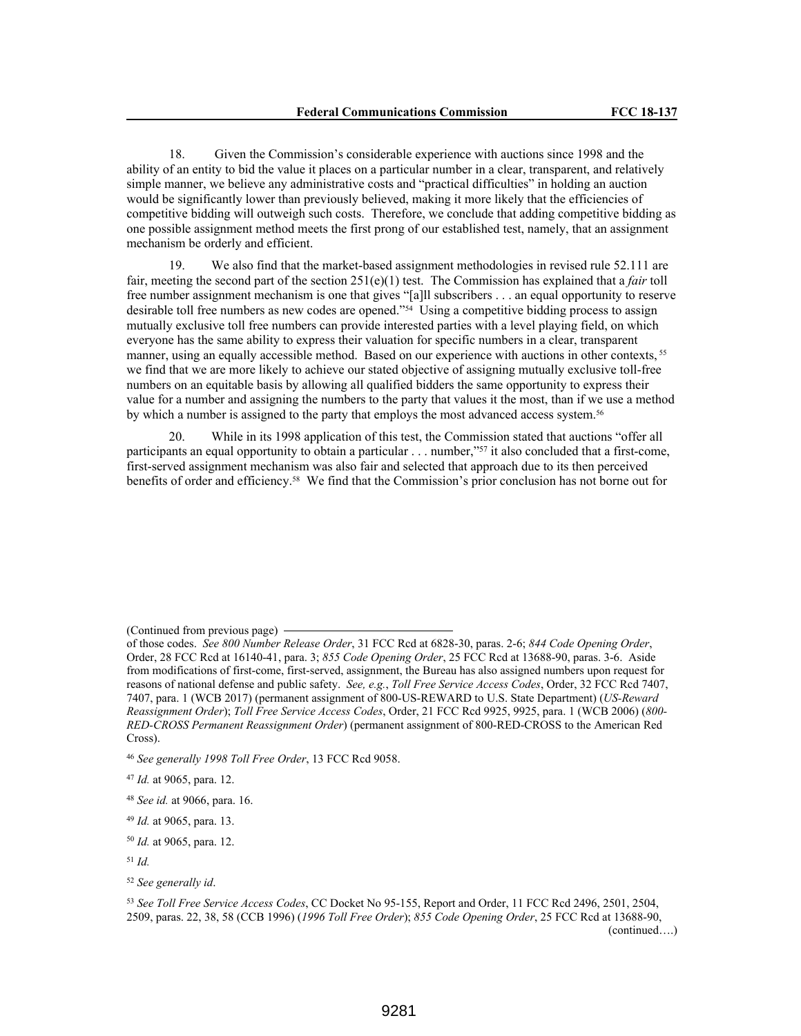18. Given the Commission's considerable experience with auctions since 1998 and the ability of an entity to bid the value it places on a particular number in a clear, transparent, and relatively simple manner, we believe any administrative costs and "practical difficulties" in holding an auction would be significantly lower than previously believed, making it more likely that the efficiencies of competitive bidding will outweigh such costs. Therefore, we conclude that adding competitive bidding as one possible assignment method meets the first prong of our established test, namely, that an assignment mechanism be orderly and efficient.

19. We also find that the market-based assignment methodologies in revised rule 52.111 are fair, meeting the second part of the section 251(e)(1) test. The Commission has explained that a *fair* toll free number assignment mechanism is one that gives "[a]ll subscribers . . . an equal opportunity to reserve desirable toll free numbers as new codes are opened."[54] Using a competitive bidding process to assign mutually exclusive toll free numbers can provide interested parties with a level playing field, on which everyone has the same ability to express their valuation for specific numbers in a clear, transparent manner, using an equally accessible method. Based on our experience with auctions in other contexts,[55] we find that we are more likely to achieve our stated objective of assigning mutually exclusive toll-free numbers on an equitable basis by allowing all qualified bidders the same opportunity to express their value for a number and assigning the numbers to the party that values it the most, than if we use a method by which a number is assigned to the party that employs the most advanced access system.[56]

20. While in its 1998 application of this test, the Commission stated that auctions "offer all participants an equal opportunity to obtain a particular . . . number,"[57] it also concluded that a first-come, first-served assignment mechanism was also fair and selected that approach due to its then perceived benefits of order and efficiency.[58] We find that the Commission's prior conclusion has not borne out for

---

(Continued from previous page)

of those codes. *See 800 Number Release Order*, 31 FCC Rcd at 6828-30, paras. 2-6; *844 Code Opening Order*, Order, 28 FCC Rcd at 16140-41, para. 3; *855 Code Opening Order*, 25 FCC Rcd at 13688-90, paras. 3-6. Aside from modifications of first-come, first-served, assignment, the Bureau has also assigned numbers upon request for reasons of national defense and public safety. *See, e.g.*, *Toll Free Service Access Codes*, Order, 32 FCC Rcd 7407, 7407, para. 1 (WCB 2017) (permanent assignment of 800-US-REWARD to U.S. State Department) (*US-Reward Reassignment Order*); *Toll Free Service Access Codes*, Order, 21 FCC Rcd 9925, 9925, para. 1 (WCB 2006) (*800-RED-CROSS Permanent Reassignment Order*) (permanent assignment of 800-RED-CROSS to the American Red Cross).

[46] *See generally 1998 Toll Free Order*, 13 FCC Rcd 9058.

[47] *Id.* at 9065, para. 12.

[48] *See id.* at 9066, para. 16.

[49] *Id.* at 9065, para. 13.

[50] *Id.* at 9065, para. 12.

[51] *Id.*

[52] *See generally id*.

[53] *See Toll Free Service Access Codes*, CC Docket No 95-155, Report and Order, 11 FCC Rcd 2496, 2501, 2504, 2509, paras. 22, 38, 58 (CCB 1996) (*1996 Toll Free Order*); *855 Code Opening Order*, 25 FCC Rcd at 13688-90,

(continued….)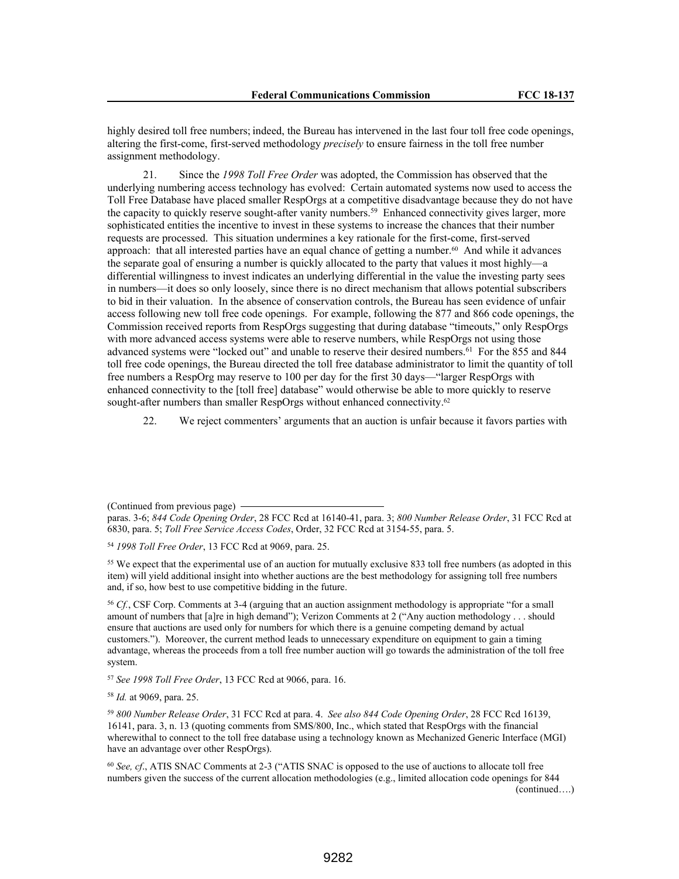highly desired toll free numbers; indeed, the Bureau has intervened in the last four toll free code openings, altering the first-come, first-served methodology *precisely* to ensure fairness in the toll free number assignment methodology.

21. Since the *1998 Toll Free Order* was adopted, the Commission has observed that the underlying numbering access technology has evolved: Certain automated systems now used to access the Toll Free Database have placed smaller RespOrgs at a competitive disadvantage because they do not have the capacity to quickly reserve sought-after vanity numbers.[59] Enhanced connectivity gives larger, more sophisticated entities the incentive to invest in these systems to increase the chances that their number requests are processed. This situation undermines a key rationale for the first-come, first-served approach: that all interested parties have an equal chance of getting a number.[60] And while it advances the separate goal of ensuring a number is quickly allocated to the party that values it most highly—a differential willingness to invest indicates an underlying differential in the value the investing party sees in numbers—it does so only loosely, since there is no direct mechanism that allows potential subscribers to bid in their valuation. In the absence of conservation controls, the Bureau has seen evidence of unfair access following new toll free code openings. For example, following the 877 and 866 code openings, the Commission received reports from RespOrgs suggesting that during database "timeouts," only RespOrgs with more advanced access systems were able to reserve numbers, while RespOrgs not using those advanced systems were "locked out" and unable to reserve their desired numbers.[61] For the 855 and 844 toll free code openings, the Bureau directed the toll free database administrator to limit the quantity of toll free numbers a RespOrg may reserve to 100 per day for the first 30 days—"larger RespOrgs with enhanced connectivity to the [toll free] database" would otherwise be able to more quickly to reserve sought-after numbers than smaller RespOrgs without enhanced connectivity.[62]

22. We reject commenters' arguments that an auction is unfair because it favors parties with

(Continued from previous page)
paras. 3-6; *844 Code Opening Order*, 28 FCC Rcd at 16140-41, para. 3; *800 Number Release Order*, 31 FCC Rcd at 6830, para. 5; *Toll Free Service Access Codes*, Order, 32 FCC Rcd at 3154-55, para. 5.

[54] *1998 Toll Free Order*, 13 FCC Rcd at 9069, para. 25.

[55] We expect that the experimental use of an auction for mutually exclusive 833 toll free numbers (as adopted in this item) will yield additional insight into whether auctions are the best methodology for assigning toll free numbers and, if so, how best to use competitive bidding in the future.

[56] *Cf.*, CSF Corp. Comments at 3-4 (arguing that an auction assignment methodology is appropriate "for a small amount of numbers that [a]re in high demand"); Verizon Comments at 2 ("Any auction methodology . . . should ensure that auctions are used only for numbers for which there is a genuine competing demand by actual customers."). Moreover, the current method leads to unnecessary expenditure on equipment to gain a timing advantage, whereas the proceeds from a toll free number auction will go towards the administration of the toll free system.

[57] *See 1998 Toll Free Order*, 13 FCC Rcd at 9066, para. 16.

[58] *Id.* at 9069, para. 25.

[59] *800 Number Release Order*, 31 FCC Rcd at para. 4. *See also 844 Code Opening Order*, 28 FCC Rcd 16139, 16141, para. 3, n. 13 (quoting comments from SMS/800, Inc., which stated that RespOrgs with the financial wherewithal to connect to the toll free database using a technology known as Mechanized Generic Interface (MGI) have an advantage over other RespOrgs).

[60] *See, cf*., ATIS SNAC Comments at 2-3 ("ATIS SNAC is opposed to the use of auctions to allocate toll free numbers given the success of the current allocation methodologies (e.g., limited allocation code openings for 844 (continued….)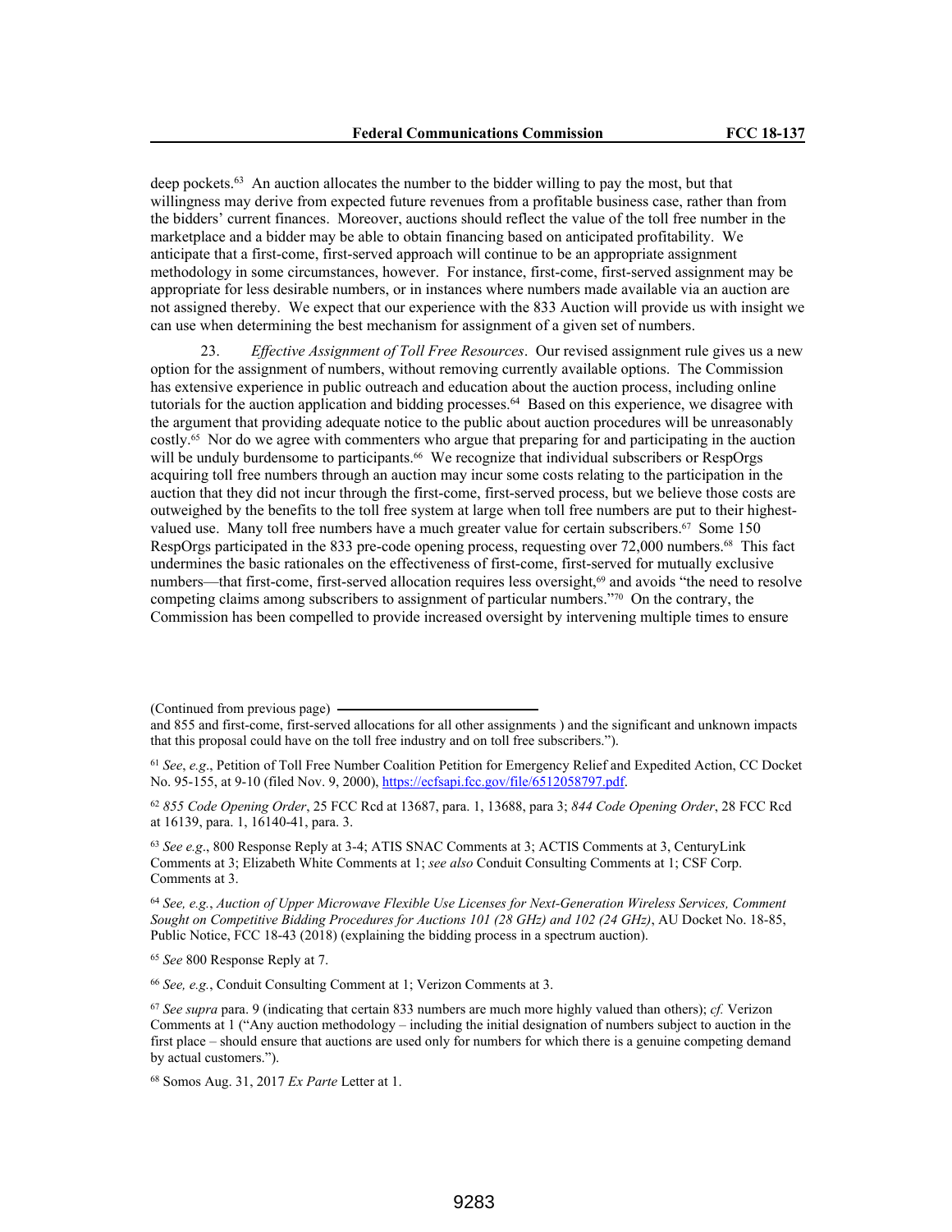deep pockets.[63] An auction allocates the number to the bidder willing to pay the most, but that willingness may derive from expected future revenues from a profitable business case, rather than from the bidders' current finances. Moreover, auctions should reflect the value of the toll free number in the marketplace and a bidder may be able to obtain financing based on anticipated profitability. We anticipate that a first-come, first-served approach will continue to be an appropriate assignment methodology in some circumstances, however. For instance, first-come, first-served assignment may be appropriate for less desirable numbers, or in instances where numbers made available via an auction are not assigned thereby. We expect that our experience with the 833 Auction will provide us with insight we can use when determining the best mechanism for assignment of a given set of numbers.

23. *Effective Assignment of Toll Free Resources*. Our revised assignment rule gives us a new option for the assignment of numbers, without removing currently available options. The Commission has extensive experience in public outreach and education about the auction process, including online tutorials for the auction application and bidding processes.[64] Based on this experience, we disagree with the argument that providing adequate notice to the public about auction procedures will be unreasonably costly.[65] Nor do we agree with commenters who argue that preparing for and participating in the auction will be unduly burdensome to participants.[66] We recognize that individual subscribers or RespOrgs acquiring toll free numbers through an auction may incur some costs relating to the participation in the auction that they did not incur through the first-come, first-served process, but we believe those costs are outweighed by the benefits to the toll free system at large when toll free numbers are put to their highest-valued use. Many toll free numbers have a much greater value for certain subscribers.[67] Some 150 RespOrgs participated in the 833 pre-code opening process, requesting over 72,000 numbers.[68] This fact undermines the basic rationales on the effectiveness of first-come, first-served for mutually exclusive numbers—that first-come, first-served allocation requires less oversight,[69] and avoids "the need to resolve competing claims among subscribers to assignment of particular numbers."[70] On the contrary, the Commission has been compelled to provide increased oversight by intervening multiple times to ensure

(Continued from previous page)
and 855 and first-come, first-served allocations for all other assignments ) and the significant and unknown impacts that this proposal could have on the toll free industry and on toll free subscribers.").

[61] *See*, *e.g*., Petition of Toll Free Number Coalition Petition for Emergency Relief and Expedited Action, CC Docket No. 95-155, at 9-10 (filed Nov. 9, 2000), https://ecfsapi.fcc.gov/file/6512058797.pdf.

[62] *855 Code Opening Order*, 25 FCC Rcd at 13687, para. 1, 13688, para 3; *844 Code Opening Order*, 28 FCC Rcd at 16139, para. 1, 16140-41, para. 3.

[63] *See e.g*., 800 Response Reply at 3-4; ATIS SNAC Comments at 3; ACTIS Comments at 3, CenturyLink Comments at 3; Elizabeth White Comments at 1; *see also* Conduit Consulting Comments at 1; CSF Corp. Comments at 3.

[64] *See, e.g.*, *Auction of Upper Microwave Flexible Use Licenses for Next-Generation Wireless Services, Comment Sought on Competitive Bidding Procedures for Auctions 101 (28 GHz) and 102 (24 GHz)*, AU Docket No. 18-85, Public Notice, FCC 18-43 (2018) (explaining the bidding process in a spectrum auction).

[65] *See* 800 Response Reply at 7.

[66] *See, e.g.*, Conduit Consulting Comment at 1; Verizon Comments at 3.

[67] *See supra* para. 9 (indicating that certain 833 numbers are much more highly valued than others); *cf.* Verizon Comments at 1 ("Any auction methodology – including the initial designation of numbers subject to auction in the first place – should ensure that auctions are used only for numbers for which there is a genuine competing demand by actual customers.").

[68] Somos Aug. 31, 2017 *Ex Parte* Letter at 1.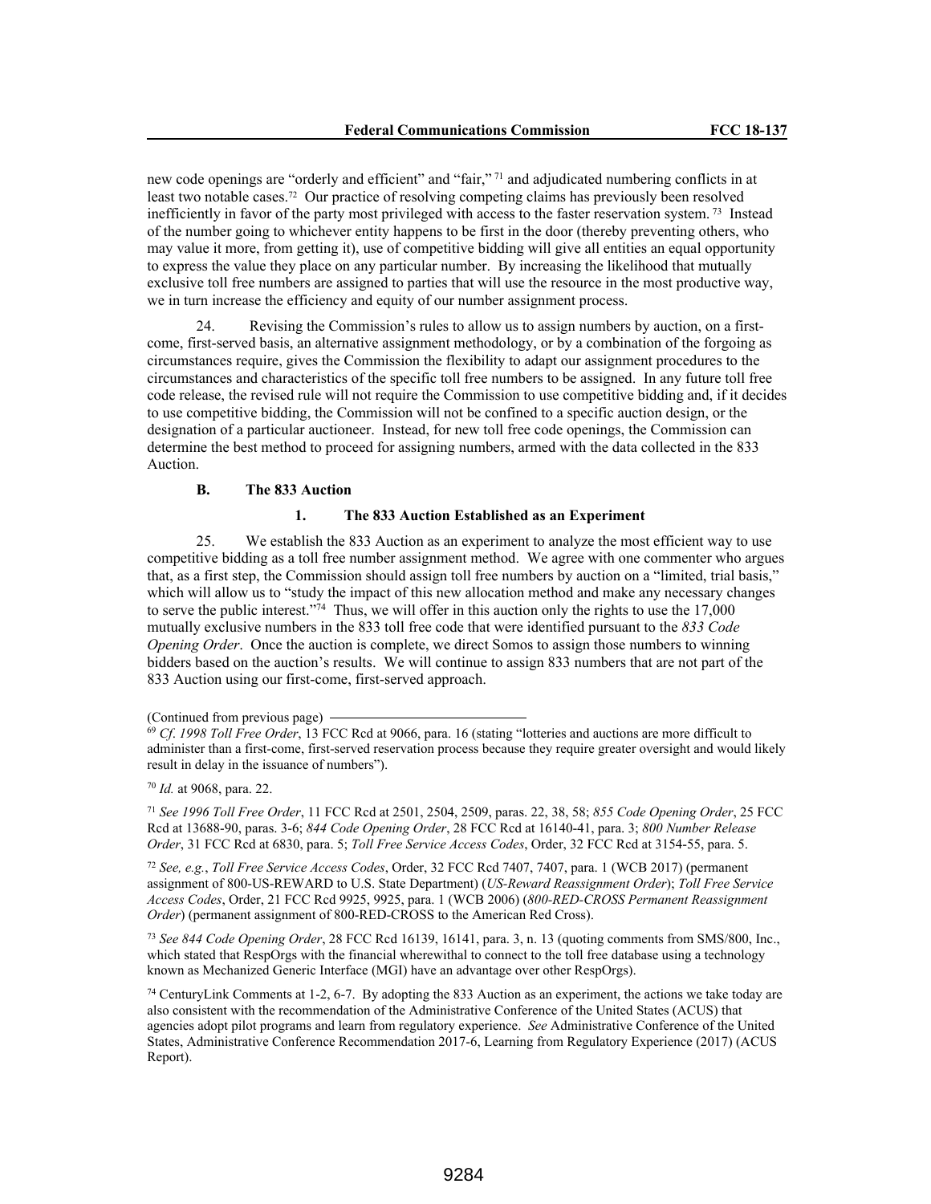new code openings are "orderly and efficient" and "fair," [71] and adjudicated numbering conflicts in at least two notable cases.[72] Our practice of resolving competing claims has previously been resolved inefficiently in favor of the party most privileged with access to the faster reservation system.[73] Instead of the number going to whichever entity happens to be first in the door (thereby preventing others, who may value it more, from getting it), use of competitive bidding will give all entities an equal opportunity to express the value they place on any particular number. By increasing the likelihood that mutually exclusive toll free numbers are assigned to parties that will use the resource in the most productive way, we in turn increase the efficiency and equity of our number assignment process.

24. Revising the Commission's rules to allow us to assign numbers by auction, on a first-come, first-served basis, an alternative assignment methodology, or by a combination of the forgoing as circumstances require, gives the Commission the flexibility to adapt our assignment procedures to the circumstances and characteristics of the specific toll free numbers to be assigned. In any future toll free code release, the revised rule will not require the Commission to use competitive bidding and, if it decides to use competitive bidding, the Commission will not be confined to a specific auction design, or the designation of a particular auctioneer. Instead, for new toll free code openings, the Commission can determine the best method to proceed for assigning numbers, armed with the data collected in the 833 Auction.

### B. The 833 Auction

#### 1. The 833 Auction Established as an Experiment

25. We establish the 833 Auction as an experiment to analyze the most efficient way to use competitive bidding as a toll free number assignment method. We agree with one commenter who argues that, as a first step, the Commission should assign toll free numbers by auction on a "limited, trial basis," which will allow us to "study the impact of this new allocation method and make any necessary changes to serve the public interest."[74] Thus, we will offer in this auction only the rights to use the 17,000 mutually exclusive numbers in the 833 toll free code that were identified pursuant to the *833 Code Opening Order*. Once the auction is complete, we direct Somos to assign those numbers to winning bidders based on the auction's results. We will continue to assign 833 numbers that are not part of the 833 Auction using our first-come, first-served approach.

(Continued from previous page)

[69] *Cf. 1998 Toll Free Order*, 13 FCC Rcd at 9066, para. 16 (stating "lotteries and auctions are more difficult to administer than a first-come, first-served reservation process because they require greater oversight and would likely result in delay in the issuance of numbers").

[70] *Id.* at 9068, para. 22.

[71] *See 1996 Toll Free Order*, 11 FCC Rcd at 2501, 2504, 2509, paras. 22, 38, 58; *855 Code Opening Order*, 25 FCC Rcd at 13688-90, paras. 3-6; *844 Code Opening Order*, 28 FCC Rcd at 16140-41, para. 3; *800 Number Release Order*, 31 FCC Rcd at 6830, para. 5; *Toll Free Service Access Codes*, Order, 32 FCC Rcd at 3154-55, para. 5.

[72] *See, e.g.*, *Toll Free Service Access Codes*, Order, 32 FCC Rcd 7407, 7407, para. 1 (WCB 2017) (permanent assignment of 800-US-REWARD to U.S. State Department) (*US-Reward Reassignment Order*); *Toll Free Service Access Codes*, Order, 21 FCC Rcd 9925, 9925, para. 1 (WCB 2006) (*800-RED-CROSS Permanent Reassignment Order*) (permanent assignment of 800-RED-CROSS to the American Red Cross).

[73] *See 844 Code Opening Order*, 28 FCC Rcd 16139, 16141, para. 3, n. 13 (quoting comments from SMS/800, Inc., which stated that RespOrgs with the financial wherewithal to connect to the toll free database using a technology known as Mechanized Generic Interface (MGI) have an advantage over other RespOrgs).

[74] CenturyLink Comments at 1-2, 6-7. By adopting the 833 Auction as an experiment, the actions we take today are also consistent with the recommendation of the Administrative Conference of the United States (ACUS) that agencies adopt pilot programs and learn from regulatory experience. *See* Administrative Conference of the United States, Administrative Conference Recommendation 2017-6, Learning from Regulatory Experience (2017) (ACUS Report).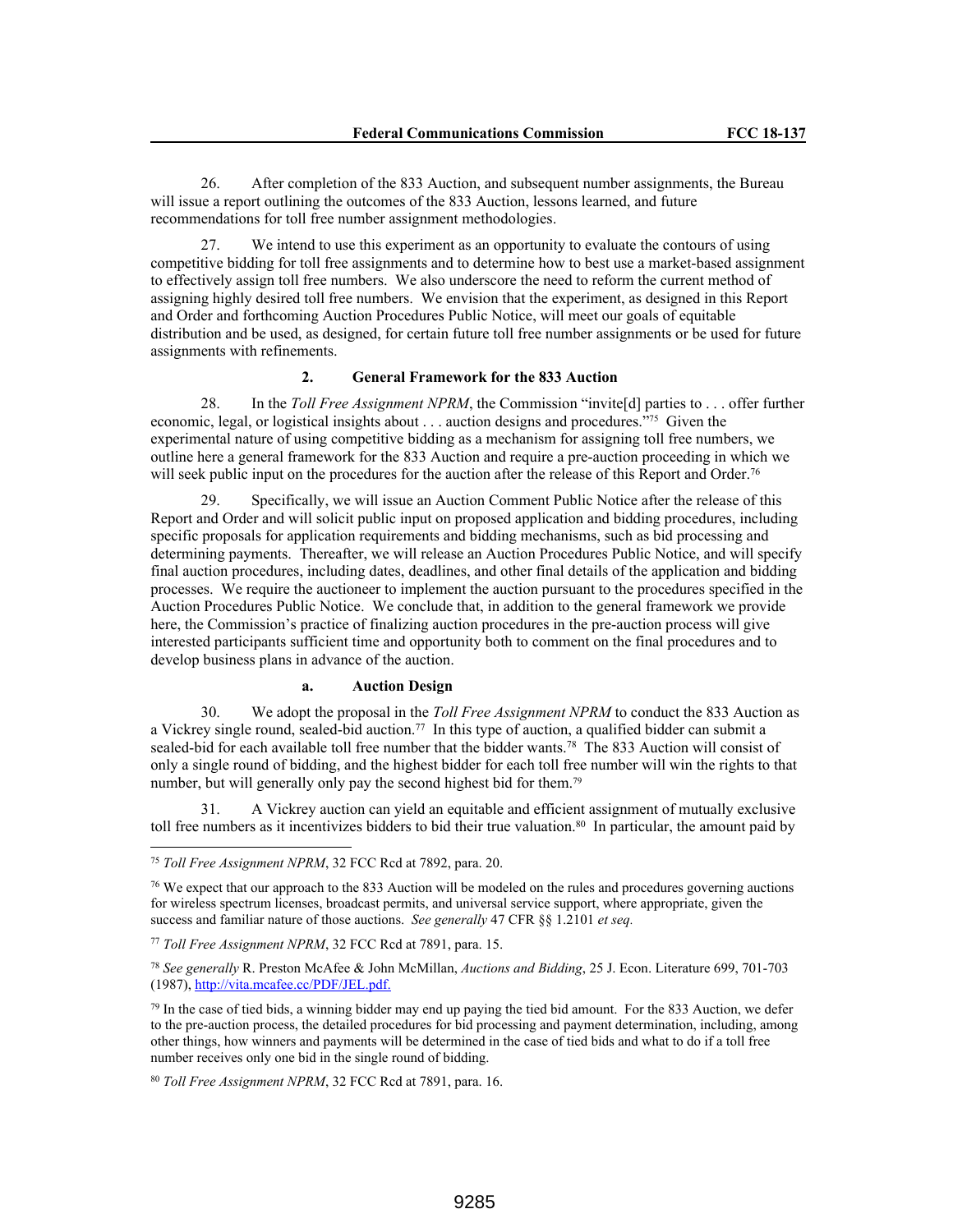26. After completion of the 833 Auction, and subsequent number assignments, the Bureau will issue a report outlining the outcomes of the 833 Auction, lessons learned, and future recommendations for toll free number assignment methodologies.

27. We intend to use this experiment as an opportunity to evaluate the contours of using competitive bidding for toll free assignments and to determine how to best use a market-based assignment to effectively assign toll free numbers. We also underscore the need to reform the current method of assigning highly desired toll free numbers. We envision that the experiment, as designed in this Report and Order and forthcoming Auction Procedures Public Notice, will meet our goals of equitable distribution and be used, as designed, for certain future toll free number assignments or be used for future assignments with refinements.

### 2. General Framework for the 833 Auction

28. In the *Toll Free Assignment NPRM*, the Commission "invite[d] parties to . . . offer further economic, legal, or logistical insights about . . . auction designs and procedures."[75] Given the experimental nature of using competitive bidding as a mechanism for assigning toll free numbers, we outline here a general framework for the 833 Auction and require a pre-auction proceeding in which we will seek public input on the procedures for the auction after the release of this Report and Order.[76]

29. Specifically, we will issue an Auction Comment Public Notice after the release of this Report and Order and will solicit public input on proposed application and bidding procedures, including specific proposals for application requirements and bidding mechanisms, such as bid processing and determining payments. Thereafter, we will release an Auction Procedures Public Notice, and will specify final auction procedures, including dates, deadlines, and other final details of the application and bidding processes. We require the auctioneer to implement the auction pursuant to the procedures specified in the Auction Procedures Public Notice. We conclude that, in addition to the general framework we provide here, the Commission's practice of finalizing auction procedures in the pre-auction process will give interested participants sufficient time and opportunity both to comment on the final procedures and to develop business plans in advance of the auction.

#### a. Auction Design

30. We adopt the proposal in the *Toll Free Assignment NPRM* to conduct the 833 Auction as a Vickrey single round, sealed-bid auction.[77] In this type of auction, a qualified bidder can submit a sealed-bid for each available toll free number that the bidder wants.[78] The 833 Auction will consist of only a single round of bidding, and the highest bidder for each toll free number will win the rights to that number, but will generally only pay the second highest bid for them.[79]

31. A Vickrey auction can yield an equitable and efficient assignment of mutually exclusive toll free numbers as it incentivizes bidders to bid their true valuation.[80] In particular, the amount paid by

---

[75] *Toll Free Assignment NPRM*, 32 FCC Rcd at 7892, para. 20.

[76] We expect that our approach to the 833 Auction will be modeled on the rules and procedures governing auctions for wireless spectrum licenses, broadcast permits, and universal service support, where appropriate, given the success and familiar nature of those auctions. *See generally* 47 CFR §§ 1.2101 *et seq.*

[77] *Toll Free Assignment NPRM*, 32 FCC Rcd at 7891, para. 15.

[78] *See generally* R. Preston McAfee & John McMillan, *Auctions and Bidding*, 25 J. Econ. Literature 699, 701-703 (1987), http://vita.mcafee.cc/PDF/JEL.pdf.

[79] In the case of tied bids, a winning bidder may end up paying the tied bid amount. For the 833 Auction, we defer to the pre-auction process, the detailed procedures for bid processing and payment determination, including, among other things, how winners and payments will be determined in the case of tied bids and what to do if a toll free number receives only one bid in the single round of bidding.

[80] *Toll Free Assignment NPRM*, 32 FCC Rcd at 7891, para. 16.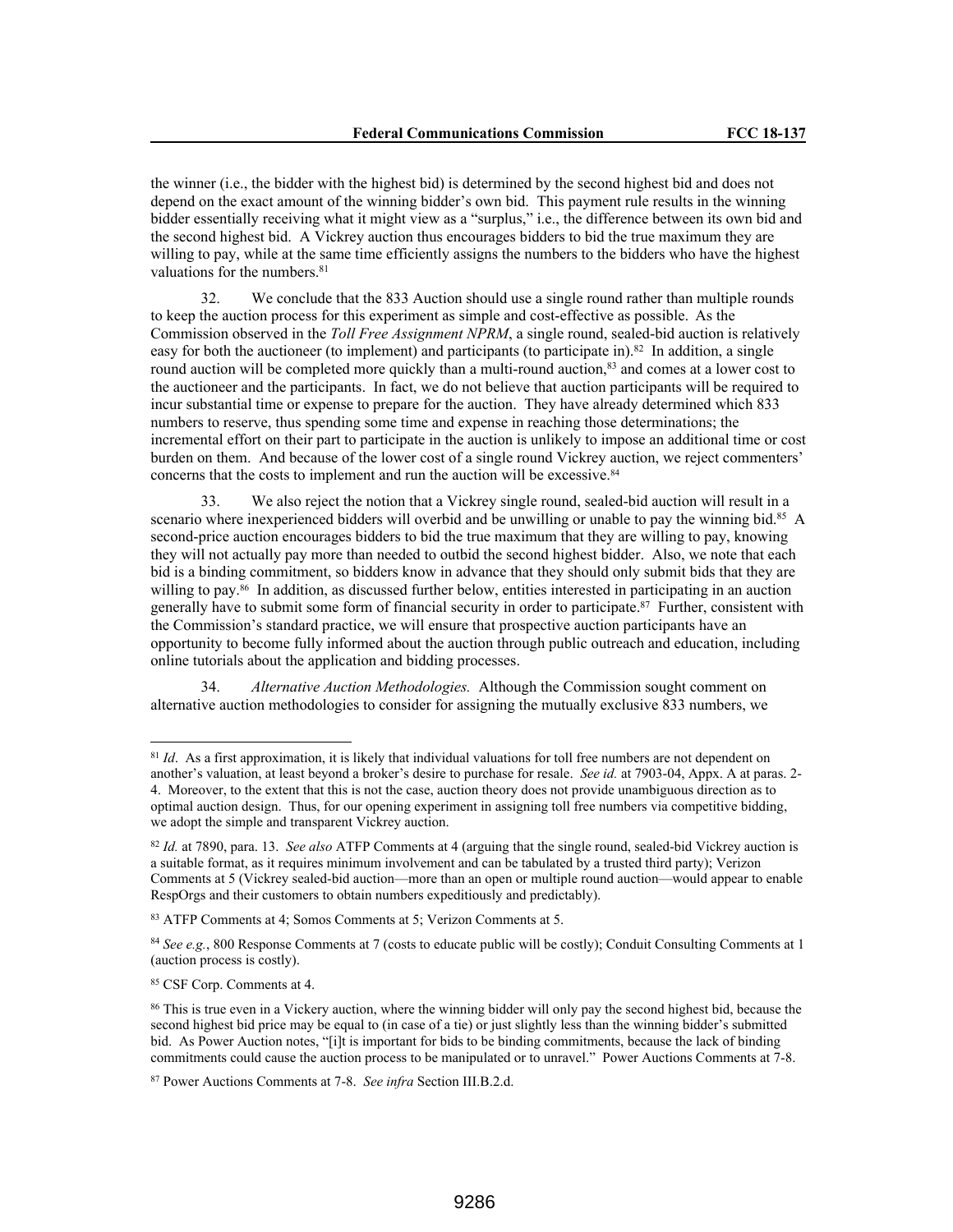the winner (i.e., the bidder with the highest bid) is determined by the second highest bid and does not depend on the exact amount of the winning bidder's own bid. This payment rule results in the winning bidder essentially receiving what it might view as a "surplus," i.e., the difference between its own bid and the second highest bid. A Vickrey auction thus encourages bidders to bid the true maximum they are willing to pay, while at the same time efficiently assigns the numbers to the bidders who have the highest valuations for the numbers.[81]

32. We conclude that the 833 Auction should use a single round rather than multiple rounds to keep the auction process for this experiment as simple and cost-effective as possible. As the Commission observed in the *Toll Free Assignment NPRM*, a single round, sealed-bid auction is relatively easy for both the auctioneer (to implement) and participants (to participate in).[82] In addition, a single round auction will be completed more quickly than a multi-round auction,[83] and comes at a lower cost to the auctioneer and the participants. In fact, we do not believe that auction participants will be required to incur substantial time or expense to prepare for the auction. They have already determined which 833 numbers to reserve, thus spending some time and expense in reaching those determinations; the incremental effort on their part to participate in the auction is unlikely to impose an additional time or cost burden on them. And because of the lower cost of a single round Vickrey auction, we reject commenters' concerns that the costs to implement and run the auction will be excessive.[84]

33. We also reject the notion that a Vickrey single round, sealed-bid auction will result in a scenario where inexperienced bidders will overbid and be unwilling or unable to pay the winning bid.[85] A second-price auction encourages bidders to bid the true maximum that they are willing to pay, knowing they will not actually pay more than needed to outbid the second highest bidder. Also, we note that each bid is a binding commitment, so bidders know in advance that they should only submit bids that they are willing to pay.[86] In addition, as discussed further below, entities interested in participating in an auction generally have to submit some form of financial security in order to participate.[87] Further, consistent with the Commission's standard practice, we will ensure that prospective auction participants have an opportunity to become fully informed about the auction through public outreach and education, including online tutorials about the application and bidding processes.

34. *Alternative Auction Methodologies.* Although the Commission sought comment on alternative auction methodologies to consider for assigning the mutually exclusive 833 numbers, we

---

[81] *Id*. As a first approximation, it is likely that individual valuations for toll free numbers are not dependent on another's valuation, at least beyond a broker's desire to purchase for resale. *See id.* at 7903-04, Appx. A at paras. 2-4. Moreover, to the extent that this is not the case, auction theory does not provide unambiguous direction as to optimal auction design. Thus, for our opening experiment in assigning toll free numbers via competitive bidding, we adopt the simple and transparent Vickrey auction.

[82] *Id.* at 7890, para. 13. *See also* ATFP Comments at 4 (arguing that the single round, sealed-bid Vickrey auction is a suitable format, as it requires minimum involvement and can be tabulated by a trusted third party); Verizon Comments at 5 (Vickrey sealed-bid auction—more than an open or multiple round auction—would appear to enable RespOrgs and their customers to obtain numbers expeditiously and predictably).

[83] ATFP Comments at 4; Somos Comments at 5; Verizon Comments at 5.

[84] *See e.g.*, 800 Response Comments at 7 (costs to educate public will be costly); Conduit Consulting Comments at 1 (auction process is costly).

[85] CSF Corp. Comments at 4.

[86] This is true even in a Vickery auction, where the winning bidder will only pay the second highest bid, because the second highest bid price may be equal to (in case of a tie) or just slightly less than the winning bidder's submitted bid. As Power Auction notes, "[i]t is important for bids to be binding commitments, because the lack of binding commitments could cause the auction process to be manipulated or to unravel." Power Auctions Comments at 7-8.

[87] Power Auctions Comments at 7-8. *See infra* Section III.B.2.d.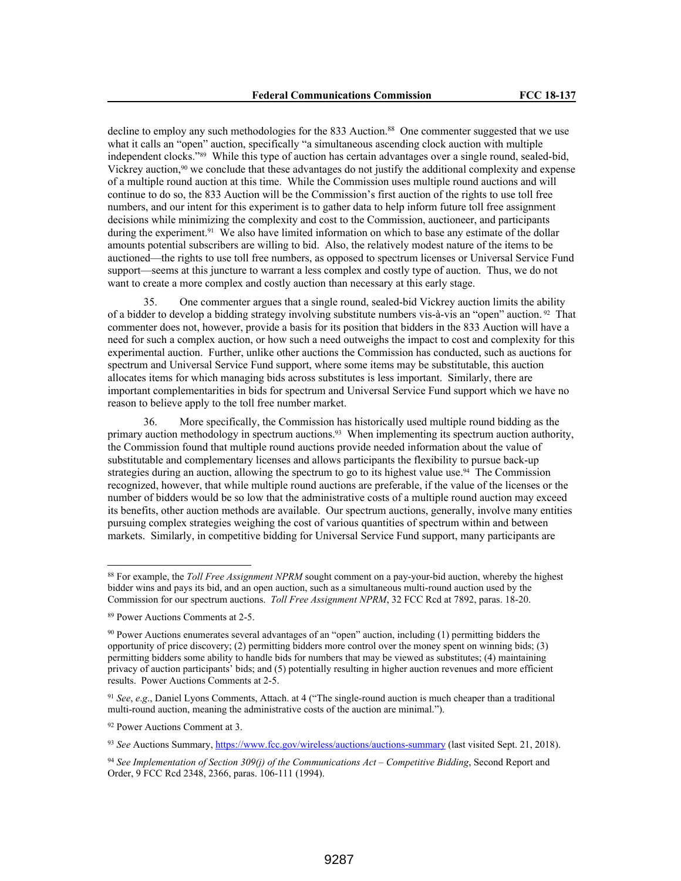decline to employ any such methodologies for the 833 Auction.[88] One commenter suggested that we use what it calls an "open" auction, specifically "a simultaneous ascending clock auction with multiple independent clocks."[89] While this type of auction has certain advantages over a single round, sealed-bid, Vickrey auction,[90] we conclude that these advantages do not justify the additional complexity and expense of a multiple round auction at this time. While the Commission uses multiple round auctions and will continue to do so, the 833 Auction will be the Commission's first auction of the rights to use toll free numbers, and our intent for this experiment is to gather data to help inform future toll free assignment decisions while minimizing the complexity and cost to the Commission, auctioneer, and participants during the experiment.[91] We also have limited information on which to base any estimate of the dollar amounts potential subscribers are willing to bid. Also, the relatively modest nature of the items to be auctioned—the rights to use toll free numbers, as opposed to spectrum licenses or Universal Service Fund support—seems at this juncture to warrant a less complex and costly type of auction. Thus, we do not want to create a more complex and costly auction than necessary at this early stage.

35. One commenter argues that a single round, sealed-bid Vickrey auction limits the ability of a bidder to develop a bidding strategy involving substitute numbers vis-à-vis an "open" auction.[92] That commenter does not, however, provide a basis for its position that bidders in the 833 Auction will have a need for such a complex auction, or how such a need outweighs the impact to cost and complexity for this experimental auction. Further, unlike other auctions the Commission has conducted, such as auctions for spectrum and Universal Service Fund support, where some items may be substitutable, this auction allocates items for which managing bids across substitutes is less important. Similarly, there are important complementarities in bids for spectrum and Universal Service Fund support which we have no reason to believe apply to the toll free number market.

36. More specifically, the Commission has historically used multiple round bidding as the primary auction methodology in spectrum auctions.[93] When implementing its spectrum auction authority, the Commission found that multiple round auctions provide needed information about the value of substitutable and complementary licenses and allows participants the flexibility to pursue back-up strategies during an auction, allowing the spectrum to go to its highest value use.[94] The Commission recognized, however, that while multiple round auctions are preferable, if the value of the licenses or the number of bidders would be so low that the administrative costs of a multiple round auction may exceed its benefits, other auction methods are available. Our spectrum auctions, generally, involve many entities pursuing complex strategies weighing the cost of various quantities of spectrum within and between markets. Similarly, in competitive bidding for Universal Service Fund support, many participants are

---

[88] For example, the *Toll Free Assignment NPRM* sought comment on a pay-your-bid auction, whereby the highest bidder wins and pays its bid, and an open auction, such as a simultaneous multi-round auction used by the Commission for our spectrum auctions. *Toll Free Assignment NPRM*, 32 FCC Rcd at 7892, paras. 18-20.

[89] Power Auctions Comments at 2-5.

[90] Power Auctions enumerates several advantages of an "open" auction, including (1) permitting bidders the opportunity of price discovery; (2) permitting bidders more control over the money spent on winning bids; (3) permitting bidders some ability to handle bids for numbers that may be viewed as substitutes; (4) maintaining privacy of auction participants' bids; and (5) potentially resulting in higher auction revenues and more efficient results. Power Auctions Comments at 2-5.

[91] *See*, *e.g*., Daniel Lyons Comments, Attach. at 4 ("The single-round auction is much cheaper than a traditional multi-round auction, meaning the administrative costs of the auction are minimal.").

[92] Power Auctions Comment at 3.

[93] *See* Auctions Summary, https://www.fcc.gov/wireless/auctions/auctions-summary (last visited Sept. 21, 2018).

[94] *See Implementation of Section 309(j) of the Communications Act – Competitive Bidding*, Second Report and Order, 9 FCC Rcd 2348, 2366, paras. 106-111 (1994).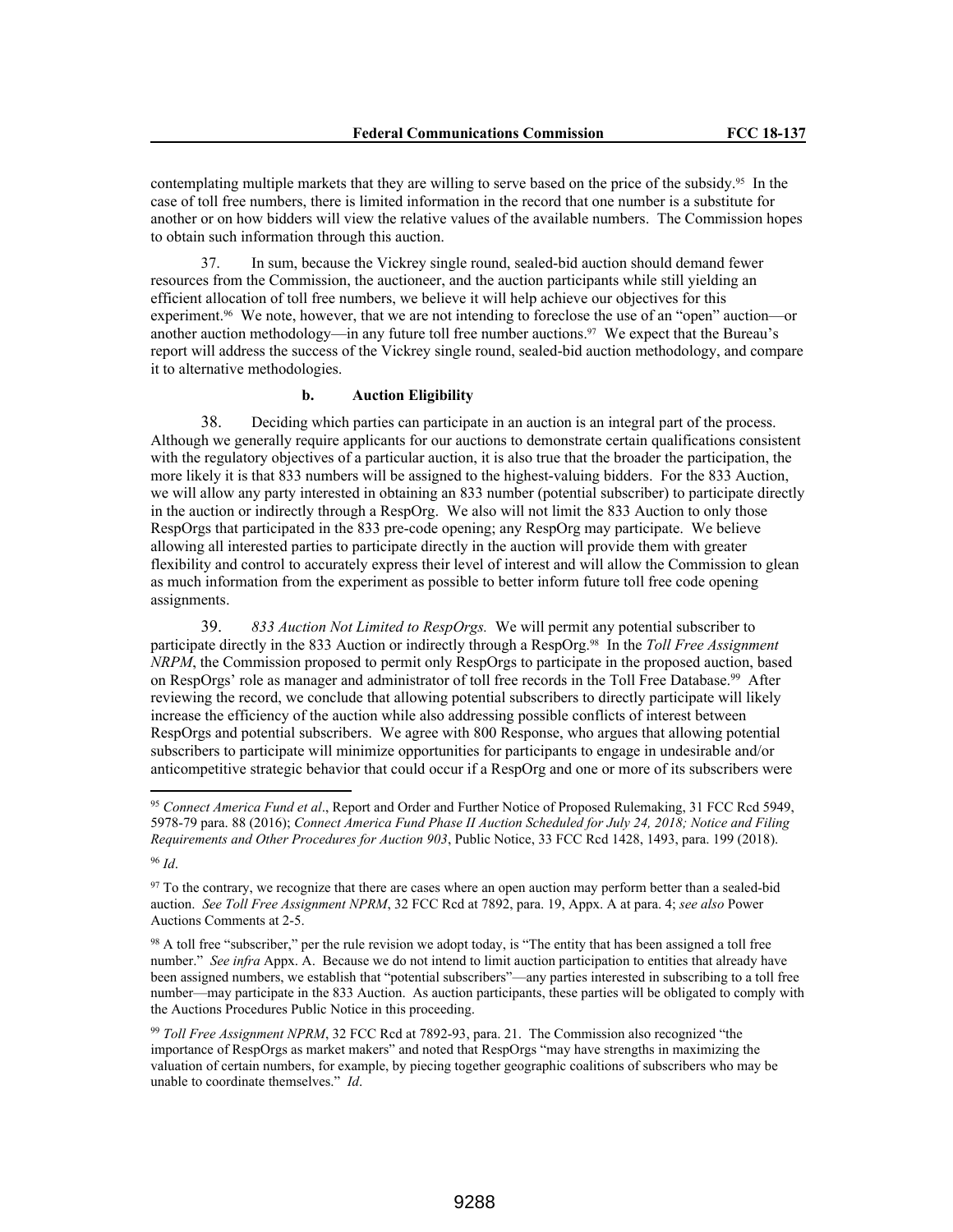contemplating multiple markets that they are willing to serve based on the price of the subsidy.[95] In the case of toll free numbers, there is limited information in the record that one number is a substitute for another or on how bidders will view the relative values of the available numbers. The Commission hopes to obtain such information through this auction.

37. In sum, because the Vickrey single round, sealed-bid auction should demand fewer resources from the Commission, the auctioneer, and the auction participants while still yielding an efficient allocation of toll free numbers, we believe it will help achieve our objectives for this experiment.[96] We note, however, that we are not intending to foreclose the use of an "open" auction—or another auction methodology—in any future toll free number auctions.[97] We expect that the Bureau's report will address the success of the Vickrey single round, sealed-bid auction methodology, and compare it to alternative methodologies.

**b. Auction Eligibility**

38. Deciding which parties can participate in an auction is an integral part of the process. Although we generally require applicants for our auctions to demonstrate certain qualifications consistent with the regulatory objectives of a particular auction, it is also true that the broader the participation, the more likely it is that 833 numbers will be assigned to the highest-valuing bidders. For the 833 Auction, we will allow any party interested in obtaining an 833 number (potential subscriber) to participate directly in the auction or indirectly through a RespOrg. We also will not limit the 833 Auction to only those RespOrgs that participated in the 833 pre-code opening; any RespOrg may participate. We believe allowing all interested parties to participate directly in the auction will provide them with greater flexibility and control to accurately express their level of interest and will allow the Commission to glean as much information from the experiment as possible to better inform future toll free code opening assignments.

39. *833 Auction Not Limited to RespOrgs.* We will permit any potential subscriber to participate directly in the 833 Auction or indirectly through a RespOrg.[98] In the *Toll Free Assignment NRPM*, the Commission proposed to permit only RespOrgs to participate in the proposed auction, based on RespOrgs' role as manager and administrator of toll free records in the Toll Free Database.[99] After reviewing the record, we conclude that allowing potential subscribers to directly participate will likely increase the efficiency of the auction while also addressing possible conflicts of interest between RespOrgs and potential subscribers. We agree with 800 Response, who argues that allowing potential subscribers to participate will minimize opportunities for participants to engage in undesirable and/or anticompetitive strategic behavior that could occur if a RespOrg and one or more of its subscribers were

---

[95] *Connect America Fund et al*., Report and Order and Further Notice of Proposed Rulemaking, 31 FCC Rcd 5949, 5978-79 para. 88 (2016); *Connect America Fund Phase II Auction Scheduled for July 24, 2018; Notice and Filing Requirements and Other Procedures for Auction 903*, Public Notice, 33 FCC Rcd 1428, 1493, para. 199 (2018).

[96] *Id*.

[97] To the contrary, we recognize that there are cases where an open auction may perform better than a sealed-bid auction. *See Toll Free Assignment NPRM*, 32 FCC Rcd at 7892, para. 19, Appx. A at para. 4; *see also* Power Auctions Comments at 2-5.

[98] A toll free "subscriber," per the rule revision we adopt today, is "The entity that has been assigned a toll free number." *See infra* Appx. A. Because we do not intend to limit auction participation to entities that already have been assigned numbers, we establish that "potential subscribers"—any parties interested in subscribing to a toll free number—may participate in the 833 Auction. As auction participants, these parties will be obligated to comply with the Auctions Procedures Public Notice in this proceeding.

[99] *Toll Free Assignment NPRM*, 32 FCC Rcd at 7892-93, para. 21. The Commission also recognized "the importance of RespOrgs as market makers" and noted that RespOrgs "may have strengths in maximizing the valuation of certain numbers, for example, by piecing together geographic coalitions of subscribers who may be unable to coordinate themselves." *Id*.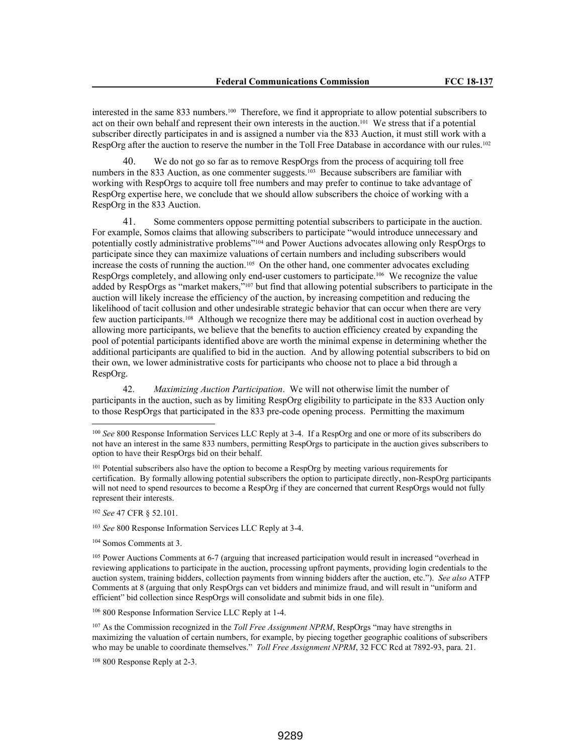interested in the same 833 numbers.[100] Therefore, we find it appropriate to allow potential subscribers to act on their own behalf and represent their own interests in the auction.[101] We stress that if a potential subscriber directly participates in and is assigned a number via the 833 Auction, it must still work with a RespOrg after the auction to reserve the number in the Toll Free Database in accordance with our rules.[102]

40. We do not go so far as to remove RespOrgs from the process of acquiring toll free numbers in the 833 Auction, as one commenter suggests.[103] Because subscribers are familiar with working with RespOrgs to acquire toll free numbers and may prefer to continue to take advantage of RespOrg expertise here, we conclude that we should allow subscribers the choice of working with a RespOrg in the 833 Auction.

41. Some commenters oppose permitting potential subscribers to participate in the auction. For example, Somos claims that allowing subscribers to participate "would introduce unnecessary and potentially costly administrative problems"[104] and Power Auctions advocates allowing only RespOrgs to participate since they can maximize valuations of certain numbers and including subscribers would increase the costs of running the auction.[105] On the other hand, one commenter advocates excluding RespOrgs completely, and allowing only end-user customers to participate.[106] We recognize the value added by RespOrgs as "market makers,"[107] but find that allowing potential subscribers to participate in the auction will likely increase the efficiency of the auction, by increasing competition and reducing the likelihood of tacit collusion and other undesirable strategic behavior that can occur when there are very few auction participants.[108] Although we recognize there may be additional cost in auction overhead by allowing more participants, we believe that the benefits to auction efficiency created by expanding the pool of potential participants identified above are worth the minimal expense in determining whether the additional participants are qualified to bid in the auction. And by allowing potential subscribers to bid on their own, we lower administrative costs for participants who choose not to place a bid through a RespOrg.

42. *Maximizing Auction Participation*. We will not otherwise limit the number of participants in the auction, such as by limiting RespOrg eligibility to participate in the 833 Auction only to those RespOrgs that participated in the 833 pre-code opening process. Permitting the maximum

---

[100] *See* 800 Response Information Services LLC Reply at 3-4. If a RespOrg and one or more of its subscribers do not have an interest in the same 833 numbers, permitting RespOrgs to participate in the auction gives subscribers to option to have their RespOrgs bid on their behalf.

[101] Potential subscribers also have the option to become a RespOrg by meeting various requirements for certification. By formally allowing potential subscribers the option to participate directly, non-RespOrg participants will not need to spend resources to become a RespOrg if they are concerned that current RespOrgs would not fully represent their interests.

[102] *See* 47 CFR § 52.101.

[103] *See* 800 Response Information Services LLC Reply at 3-4.

[104] Somos Comments at 3.

[105] Power Auctions Comments at 6-7 (arguing that increased participation would result in increased "overhead in reviewing applications to participate in the auction, processing upfront payments, providing login credentials to the auction system, training bidders, collection payments from winning bidders after the auction, etc."). *See also* ATFP Comments at 8 (arguing that only RespOrgs can vet bidders and minimize fraud, and will result in "uniform and efficient" bid collection since RespOrgs will consolidate and submit bids in one file).

[106] 800 Response Information Service LLC Reply at 1-4.

[107] As the Commission recognized in the *Toll Free Assignment NPRM*, RespOrgs "may have strengths in maximizing the valuation of certain numbers, for example, by piecing together geographic coalitions of subscribers who may be unable to coordinate themselves." *Toll Free Assignment NPRM*, 32 FCC Rcd at 7892-93, para. 21.

[108] 800 Response Reply at 2-3.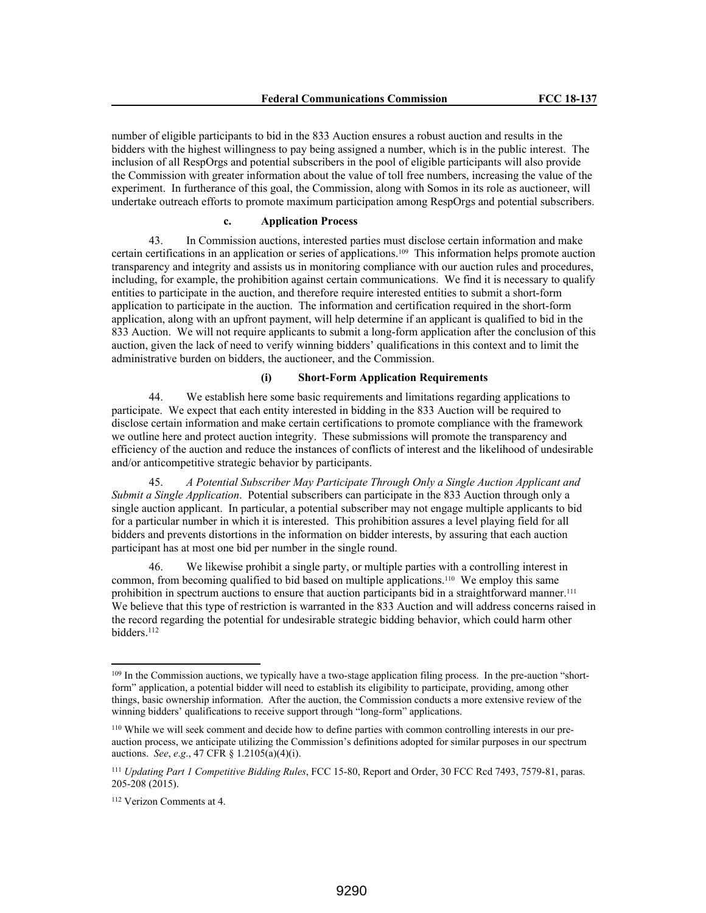number of eligible participants to bid in the 833 Auction ensures a robust auction and results in the bidders with the highest willingness to pay being assigned a number, which is in the public interest. The inclusion of all RespOrgs and potential subscribers in the pool of eligible participants will also provide the Commission with greater information about the value of toll free numbers, increasing the value of the experiment. In furtherance of this goal, the Commission, along with Somos in its role as auctioneer, will undertake outreach efforts to promote maximum participation among RespOrgs and potential subscribers.

#### c. Application Process

43. In Commission auctions, interested parties must disclose certain information and make certain certifications in an application or series of applications.[109] This information helps promote auction transparency and integrity and assists us in monitoring compliance with our auction rules and procedures, including, for example, the prohibition against certain communications. We find it is necessary to qualify entities to participate in the auction, and therefore require interested entities to submit a short-form application to participate in the auction. The information and certification required in the short-form application, along with an upfront payment, will help determine if an applicant is qualified to bid in the 833 Auction. We will not require applicants to submit a long-form application after the conclusion of this auction, given the lack of need to verify winning bidders' qualifications in this context and to limit the administrative burden on bidders, the auctioneer, and the Commission.

##### (i) Short-Form Application Requirements

44. We establish here some basic requirements and limitations regarding applications to participate. We expect that each entity interested in bidding in the 833 Auction will be required to disclose certain information and make certain certifications to promote compliance with the framework we outline here and protect auction integrity. These submissions will promote the transparency and efficiency of the auction and reduce the instances of conflicts of interest and the likelihood of undesirable and/or anticompetitive strategic behavior by participants.

45. *A Potential Subscriber May Participate Through Only a Single Auction Applicant and Submit a Single Application*. Potential subscribers can participate in the 833 Auction through only a single auction applicant. In particular, a potential subscriber may not engage multiple applicants to bid for a particular number in which it is interested. This prohibition assures a level playing field for all bidders and prevents distortions in the information on bidder interests, by assuring that each auction participant has at most one bid per number in the single round.

46. We likewise prohibit a single party, or multiple parties with a controlling interest in common, from becoming qualified to bid based on multiple applications.[110] We employ this same prohibition in spectrum auctions to ensure that auction participants bid in a straightforward manner.[111] We believe that this type of restriction is warranted in the 833 Auction and will address concerns raised in the record regarding the potential for undesirable strategic bidding behavior, which could harm other bidders.[112]

---

[109] In the Commission auctions, we typically have a two-stage application filing process. In the pre-auction "short-form" application, a potential bidder will need to establish its eligibility to participate, providing, among other things, basic ownership information. After the auction, the Commission conducts a more extensive review of the winning bidders' qualifications to receive support through "long-form" applications.

[110] While we will seek comment and decide how to define parties with common controlling interests in our pre-auction process, we anticipate utilizing the Commission's definitions adopted for similar purposes in our spectrum auctions. *See*, *e.g*., 47 CFR § 1.2105(a)(4)(i).

[111] *Updating Part 1 Competitive Bidding Rules*, FCC 15-80, Report and Order, 30 FCC Rcd 7493, 7579-81, paras. 205-208 (2015).

[112] Verizon Comments at 4.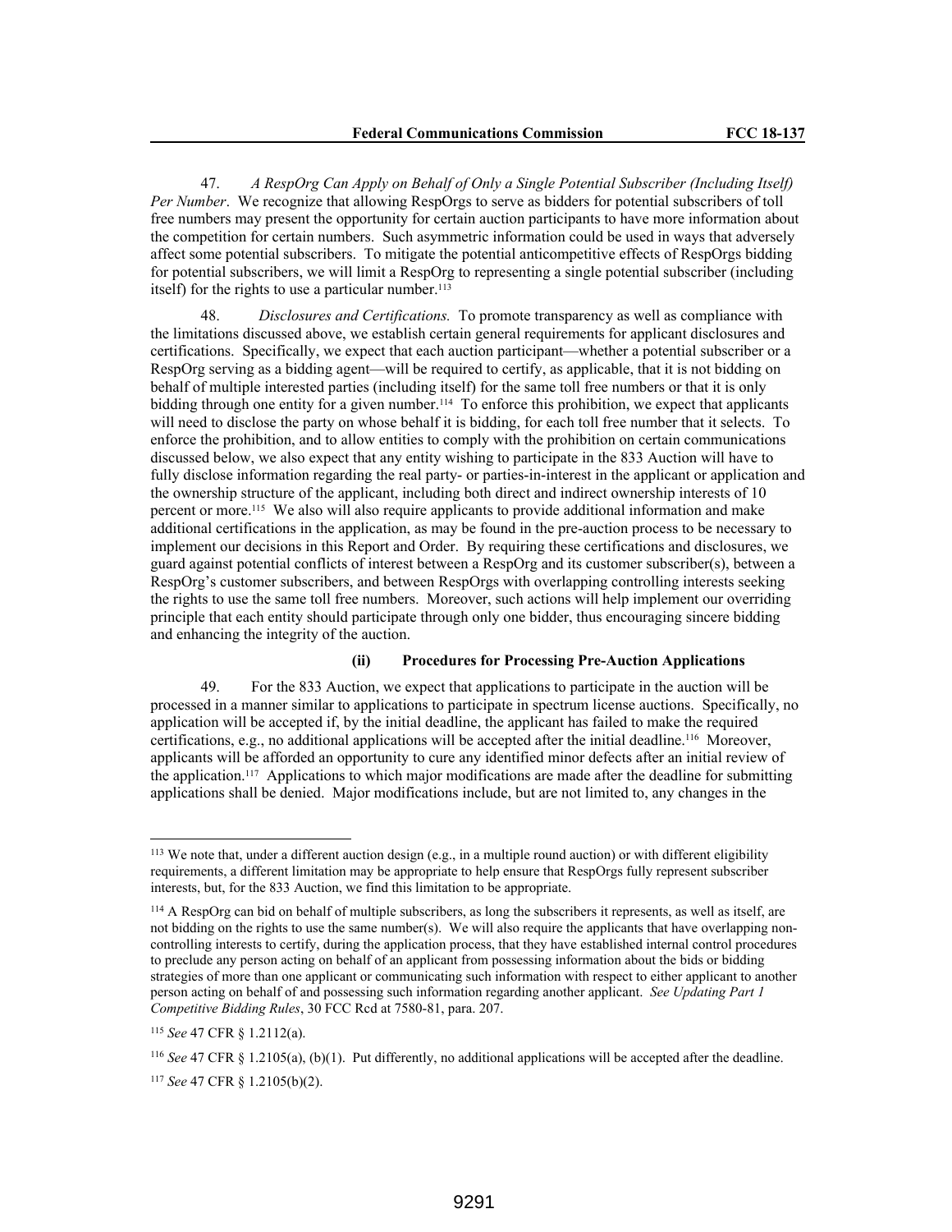47. *A RespOrg Can Apply on Behalf of Only a Single Potential Subscriber (Including Itself) Per Number*. We recognize that allowing RespOrgs to serve as bidders for potential subscribers of toll free numbers may present the opportunity for certain auction participants to have more information about the competition for certain numbers. Such asymmetric information could be used in ways that adversely affect some potential subscribers. To mitigate the potential anticompetitive effects of RespOrgs bidding for potential subscribers, we will limit a RespOrg to representing a single potential subscriber (including itself) for the rights to use a particular number.[113]

48. *Disclosures and Certifications.* To promote transparency as well as compliance with the limitations discussed above, we establish certain general requirements for applicant disclosures and certifications. Specifically, we expect that each auction participant—whether a potential subscriber or a RespOrg serving as a bidding agent—will be required to certify, as applicable, that it is not bidding on behalf of multiple interested parties (including itself) for the same toll free numbers or that it is only bidding through one entity for a given number.[114] To enforce this prohibition, we expect that applicants will need to disclose the party on whose behalf it is bidding, for each toll free number that it selects. To enforce the prohibition, and to allow entities to comply with the prohibition on certain communications discussed below, we also expect that any entity wishing to participate in the 833 Auction will have to fully disclose information regarding the real party- or parties-in-interest in the applicant or application and the ownership structure of the applicant, including both direct and indirect ownership interests of 10 percent or more.[115] We also will also require applicants to provide additional information and make additional certifications in the application, as may be found in the pre-auction process to be necessary to implement our decisions in this Report and Order. By requiring these certifications and disclosures, we guard against potential conflicts of interest between a RespOrg and its customer subscriber(s), between a RespOrg's customer subscribers, and between RespOrgs with overlapping controlling interests seeking the rights to use the same toll free numbers. Moreover, such actions will help implement our overriding principle that each entity should participate through only one bidder, thus encouraging sincere bidding and enhancing the integrity of the auction.

#### (ii) Procedures for Processing Pre-Auction Applications

49. For the 833 Auction, we expect that applications to participate in the auction will be processed in a manner similar to applications to participate in spectrum license auctions. Specifically, no application will be accepted if, by the initial deadline, the applicant has failed to make the required certifications, e.g., no additional applications will be accepted after the initial deadline.[116] Moreover, applicants will be afforded an opportunity to cure any identified minor defects after an initial review of the application.[117] Applications to which major modifications are made after the deadline for submitting applications shall be denied. Major modifications include, but are not limited to, any changes in the

---

[113] We note that, under a different auction design (e.g., in a multiple round auction) or with different eligibility requirements, a different limitation may be appropriate to help ensure that RespOrgs fully represent subscriber interests, but, for the 833 Auction, we find this limitation to be appropriate.

[114] A RespOrg can bid on behalf of multiple subscribers, as long the subscribers it represents, as well as itself, are not bidding on the rights to use the same number(s). We will also require the applicants that have overlapping non-controlling interests to certify, during the application process, that they have established internal control procedures to preclude any person acting on behalf of an applicant from possessing information about the bids or bidding strategies of more than one applicant or communicating such information with respect to either applicant to another person acting on behalf of and possessing such information regarding another applicant. *See Updating Part 1 Competitive Bidding Rules*, 30 FCC Rcd at 7580-81, para. 207.

[115] *See* 47 CFR § 1.2112(a).

[116] *See* 47 CFR § 1.2105(a), (b)(1). Put differently, no additional applications will be accepted after the deadline.

[117] *See* 47 CFR § 1.2105(b)(2).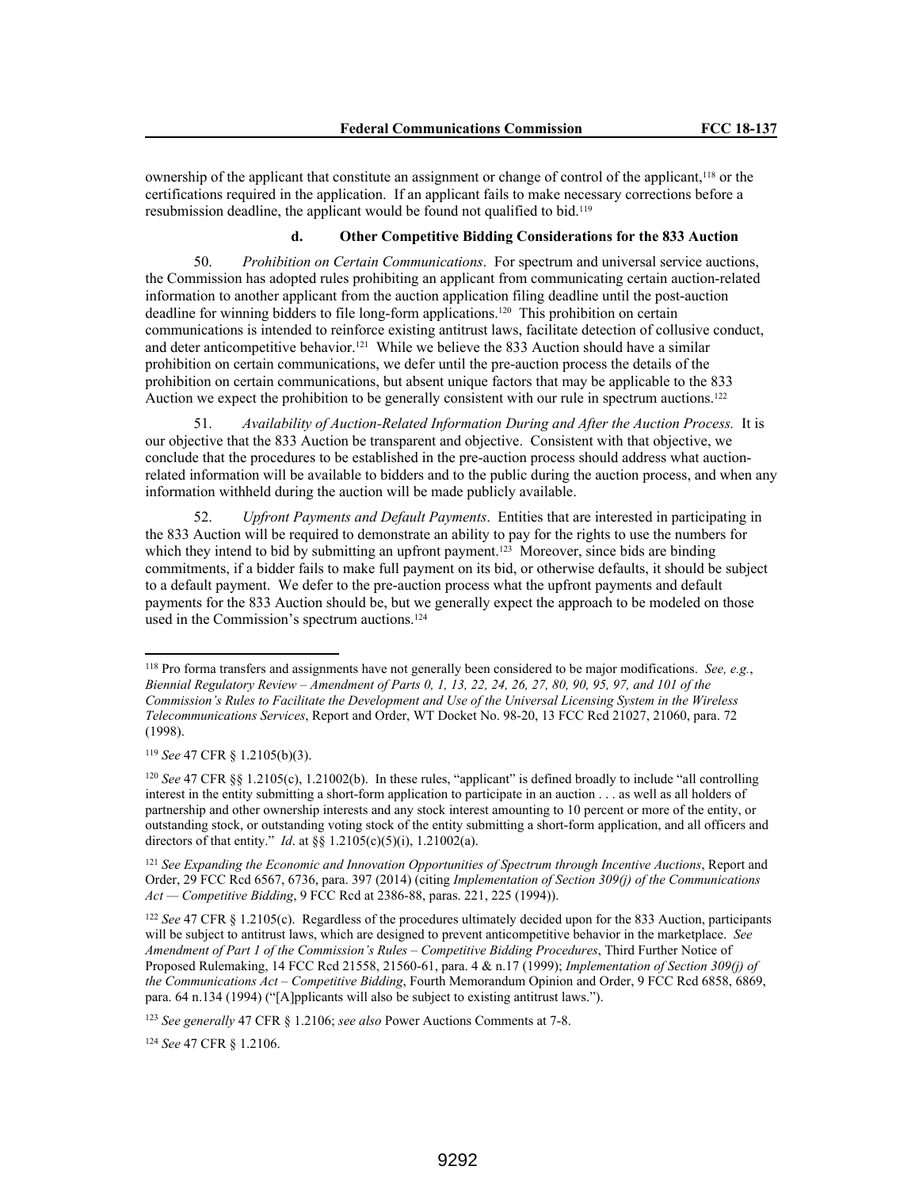ownership of the applicant that constitute an assignment or change of control of the applicant,[118] or the certifications required in the application. If an applicant fails to make necessary corrections before a resubmission deadline, the applicant would be found not qualified to bid.[119]

#### d. Other Competitive Bidding Considerations for the 833 Auction

50. *Prohibition on Certain Communications*. For spectrum and universal service auctions, the Commission has adopted rules prohibiting an applicant from communicating certain auction-related information to another applicant from the auction application filing deadline until the post-auction deadline for winning bidders to file long-form applications.[120] This prohibition on certain communications is intended to reinforce existing antitrust laws, facilitate detection of collusive conduct, and deter anticompetitive behavior.[121] While we believe the 833 Auction should have a similar prohibition on certain communications, we defer until the pre-auction process the details of the prohibition on certain communications, but absent unique factors that may be applicable to the 833 Auction we expect the prohibition to be generally consistent with our rule in spectrum auctions.[122]

51. *Availability of Auction-Related Information During and After the Auction Process.* It is our objective that the 833 Auction be transparent and objective. Consistent with that objective, we conclude that the procedures to be established in the pre-auction process should address what auction-related information will be available to bidders and to the public during the auction process, and when any information withheld during the auction will be made publicly available.

52. *Upfront Payments and Default Payments*. Entities that are interested in participating in the 833 Auction will be required to demonstrate an ability to pay for the rights to use the numbers for which they intend to bid by submitting an upfront payment.[123] Moreover, since bids are binding commitments, if a bidder fails to make full payment on its bid, or otherwise defaults, it should be subject to a default payment. We defer to the pre-auction process what the upfront payments and default payments for the 833 Auction should be, but we generally expect the approach to be modeled on those used in the Commission's spectrum auctions.[124]

---

[118] Pro forma transfers and assignments have not generally been considered to be major modifications. *See, e.g.*, *Biennial Regulatory Review – Amendment of Parts 0, 1, 13, 22, 24, 26, 27, 80, 90, 95, 97, and 101 of the Commission's Rules to Facilitate the Development and Use of the Universal Licensing System in the Wireless Telecommunications Services*, Report and Order, WT Docket No. 98-20, 13 FCC Rcd 21027, 21060, para. 72 (1998).

[119] *See* 47 CFR § 1.2105(b)(3).

[120] *See* 47 CFR §§ 1.2105(c), 1.21002(b). In these rules, "applicant" is defined broadly to include "all controlling interest in the entity submitting a short-form application to participate in an auction . . . as well as all holders of partnership and other ownership interests and any stock interest amounting to 10 percent or more of the entity, or outstanding stock, or outstanding voting stock of the entity submitting a short-form application, and all officers and directors of that entity." *Id*. at §§ 1.2105(c)(5)(i), 1.21002(a).

[121] *See Expanding the Economic and Innovation Opportunities of Spectrum through Incentive Auctions*, Report and Order, 29 FCC Rcd 6567, 6736, para. 397 (2014) (citing *Implementation of Section 309(j) of the Communications Act — Competitive Bidding*, 9 FCC Rcd at 2386-88, paras. 221, 225 (1994)).

[122] *See* 47 CFR § 1.2105(c). Regardless of the procedures ultimately decided upon for the 833 Auction, participants will be subject to antitrust laws, which are designed to prevent anticompetitive behavior in the marketplace. *See Amendment of Part 1 of the Commission's Rules – Competitive Bidding Procedures*, Third Further Notice of Proposed Rulemaking, 14 FCC Rcd 21558, 21560-61, para. 4 & n.17 (1999); *Implementation of Section 309(j) of the Communications Act – Competitive Bidding*, Fourth Memorandum Opinion and Order, 9 FCC Rcd 6858, 6869, para. 64 n.134 (1994) ("[A]pplicants will also be subject to existing antitrust laws.").

[123] *See generally* 47 CFR § 1.2106; *see also* Power Auctions Comments at 7-8.

[124] *See* 47 CFR § 1.2106.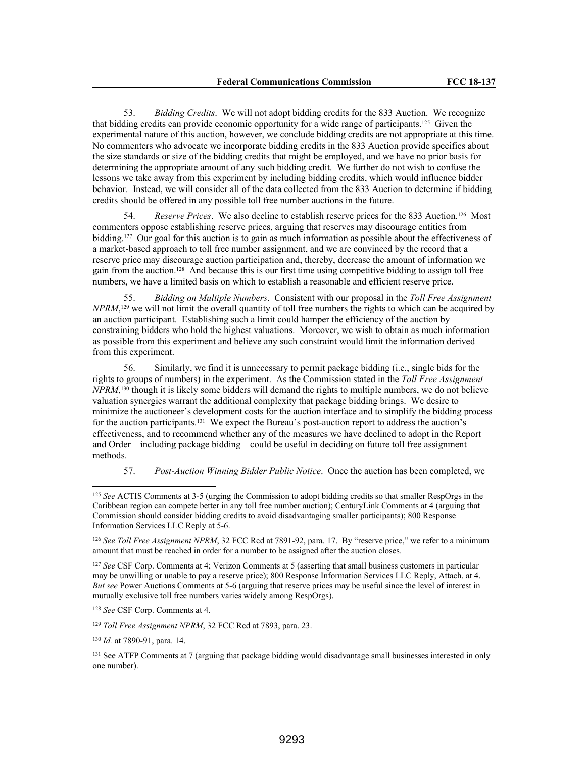53. *Bidding Credits*. We will not adopt bidding credits for the 833 Auction. We recognize that bidding credits can provide economic opportunity for a wide range of participants.[125] Given the experimental nature of this auction, however, we conclude bidding credits are not appropriate at this time. No commenters who advocate we incorporate bidding credits in the 833 Auction provide specifics about the size standards or size of the bidding credits that might be employed, and we have no prior basis for determining the appropriate amount of any such bidding credit. We further do not wish to confuse the lessons we take away from this experiment by including bidding credits, which would influence bidder behavior. Instead, we will consider all of the data collected from the 833 Auction to determine if bidding credits should be offered in any possible toll free number auctions in the future.

54. *Reserve Prices*. We also decline to establish reserve prices for the 833 Auction.[126] Most commenters oppose establishing reserve prices, arguing that reserves may discourage entities from bidding.[127] Our goal for this auction is to gain as much information as possible about the effectiveness of a market-based approach to toll free number assignment, and we are convinced by the record that a reserve price may discourage auction participation and, thereby, decrease the amount of information we gain from the auction.[128] And because this is our first time using competitive bidding to assign toll free numbers, we have a limited basis on which to establish a reasonable and efficient reserve price.

55. *Bidding on Multiple Numbers*. Consistent with our proposal in the *Toll Free Assignment NPRM*,[129] we will not limit the overall quantity of toll free numbers the rights to which can be acquired by an auction participant. Establishing such a limit could hamper the efficiency of the auction by constraining bidders who hold the highest valuations. Moreover, we wish to obtain as much information as possible from this experiment and believe any such constraint would limit the information derived from this experiment.

56. Similarly, we find it is unnecessary to permit package bidding (i.e., single bids for the rights to groups of numbers) in the experiment. As the Commission stated in the *Toll Free Assignment NPRM*,[130] though it is likely some bidders will demand the rights to multiple numbers, we do not believe valuation synergies warrant the additional complexity that package bidding brings. We desire to minimize the auctioneer's development costs for the auction interface and to simplify the bidding process for the auction participants.[131] We expect the Bureau's post-auction report to address the auction's effectiveness, and to recommend whether any of the measures we have declined to adopt in the Report and Order—including package bidding—could be useful in deciding on future toll free assignment methods.

57. *Post-Auction Winning Bidder Public Notice*. Once the auction has been completed, we

---

[125] *See* ACTIS Comments at 3-5 (urging the Commission to adopt bidding credits so that smaller RespOrgs in the Caribbean region can compete better in any toll free number auction); CenturyLink Comments at 4 (arguing that Commission should consider bidding credits to avoid disadvantaging smaller participants); 800 Response Information Services LLC Reply at 5-6.

[126] *See Toll Free Assignment NPRM*, 32 FCC Rcd at 7891-92, para. 17. By "reserve price," we refer to a minimum amount that must be reached in order for a number to be assigned after the auction closes.

[127] *See* CSF Corp. Comments at 4; Verizon Comments at 5 (asserting that small business customers in particular may be unwilling or unable to pay a reserve price); 800 Response Information Services LLC Reply, Attach. at 4. *But see* Power Auctions Comments at 5-6 (arguing that reserve prices may be useful since the level of interest in mutually exclusive toll free numbers varies widely among RespOrgs).

[128] *See* CSF Corp. Comments at 4.

[129] *Toll Free Assignment NPRM*, 32 FCC Rcd at 7893, para. 23.

[130] *Id.* at 7890-91, para. 14.

[131] See ATFP Comments at 7 (arguing that package bidding would disadvantage small businesses interested in only one number).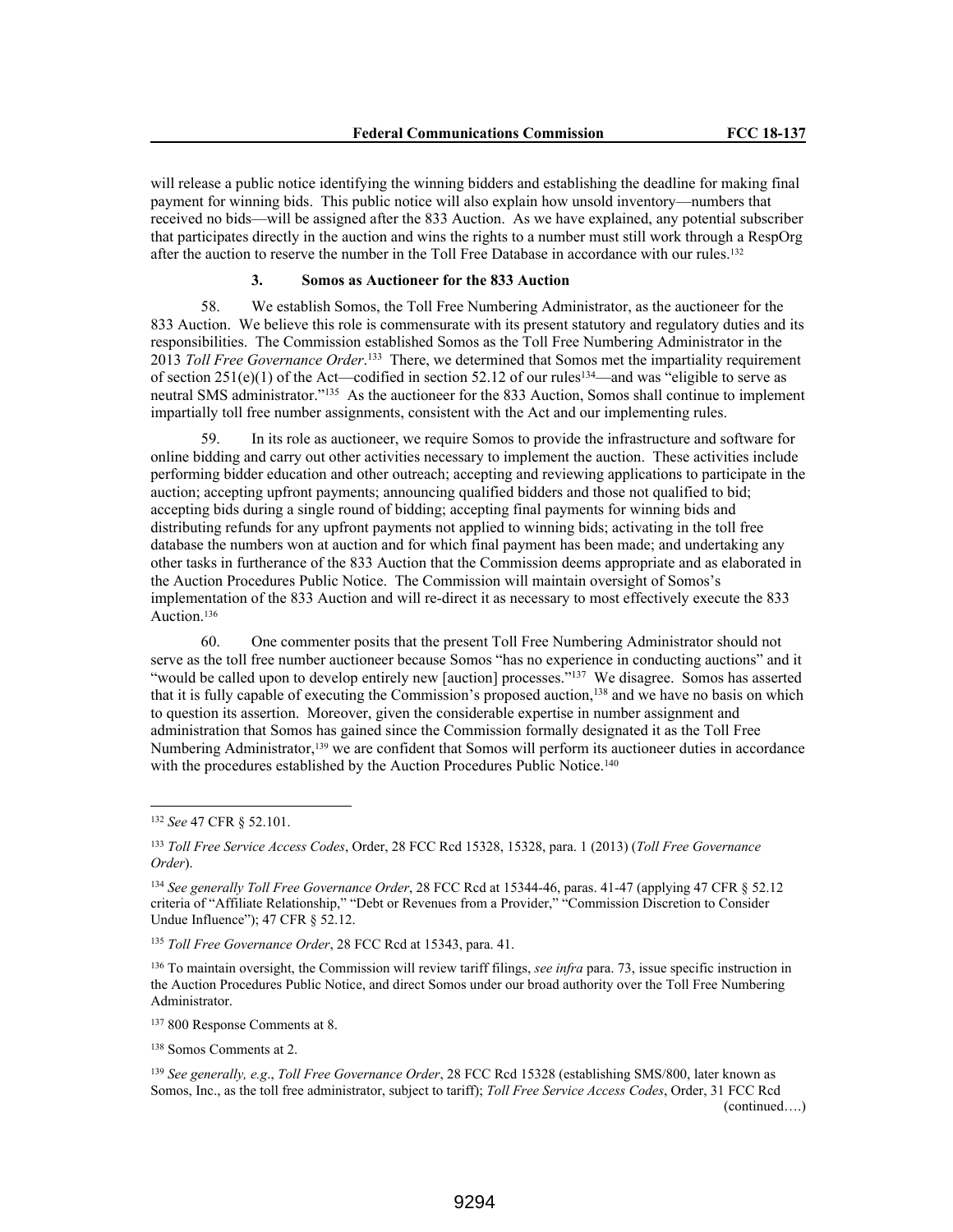will release a public notice identifying the winning bidders and establishing the deadline for making final payment for winning bids. This public notice will also explain how unsold inventory—numbers that received no bids—will be assigned after the 833 Auction. As we have explained, any potential subscriber that participates directly in the auction and wins the rights to a number must still work through a RespOrg after the auction to reserve the number in the Toll Free Database in accordance with our rules.[132]

### 3. Somos as Auctioneer for the 833 Auction

58. We establish Somos, the Toll Free Numbering Administrator, as the auctioneer for the 833 Auction. We believe this role is commensurate with its present statutory and regulatory duties and its responsibilities. The Commission established Somos as the Toll Free Numbering Administrator in the 2013 *Toll Free Governance Order*.[133] There, we determined that Somos met the impartiality requirement of section 251(e)(1) of the Act—codified in section 52.12 of our rules[134]—and was "eligible to serve as neutral SMS administrator."[135] As the auctioneer for the 833 Auction, Somos shall continue to implement impartially toll free number assignments, consistent with the Act and our implementing rules.

59. In its role as auctioneer, we require Somos to provide the infrastructure and software for online bidding and carry out other activities necessary to implement the auction. These activities include performing bidder education and other outreach; accepting and reviewing applications to participate in the auction; accepting upfront payments; announcing qualified bidders and those not qualified to bid; accepting bids during a single round of bidding; accepting final payments for winning bids and distributing refunds for any upfront payments not applied to winning bids; activating in the toll free database the numbers won at auction and for which final payment has been made; and undertaking any other tasks in furtherance of the 833 Auction that the Commission deems appropriate and as elaborated in the Auction Procedures Public Notice. The Commission will maintain oversight of Somos's implementation of the 833 Auction and will re-direct it as necessary to most effectively execute the 833 Auction.[136]

60. One commenter posits that the present Toll Free Numbering Administrator should not serve as the toll free number auctioneer because Somos "has no experience in conducting auctions" and it "would be called upon to develop entirely new [auction] processes."[137] We disagree. Somos has asserted that it is fully capable of executing the Commission's proposed auction,[138] and we have no basis on which to question its assertion. Moreover, given the considerable expertise in number assignment and administration that Somos has gained since the Commission formally designated it as the Toll Free Numbering Administrator,[139] we are confident that Somos will perform its auctioneer duties in accordance with the procedures established by the Auction Procedures Public Notice.[140]

---

[132] *See* 47 CFR § 52.101.

[133] *Toll Free Service Access Codes*, Order, 28 FCC Rcd 15328, 15328, para. 1 (2013) (*Toll Free Governance Order*).

[134] *See generally Toll Free Governance Order*, 28 FCC Rcd at 15344-46, paras. 41-47 (applying 47 CFR § 52.12 criteria of "Affiliate Relationship," "Debt or Revenues from a Provider," "Commission Discretion to Consider Undue Influence"); 47 CFR § 52.12.

[135] *Toll Free Governance Order*, 28 FCC Rcd at 15343, para. 41.

[136] To maintain oversight, the Commission will review tariff filings, *see infra* para. 73, issue specific instruction in the Auction Procedures Public Notice, and direct Somos under our broad authority over the Toll Free Numbering Administrator.

[137] 800 Response Comments at 8.

[138] Somos Comments at 2.

[139] *See generally, e.g.*, *Toll Free Governance Order*, 28 FCC Rcd 15328 (establishing SMS/800, later known as Somos, Inc., as the toll free administrator, subject to tariff); *Toll Free Service Access Codes*, Order, 31 FCC Rcd

(continued….)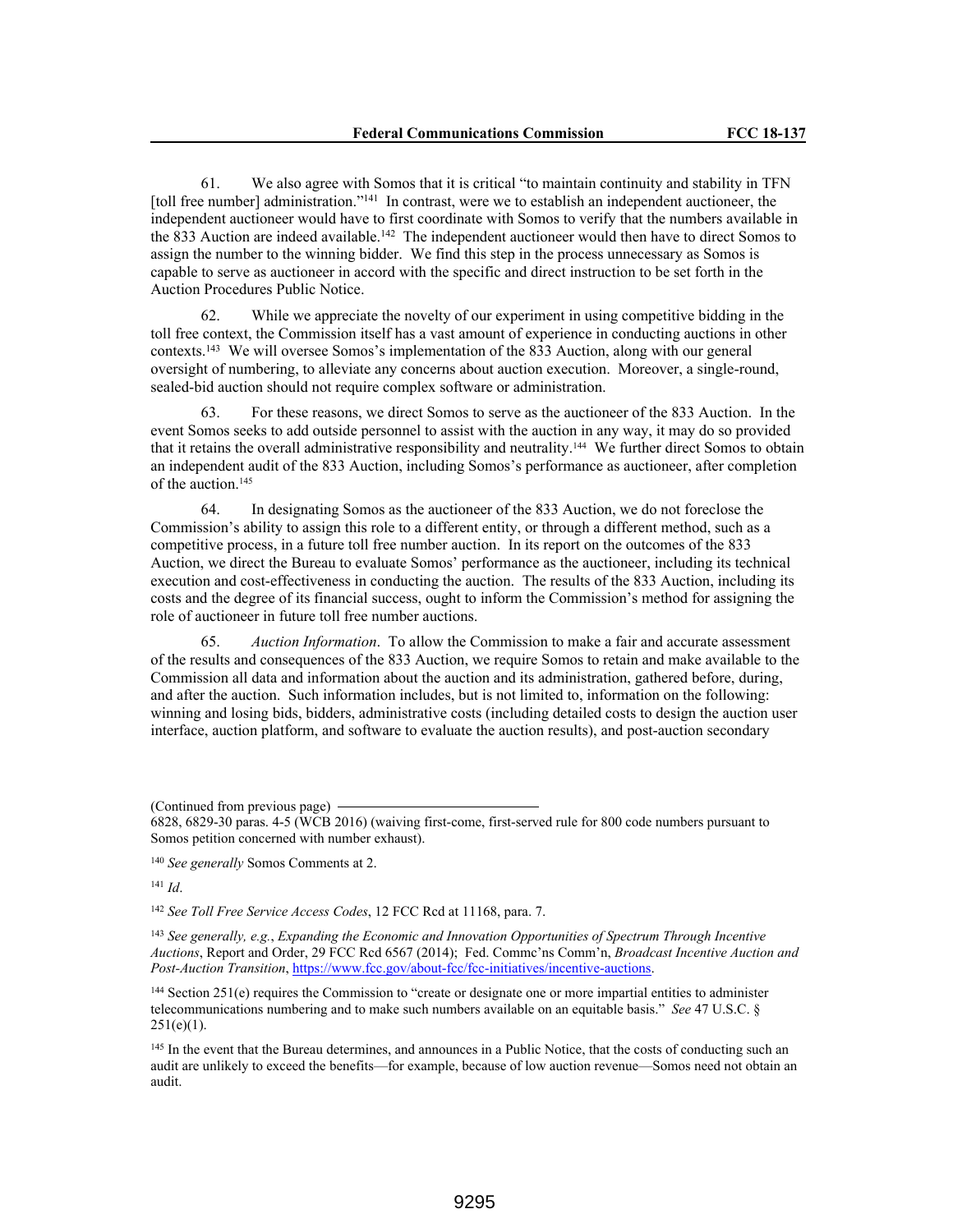61. We also agree with Somos that it is critical "to maintain continuity and stability in TFN [toll free number] administration."[141] In contrast, were we to establish an independent auctioneer, the independent auctioneer would have to first coordinate with Somos to verify that the numbers available in the 833 Auction are indeed available.[142] The independent auctioneer would then have to direct Somos to assign the number to the winning bidder. We find this step in the process unnecessary as Somos is capable to serve as auctioneer in accord with the specific and direct instruction to be set forth in the Auction Procedures Public Notice.

62. While we appreciate the novelty of our experiment in using competitive bidding in the toll free context, the Commission itself has a vast amount of experience in conducting auctions in other contexts.[143] We will oversee Somos's implementation of the 833 Auction, along with our general oversight of numbering, to alleviate any concerns about auction execution. Moreover, a single-round, sealed-bid auction should not require complex software or administration.

63. For these reasons, we direct Somos to serve as the auctioneer of the 833 Auction. In the event Somos seeks to add outside personnel to assist with the auction in any way, it may do so provided that it retains the overall administrative responsibility and neutrality.[144] We further direct Somos to obtain an independent audit of the 833 Auction, including Somos's performance as auctioneer, after completion of the auction.[145]

64. In designating Somos as the auctioneer of the 833 Auction, we do not foreclose the Commission's ability to assign this role to a different entity, or through a different method, such as a competitive process, in a future toll free number auction. In its report on the outcomes of the 833 Auction, we direct the Bureau to evaluate Somos' performance as the auctioneer, including its technical execution and cost-effectiveness in conducting the auction. The results of the 833 Auction, including its costs and the degree of its financial success, ought to inform the Commission's method for assigning the role of auctioneer in future toll free number auctions.

65. *Auction Information*. To allow the Commission to make a fair and accurate assessment of the results and consequences of the 833 Auction, we require Somos to retain and make available to the Commission all data and information about the auction and its administration, gathered before, during, and after the auction. Such information includes, but is not limited to, information on the following: winning and losing bids, bidders, administrative costs (including detailed costs to design the auction user interface, auction platform, and software to evaluate the auction results), and post-auction secondary

(Continued from previous page)
6828, 6829-30 paras. 4-5 (WCB 2016) (waiving first-come, first-served rule for 800 code numbers pursuant to Somos petition concerned with number exhaust).

[140] *See generally* Somos Comments at 2.

[141] *Id*.

[142] *See Toll Free Service Access Codes*, 12 FCC Rcd at 11168, para. 7.

[143] *See generally, e.g.*, *Expanding the Economic and Innovation Opportunities of Spectrum Through Incentive Auctions*, Report and Order, 29 FCC Rcd 6567 (2014); Fed. Commc'ns Comm'n, *Broadcast Incentive Auction and Post-Auction Transition*, https://www.fcc.gov/about-fcc/fcc-initiatives/incentive-auctions.

[144] Section 251(e) requires the Commission to "create or designate one or more impartial entities to administer telecommunications numbering and to make such numbers available on an equitable basis." *See* 47 U.S.C. § 251(e)(1).

[145] In the event that the Bureau determines, and announces in a Public Notice, that the costs of conducting such an audit are unlikely to exceed the benefits—for example, because of low auction revenue—Somos need not obtain an audit.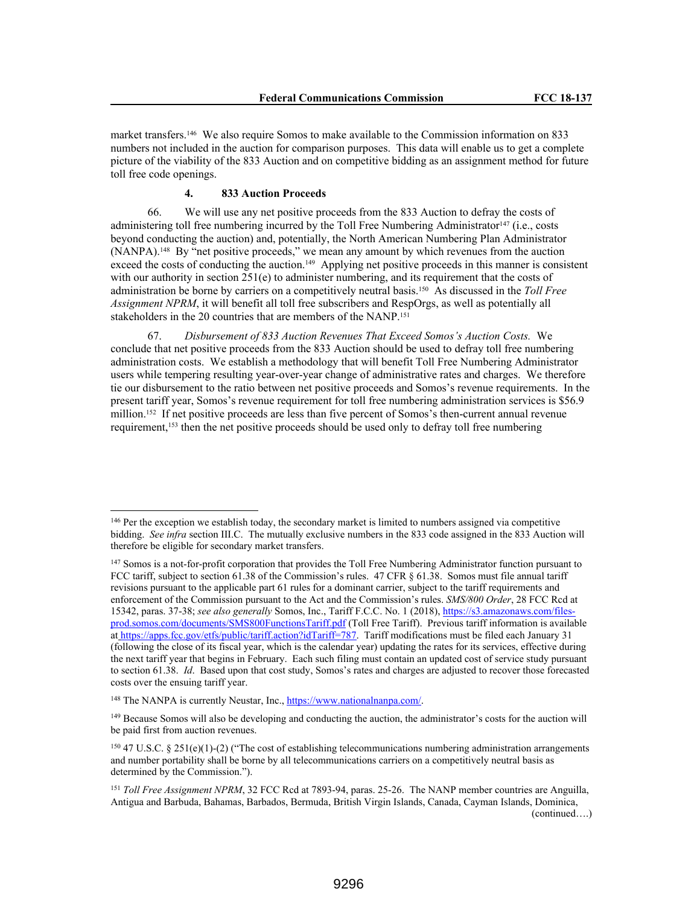market transfers.[146] We also require Somos to make available to the Commission information on 833 numbers not included in the auction for comparison purposes. This data will enable us to get a complete picture of the viability of the 833 Auction and on competitive bidding as an assignment method for future toll free code openings.

#### 4. 833 Auction Proceeds

66. We will use any net positive proceeds from the 833 Auction to defray the costs of administering toll free numbering incurred by the Toll Free Numbering Administrator[147] (i.e., costs beyond conducting the auction) and, potentially, the North American Numbering Plan Administrator (NANPA).[148] By "net positive proceeds," we mean any amount by which revenues from the auction exceed the costs of conducting the auction.[149] Applying net positive proceeds in this manner is consistent with our authority in section 251(e) to administer numbering, and its requirement that the costs of administration be borne by carriers on a competitively neutral basis.[150] As discussed in the *Toll Free Assignment NPRM*, it will benefit all toll free subscribers and RespOrgs, as well as potentially all stakeholders in the 20 countries that are members of the NANP.[151]

67. *Disbursement of 833 Auction Revenues That Exceed Somos's Auction Costs.* We conclude that net positive proceeds from the 833 Auction should be used to defray toll free numbering administration costs. We establish a methodology that will benefit Toll Free Numbering Administrator users while tempering resulting year-over-year change of administrative rates and charges. We therefore tie our disbursement to the ratio between net positive proceeds and Somos's revenue requirements. In the present tariff year, Somos's revenue requirement for toll free numbering administration services is $56.9 million.[152] If net positive proceeds are less than five percent of Somos's then-current annual revenue requirement,[153] then the net positive proceeds should be used only to defray toll free numbering

---

[146] Per the exception we establish today, the secondary market is limited to numbers assigned via competitive bidding. *See infra* section III.C. The mutually exclusive numbers in the 833 code assigned in the 833 Auction will therefore be eligible for secondary market transfers.

[147] Somos is a not-for-profit corporation that provides the Toll Free Numbering Administrator function pursuant to FCC tariff, subject to section 61.38 of the Commission's rules. 47 CFR § 61.38. Somos must file annual tariff revisions pursuant to the applicable part 61 rules for a dominant carrier, subject to the tariff requirements and enforcement of the Commission pursuant to the Act and the Commission's rules. *SMS/800 Order*, 28 FCC Rcd at 15342, paras. 37-38; *see also generally* Somos, Inc., Tariff F.C.C. No. 1 (2018), https://s3.amazonaws.com/files-prod.somos.com/documents/SMS800FunctionsTariff.pdf (Toll Free Tariff). Previous tariff information is available at https://apps.fcc.gov/etfs/public/tariff.action?idTariff=787. Tariff modifications must be filed each January 31 (following the close of its fiscal year, which is the calendar year) updating the rates for its services, effective during the next tariff year that begins in February. Each such filing must contain an updated cost of service study pursuant to section 61.38. *Id*. Based upon that cost study, Somos's rates and charges are adjusted to recover those forecasted costs over the ensuing tariff year.

[148] The NANPA is currently Neustar, Inc., https://www.nationalnanpa.com/.

[149] Because Somos will also be developing and conducting the auction, the administrator's costs for the auction will be paid first from auction revenues.

[150] 47 U.S.C. § 251(e)(1)-(2) ("The cost of establishing telecommunications numbering administration arrangements and number portability shall be borne by all telecommunications carriers on a competitively neutral basis as determined by the Commission.").

[151] *Toll Free Assignment NPRM*, 32 FCC Rcd at 7893-94, paras. 25-26. The NANP member countries are Anguilla, Antigua and Barbuda, Bahamas, Barbados, Bermuda, British Virgin Islands, Canada, Cayman Islands, Dominica,

(continued….)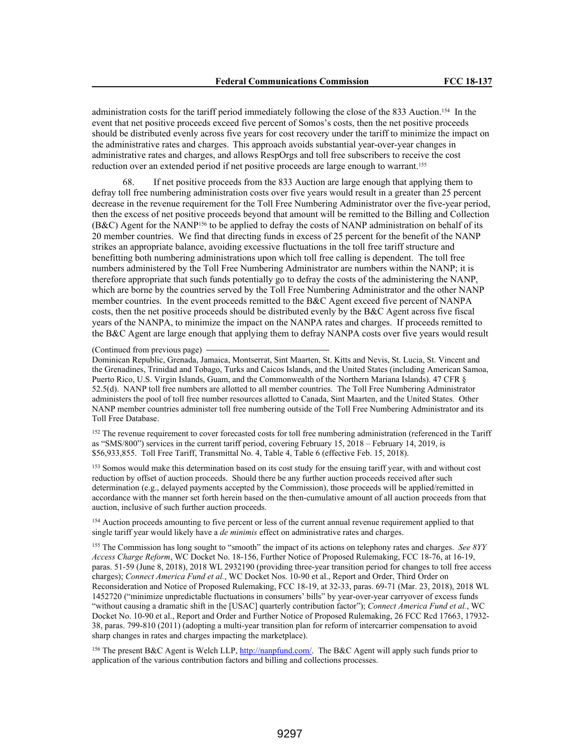administration costs for the tariff period immediately following the close of the 833 Auction.[154] In the event that net positive proceeds exceed five percent of Somos's costs, then the net positive proceeds should be distributed evenly across five years for cost recovery under the tariff to minimize the impact on the administrative rates and charges. This approach avoids substantial year-over-year changes in administrative rates and charges, and allows RespOrgs and toll free subscribers to receive the cost reduction over an extended period if net positive proceeds are large enough to warrant.[155]

68. If net positive proceeds from the 833 Auction are large enough that applying them to defray toll free numbering administration costs over five years would result in a greater than 25 percent decrease in the revenue requirement for the Toll Free Numbering Administrator over the five-year period, then the excess of net positive proceeds beyond that amount will be remitted to the Billing and Collection (B&C) Agent for the NANP[156] to be applied to defray the costs of NANP administration on behalf of its 20 member countries. We find that directing funds in excess of 25 percent for the benefit of the NANP strikes an appropriate balance, avoiding excessive fluctuations in the toll free tariff structure and benefitting both numbering administrations upon which toll free calling is dependent. The toll free numbers administered by the Toll Free Numbering Administrator are numbers within the NANP; it is therefore appropriate that such funds potentially go to defray the costs of the administering the NANP, which are borne by the countries served by the Toll Free Numbering Administrator and the other NANP member countries. In the event proceeds remitted to the B&C Agent exceed five percent of NANPA costs, then the net positive proceeds should be distributed evenly by the B&C Agent across five fiscal years of the NANPA, to minimize the impact on the NANPA rates and charges. If proceeds remitted to the B&C Agent are large enough that applying them to defray NANPA costs over five years would result

(Continued from previous page)

Dominican Republic, Grenada, Jamaica, Montserrat, Sint Maarten, St. Kitts and Nevis, St. Lucia, St. Vincent and the Grenadines, Trinidad and Tobago, Turks and Caicos Islands, and the United States (including American Samoa, Puerto Rico, U.S. Virgin Islands, Guam, and the Commonwealth of the Northern Mariana Islands). 47 CFR § 52.5(d). NANP toll free numbers are allotted to all member countries. The Toll Free Numbering Administrator administers the pool of toll free number resources allotted to Canada, Sint Maarten, and the United States. Other NANP member countries administer toll free numbering outside of the Toll Free Numbering Administrator and its Toll Free Database.

[152] The revenue requirement to cover forecasted costs for toll free numbering administration (referenced in the Tariff as "SMS/800") services in the current tariff period, covering February 15, 2018 – February 14, 2019, is $56,933,855. Toll Free Tariff, Transmittal No. 4, Table 4, Table 6 (effective Feb. 15, 2018).

[153] Somos would make this determination based on its cost study for the ensuing tariff year, with and without cost reduction by offset of auction proceeds. Should there be any further auction proceeds received after such determination (e.g., delayed payments accepted by the Commission), those proceeds will be applied/remitted in accordance with the manner set forth herein based on the then-cumulative amount of all auction proceeds from that auction, inclusive of such further auction proceeds.

[154] Auction proceeds amounting to five percent or less of the current annual revenue requirement applied to that single tariff year would likely have a *de minimis* effect on administrative rates and charges.

[155] The Commission has long sought to "smooth" the impact of its actions on telephony rates and charges. *See 8YY Access Charge Reform*, WC Docket No. 18-156, Further Notice of Proposed Rulemaking, FCC 18-76, at 16-19, paras. 51-59 (June 8, 2018), 2018 WL 2932190 (providing three-year transition period for changes to toll free access charges); *Connect America Fund et al.*, WC Docket Nos. 10-90 et al., Report and Order, Third Order on Reconsideration and Notice of Proposed Rulemaking, FCC 18-19, at 32-33, paras. 69-71 (Mar. 23, 2018), 2018 WL 1452720 ("minimize unpredictable fluctuations in consumers' bills" by year-over-year carryover of excess funds "without causing a dramatic shift in the [USAC] quarterly contribution factor"); *Connect America Fund et al.*, WC Docket No. 10-90 et al., Report and Order and Further Notice of Proposed Rulemaking, 26 FCC Rcd 17663, 17932-38, paras. 799-810 (2011) (adopting a multi-year transition plan for reform of intercarrier compensation to avoid sharp changes in rates and charges impacting the marketplace).

[156] The present B&C Agent is Welch LLP, http://nanpfund.com/. The B&C Agent will apply such funds prior to application of the various contribution factors and billing and collections processes.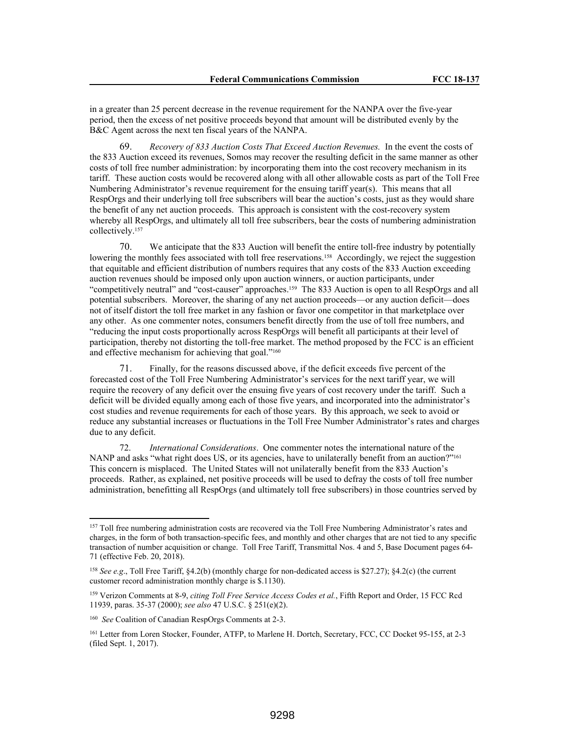in a greater than 25 percent decrease in the revenue requirement for the NANPA over the five-year period, then the excess of net positive proceeds beyond that amount will be distributed evenly by the B&C Agent across the next ten fiscal years of the NANPA.

69. *Recovery of 833 Auction Costs That Exceed Auction Revenues.* In the event the costs of the 833 Auction exceed its revenues, Somos may recover the resulting deficit in the same manner as other costs of toll free number administration: by incorporating them into the cost recovery mechanism in its tariff. These auction costs would be recovered along with all other allowable costs as part of the Toll Free Numbering Administrator's revenue requirement for the ensuing tariff year(s). This means that all RespOrgs and their underlying toll free subscribers will bear the auction's costs, just as they would share the benefit of any net auction proceeds. This approach is consistent with the cost-recovery system whereby all RespOrgs, and ultimately all toll free subscribers, bear the costs of numbering administration collectively.[157]

70. We anticipate that the 833 Auction will benefit the entire toll-free industry by potentially lowering the monthly fees associated with toll free reservations.[158] Accordingly, we reject the suggestion that equitable and efficient distribution of numbers requires that any costs of the 833 Auction exceeding auction revenues should be imposed only upon auction winners, or auction participants, under "competitively neutral" and "cost-causer" approaches.[159] The 833 Auction is open to all RespOrgs and all potential subscribers. Moreover, the sharing of any net auction proceeds—or any auction deficit—does not of itself distort the toll free market in any fashion or favor one competitor in that marketplace over any other. As one commenter notes, consumers benefit directly from the use of toll free numbers, and "reducing the input costs proportionally across RespOrgs will benefit all participants at their level of participation, thereby not distorting the toll-free market. The method proposed by the FCC is an efficient and effective mechanism for achieving that goal."[160]

71. Finally, for the reasons discussed above, if the deficit exceeds five percent of the forecasted cost of the Toll Free Numbering Administrator's services for the next tariff year, we will require the recovery of any deficit over the ensuing five years of cost recovery under the tariff. Such a deficit will be divided equally among each of those five years, and incorporated into the administrator's cost studies and revenue requirements for each of those years. By this approach, we seek to avoid or reduce any substantial increases or fluctuations in the Toll Free Number Administrator's rates and charges due to any deficit.

72. *International Considerations*. One commenter notes the international nature of the NANP and asks "what right does US, or its agencies, have to unilaterally benefit from an auction?"[161] This concern is misplaced. The United States will not unilaterally benefit from the 833 Auction's proceeds. Rather, as explained, net positive proceeds will be used to defray the costs of toll free number administration, benefitting all RespOrgs (and ultimately toll free subscribers) in those countries served by

---

[157] Toll free numbering administration costs are recovered via the Toll Free Numbering Administrator's rates and charges, in the form of both transaction-specific fees, and monthly and other charges that are not tied to any specific transaction of number acquisition or change. Toll Free Tariff, Transmittal Nos. 4 and 5, Base Document pages 64-71 (effective Feb. 20, 2018).

[158] *See e.g*., Toll Free Tariff, §4.2(b) (monthly charge for non-dedicated access is $27.27); §4.2(c) (the current customer record administration monthly charge is $.1130).

[159] Verizon Comments at 8-9, *citing Toll Free Service Access Codes et al.*, Fifth Report and Order, 15 FCC Rcd 11939, paras. 35-37 (2000); *see also* 47 U.S.C. § 251(e)(2).

[160] *See* Coalition of Canadian RespOrgs Comments at 2-3.

[161] Letter from Loren Stocker, Founder, ATFP, to Marlene H. Dortch, Secretary, FCC, CC Docket 95-155, at 2-3 (filed Sept. 1, 2017).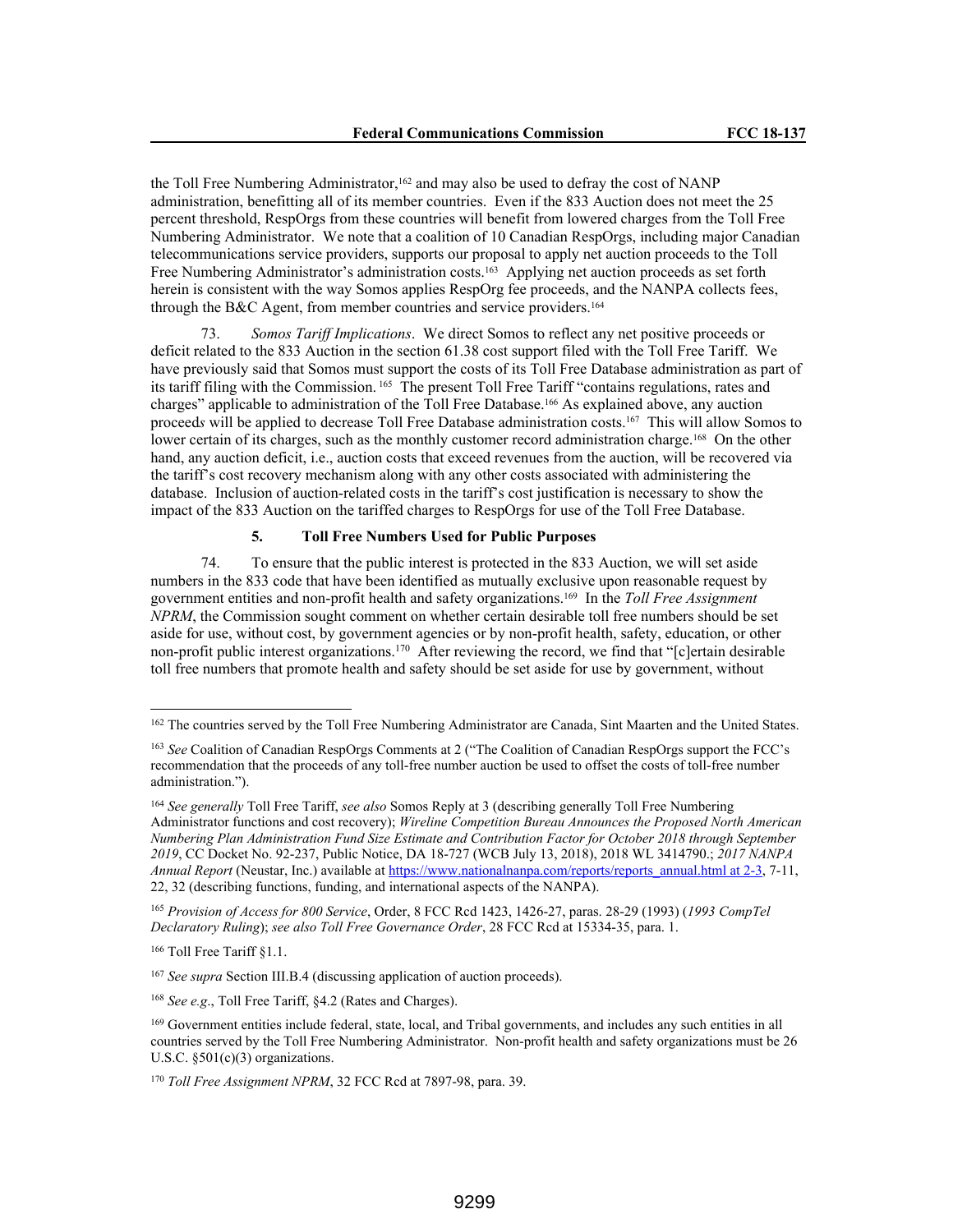the Toll Free Numbering Administrator,[162] and may also be used to defray the cost of NANP administration, benefitting all of its member countries. Even if the 833 Auction does not meet the 25 percent threshold, RespOrgs from these countries will benefit from lowered charges from the Toll Free Numbering Administrator. We note that a coalition of 10 Canadian RespOrgs, including major Canadian telecommunications service providers, supports our proposal to apply net auction proceeds to the Toll Free Numbering Administrator's administration costs.[163] Applying net auction proceeds as set forth herein is consistent with the way Somos applies RespOrg fee proceeds, and the NANPA collects fees, through the B&C Agent, from member countries and service providers.[164]

73. *Somos Tariff Implications*. We direct Somos to reflect any net positive proceeds or deficit related to the 833 Auction in the section 61.38 cost support filed with the Toll Free Tariff. We have previously said that Somos must support the costs of its Toll Free Database administration as part of its tariff filing with the Commission.[165] The present Toll Free Tariff "contains regulations, rates and charges" applicable to administration of the Toll Free Database.[166] As explained above, any auction procee*ds* will be applied to decrease Toll Free Database administration costs.[167] This will allow Somos to lower certain of its charges, such as the monthly customer record administration charge.[168] On the other hand, any auction deficit, i.e., auction costs that exceed revenues from the auction, will be recovered via the tariff's cost recovery mechanism along with any other costs associated with administering the database. Inclusion of auction-related costs in the tariff's cost justification is necessary to show the impact of the 833 Auction on the tariffed charges to RespOrgs for use of the Toll Free Database.

#### 5. Toll Free Numbers Used for Public Purposes

74. To ensure that the public interest is protected in the 833 Auction, we will set aside numbers in the 833 code that have been identified as mutually exclusive upon reasonable request by government entities and non-profit health and safety organizations.[169] In the *Toll Free Assignment NPRM*, the Commission sought comment on whether certain desirable toll free numbers should be set aside for use, without cost, by government agencies or by non-profit health, safety, education, or other non-profit public interest organizations.[170] After reviewing the record, we find that "[c]ertain desirable toll free numbers that promote health and safety should be set aside for use by government, without

---

[162] The countries served by the Toll Free Numbering Administrator are Canada, Sint Maarten and the United States.

[163] *See* Coalition of Canadian RespOrgs Comments at 2 ("The Coalition of Canadian RespOrgs support the FCC's recommendation that the proceeds of any toll-free number auction be used to offset the costs of toll-free number administration.").

[164] *See generally* Toll Free Tariff, *see also* Somos Reply at 3 (describing generally Toll Free Numbering Administrator functions and cost recovery); *Wireline Competition Bureau Announces the Proposed North American Numbering Plan Administration Fund Size Estimate and Contribution Factor for October 2018 through September 2019*, CC Docket No. 92-237, Public Notice, DA 18-727 (WCB July 13, 2018), 2018 WL 3414790.; *2017 NANPA Annual Report* (Neustar, Inc.) available at https://www.nationalnanpa.com/reports/reports_annual.html at 2-3, 7-11, 22, 32 (describing functions, funding, and international aspects of the NANPA).

[165] *Provision of Access for 800 Service*, Order, 8 FCC Rcd 1423, 1426-27, paras. 28-29 (1993) (*1993 CompTel Declaratory Ruling*); *see also Toll Free Governance Order*, 28 FCC Rcd at 15334-35, para. 1.

[166] Toll Free Tariff §1.1.

[167] *See supra* Section III.B.4 (discussing application of auction proceeds).

[168] *See e.g*., Toll Free Tariff, §4.2 (Rates and Charges).

[169] Government entities include federal, state, local, and Tribal governments, and includes any such entities in all countries served by the Toll Free Numbering Administrator. Non-profit health and safety organizations must be 26 U.S.C. §501(c)(3) organizations.

[170] *Toll Free Assignment NPRM*, 32 FCC Rcd at 7897-98, para. 39.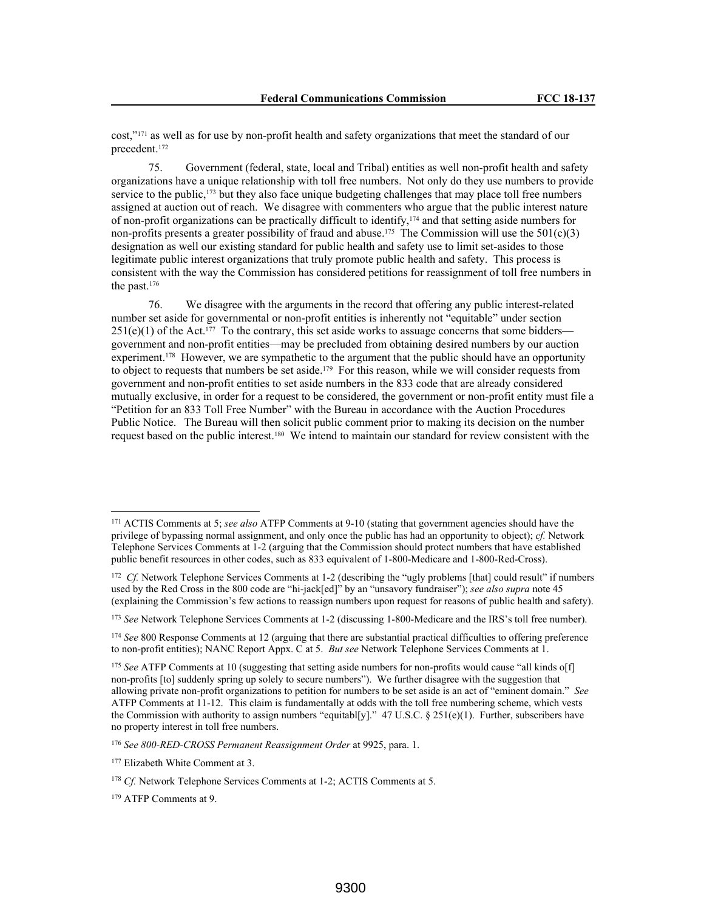cost,"[171] as well as for use by non-profit health and safety organizations that meet the standard of our precedent.[172]

75. Government (federal, state, local and Tribal) entities as well non-profit health and safety organizations have a unique relationship with toll free numbers. Not only do they use numbers to provide service to the public,[173] but they also face unique budgeting challenges that may place toll free numbers assigned at auction out of reach. We disagree with commenters who argue that the public interest nature of non-profit organizations can be practically difficult to identify,[174] and that setting aside numbers for non-profits presents a greater possibility of fraud and abuse.[175] The Commission will use the 501(c)(3) designation as well our existing standard for public health and safety use to limit set-asides to those legitimate public interest organizations that truly promote public health and safety. This process is consistent with the way the Commission has considered petitions for reassignment of toll free numbers in the past.[176]

76. We disagree with the arguments in the record that offering any public interest-related number set aside for governmental or non-profit entities is inherently not "equitable" under section 251(e)(1) of the Act.[177] To the contrary, this set aside works to assuage concerns that some bidders—government and non-profit entities—may be precluded from obtaining desired numbers by our auction experiment.[178] However, we are sympathetic to the argument that the public should have an opportunity to object to requests that numbers be set aside.[179] For this reason, while we will consider requests from government and non-profit entities to set aside numbers in the 833 code that are already considered mutually exclusive, in order for a request to be considered, the government or non-profit entity must file a "Petition for an 833 Toll Free Number" with the Bureau in accordance with the Auction Procedures Public Notice. The Bureau will then solicit public comment prior to making its decision on the number request based on the public interest.[180] We intend to maintain our standard for review consistent with the

---

[171] ACTIS Comments at 5; *see also* ATFP Comments at 9-10 (stating that government agencies should have the privilege of bypassing normal assignment, and only once the public has had an opportunity to object); *cf.* Network Telephone Services Comments at 1-2 (arguing that the Commission should protect numbers that have established public benefit resources in other codes, such as 833 equivalent of 1-800-Medicare and 1-800-Red-Cross).

[172] *Cf.* Network Telephone Services Comments at 1-2 (describing the "ugly problems [that] could result" if numbers used by the Red Cross in the 800 code are "hi-jack[ed]" by an "unsavory fundraiser"); *see also supra* note 45 (explaining the Commission's few actions to reassign numbers upon request for reasons of public health and safety).

[173] *See* Network Telephone Services Comments at 1-2 (discussing 1-800-Medicare and the IRS's toll free number).

[174] *See* 800 Response Comments at 12 (arguing that there are substantial practical difficulties to offering preference to non-profit entities); NANC Report Appx. C at 5. *But see* Network Telephone Services Comments at 1.

[175] *See* ATFP Comments at 10 (suggesting that setting aside numbers for non-profits would cause "all kinds o[f] non-profits [to] suddenly spring up solely to secure numbers"). We further disagree with the suggestion that allowing private non-profit organizations to petition for numbers to be set aside is an act of "eminent domain." *See* ATFP Comments at 11-12. This claim is fundamentally at odds with the toll free numbering scheme, which vests the Commission with authority to assign numbers "equitabl[y]." 47 U.S.C. § 251(e)(1). Further, subscribers have no property interest in toll free numbers.

[176] *See 800-RED-CROSS Permanent Reassignment Order* at 9925, para. 1.

[177] Elizabeth White Comment at 3.

[178] *Cf.* Network Telephone Services Comments at 1-2; ACTIS Comments at 5.

[179] ATFP Comments at 9.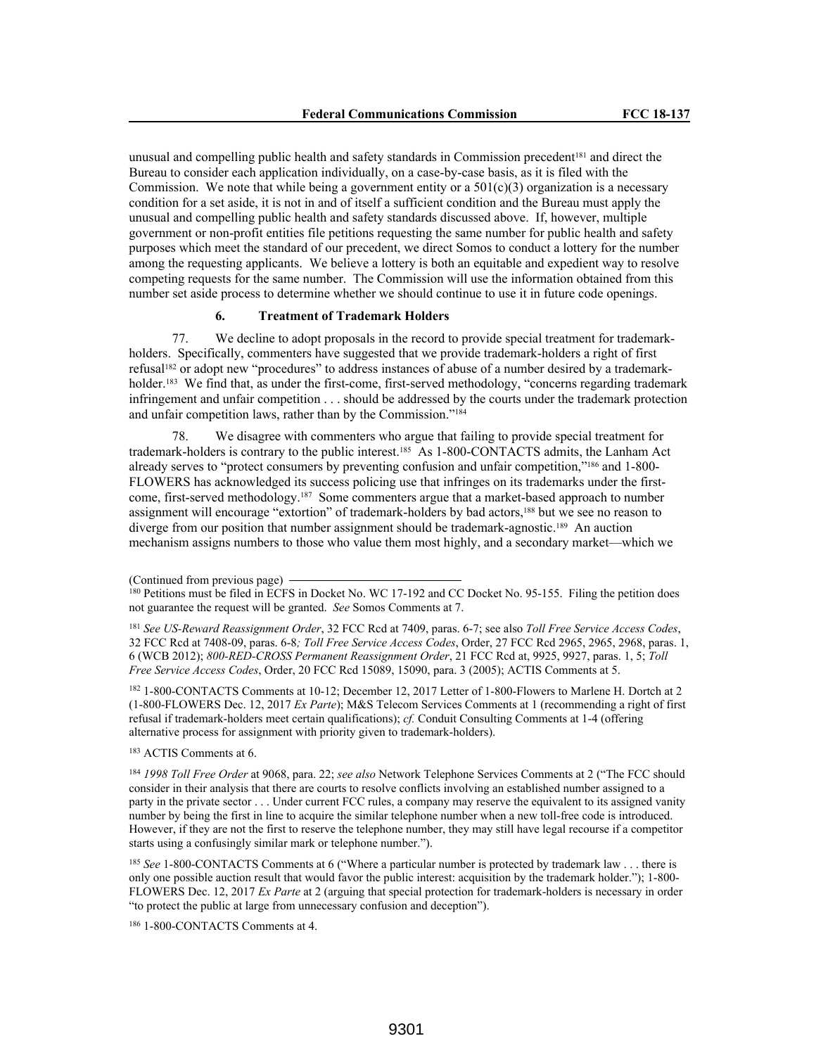unusual and compelling public health and safety standards in Commission precedent[181] and direct the Bureau to consider each application individually, on a case-by-case basis, as it is filed with the Commission. We note that while being a government entity or a 501(c)(3) organization is a necessary condition for a set aside, it is not in and of itself a sufficient condition and the Bureau must apply the unusual and compelling public health and safety standards discussed above. If, however, multiple government or non-profit entities file petitions requesting the same number for public health and safety purposes which meet the standard of our precedent, we direct Somos to conduct a lottery for the number among the requesting applicants. We believe a lottery is both an equitable and expedient way to resolve competing requests for the same number. The Commission will use the information obtained from this number set aside process to determine whether we should continue to use it in future code openings.

### 6. Treatment of Trademark Holders

77. We decline to adopt proposals in the record to provide special treatment for trademark-holders. Specifically, commenters have suggested that we provide trademark-holders a right of first refusal[182] or adopt new "procedures" to address instances of abuse of a number desired by a trademark-holder.[183] We find that, as under the first-come, first-served methodology, "concerns regarding trademark infringement and unfair competition . . . should be addressed by the courts under the trademark protection and unfair competition laws, rather than by the Commission."[184]

78. We disagree with commenters who argue that failing to provide special treatment for trademark-holders is contrary to the public interest.[185] As 1-800-CONTACTS admits, the Lanham Act already serves to "protect consumers by preventing confusion and unfair competition,"[186] and 1-800-FLOWERS has acknowledged its success policing use that infringes on its trademarks under the first-come, first-served methodology.[187] Some commenters argue that a market-based approach to number assignment will encourage "extortion" of trademark-holders by bad actors,[188] but we see no reason to diverge from our position that number assignment should be trademark-agnostic.[189] An auction mechanism assigns numbers to those who value them most highly, and a secondary market—which we

(Continued from previous page)

[180] Petitions must be filed in ECFS in Docket No. WC 17-192 and CC Docket No. 95-155. Filing the petition does not guarantee the request will be granted. *See* Somos Comments at 7.

[181] *See US-Reward Reassignment Order*, 32 FCC Rcd at 7409, paras. 6-7; see also *Toll Free Service Access Codes*, 32 FCC Rcd at 7408-09, paras. 6-8*; Toll Free Service Access Codes*, Order, 27 FCC Rcd 2965, 2965, 2968, paras. 1, 6 (WCB 2012); *800-RED-CROSS Permanent Reassignment Order*, 21 FCC Rcd at, 9925, 9927, paras. 1, 5; *Toll Free Service Access Codes*, Order, 20 FCC Rcd 15089, 15090, para. 3 (2005); ACTIS Comments at 5.

[182] 1-800-CONTACTS Comments at 10-12; December 12, 2017 Letter of 1-800-Flowers to Marlene H. Dortch at 2 (1-800-FLOWERS Dec. 12, 2017 *Ex Parte*); M&S Telecom Services Comments at 1 (recommending a right of first refusal if trademark-holders meet certain qualifications); *cf.* Conduit Consulting Comments at 1-4 (offering alternative process for assignment with priority given to trademark-holders).

[183] ACTIS Comments at 6.

[184] *1998 Toll Free Order* at 9068, para. 22; *see also* Network Telephone Services Comments at 2 ("The FCC should consider in their analysis that there are courts to resolve conflicts involving an established number assigned to a party in the private sector . . . Under current FCC rules, a company may reserve the equivalent to its assigned vanity number by being the first in line to acquire the similar telephone number when a new toll-free code is introduced. However, if they are not the first to reserve the telephone number, they may still have legal recourse if a competitor starts using a confusingly similar mark or telephone number.").

[185] *See* 1-800-CONTACTS Comments at 6 ("Where a particular number is protected by trademark law . . . there is only one possible auction result that would favor the public interest: acquisition by the trademark holder."); 1-800-FLOWERS Dec. 12, 2017 *Ex Parte* at 2 (arguing that special protection for trademark-holders is necessary in order "to protect the public at large from unnecessary confusion and deception").

[186] 1-800-CONTACTS Comments at 4.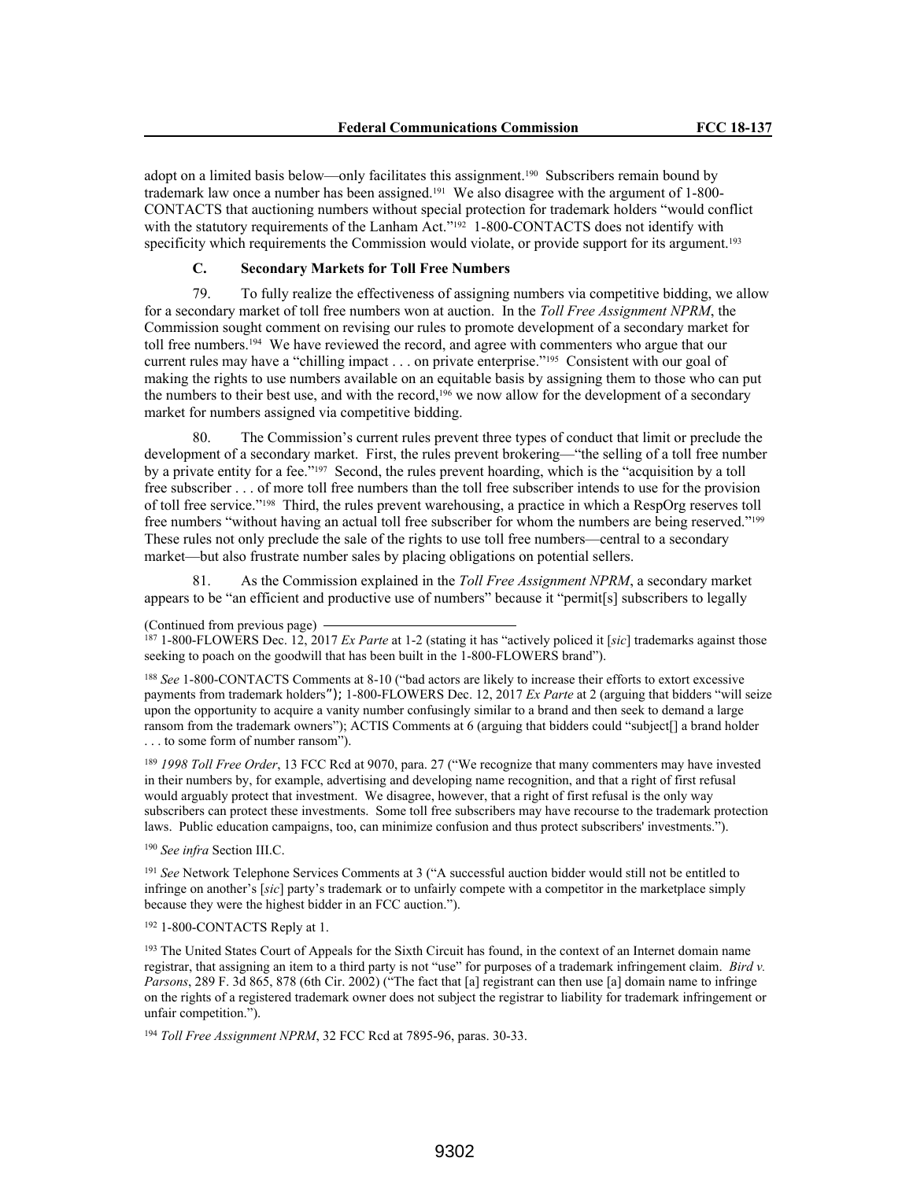adopt on a limited basis below—only facilitates this assignment.[190] Subscribers remain bound by trademark law once a number has been assigned.[191] We also disagree with the argument of 1-800-CONTACTS that auctioning numbers without special protection for trademark holders "would conflict with the statutory requirements of the Lanham Act."[192] 1-800-CONTACTS does not identify with specificity which requirements the Commission would violate, or provide support for its argument.[193]

### C. Secondary Markets for Toll Free Numbers

79. To fully realize the effectiveness of assigning numbers via competitive bidding, we allow for a secondary market of toll free numbers won at auction. In the *Toll Free Assignment NPRM*, the Commission sought comment on revising our rules to promote development of a secondary market for toll free numbers.[194] We have reviewed the record, and agree with commenters who argue that our current rules may have a "chilling impact . . . on private enterprise."[195] Consistent with our goal of making the rights to use numbers available on an equitable basis by assigning them to those who can put the numbers to their best use, and with the record,[196] we now allow for the development of a secondary market for numbers assigned via competitive bidding.

80. The Commission's current rules prevent three types of conduct that limit or preclude the development of a secondary market. First, the rules prevent brokering—"the selling of a toll free number by a private entity for a fee."[197] Second, the rules prevent hoarding, which is the "acquisition by a toll free subscriber . . . of more toll free numbers than the toll free subscriber intends to use for the provision of toll free service."[198] Third, the rules prevent warehousing, a practice in which a RespOrg reserves toll free numbers "without having an actual toll free subscriber for whom the numbers are being reserved."[199] These rules not only preclude the sale of the rights to use toll free numbers—central to a secondary market—but also frustrate number sales by placing obligations on potential sellers.

81. As the Commission explained in the *Toll Free Assignment NPRM*, a secondary market appears to be "an efficient and productive use of numbers" because it "permit[s] subscribers to legally

(Continued from previous page)

[187] 1-800-FLOWERS Dec. 12, 2017 *Ex Parte* at 1-2 (stating it has "actively policed it [*sic*] trademarks against those seeking to poach on the goodwill that has been built in the 1-800-FLOWERS brand").

[188] *See* 1-800-CONTACTS Comments at 8-10 ("bad actors are likely to increase their efforts to extort excessive payments from trademark holders"); 1-800-FLOWERS Dec. 12, 2017 *Ex Parte* at 2 (arguing that bidders "will seize upon the opportunity to acquire a vanity number confusingly similar to a brand and then seek to demand a large ransom from the trademark owners"); ACTIS Comments at 6 (arguing that bidders could "subject[] a brand holder . . . to some form of number ransom").

[189] *1998 Toll Free Order*, 13 FCC Rcd at 9070, para. 27 ("We recognize that many commenters may have invested in their numbers by, for example, advertising and developing name recognition, and that a right of first refusal would arguably protect that investment. We disagree, however, that a right of first refusal is the only way subscribers can protect these investments. Some toll free subscribers may have recourse to the trademark protection laws. Public education campaigns, too, can minimize confusion and thus protect subscribers' investments.").

[190] *See infra* Section III.C.

[191] *See* Network Telephone Services Comments at 3 ("A successful auction bidder would still not be entitled to infringe on another's [*sic*] party's trademark or to unfairly compete with a competitor in the marketplace simply because they were the highest bidder in an FCC auction.").

[192] 1-800-CONTACTS Reply at 1.

[193] The United States Court of Appeals for the Sixth Circuit has found, in the context of an Internet domain name registrar, that assigning an item to a third party is not "use" for purposes of a trademark infringement claim. *Bird v. Parsons*, 289 F. 3d 865, 878 (6th Cir. 2002) ("The fact that [a] registrant can then use [a] domain name to infringe on the rights of a registered trademark owner does not subject the registrar to liability for trademark infringement or unfair competition.").

[194] *Toll Free Assignment NPRM*, 32 FCC Rcd at 7895-96, paras. 30-33.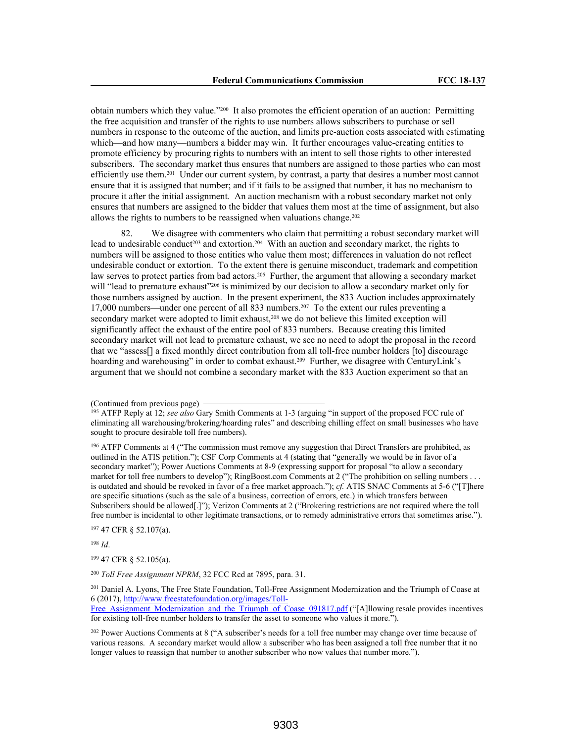obtain numbers which they value."[200] It also promotes the efficient operation of an auction: Permitting the free acquisition and transfer of the rights to use numbers allows subscribers to purchase or sell numbers in response to the outcome of the auction, and limits pre-auction costs associated with estimating which—and how many—numbers a bidder may win. It further encourages value-creating entities to promote efficiency by procuring rights to numbers with an intent to sell those rights to other interested subscribers. The secondary market thus ensures that numbers are assigned to those parties who can most efficiently use them.[201] Under our current system, by contrast, a party that desires a number most cannot ensure that it is assigned that number; and if it fails to be assigned that number, it has no mechanism to procure it after the initial assignment. An auction mechanism with a robust secondary market not only ensures that numbers are assigned to the bidder that values them most at the time of assignment, but also allows the rights to numbers to be reassigned when valuations change.[202]

82. We disagree with commenters who claim that permitting a robust secondary market will lead to undesirable conduct[203] and extortion.[204] With an auction and secondary market, the rights to numbers will be assigned to those entities who value them most; differences in valuation do not reflect undesirable conduct or extortion. To the extent there is genuine misconduct, trademark and competition law serves to protect parties from bad actors.[205] Further, the argument that allowing a secondary market will "lead to premature exhaust"[206] is minimized by our decision to allow a secondary market only for those numbers assigned by auction. In the present experiment, the 833 Auction includes approximately 17,000 numbers—under one percent of all 833 numbers.[207] To the extent our rules preventing a secondary market were adopted to limit exhaust,[208] we do not believe this limited exception will significantly affect the exhaust of the entire pool of 833 numbers. Because creating this limited secondary market will not lead to premature exhaust, we see no need to adopt the proposal in the record that we "assess[] a fixed monthly direct contribution from all toll-free number holders [to] discourage hoarding and warehousing" in order to combat exhaust.[209] Further, we disagree with CenturyLink's argument that we should not combine a secondary market with the 833 Auction experiment so that an

(Continued from previous page)

[195] ATFP Reply at 12; *see also* Gary Smith Comments at 1-3 (arguing "in support of the proposed FCC rule of eliminating all warehousing/brokering/hoarding rules" and describing chilling effect on small businesses who have sought to procure desirable toll free numbers).

[196] ATFP Comments at 4 ("The commission must remove any suggestion that Direct Transfers are prohibited, as outlined in the ATIS petition."); CSF Corp Comments at 4 (stating that "generally we would be in favor of a secondary market"); Power Auctions Comments at 8-9 (expressing support for proposal "to allow a secondary market for toll free numbers to develop"); RingBoost.com Comments at 2 ("The prohibition on selling numbers . . . is outdated and should be revoked in favor of a free market approach."); *cf.* ATIS SNAC Comments at 5-6 ("[T]here are specific situations (such as the sale of a business, correction of errors, etc.) in which transfers between Subscribers should be allowed[.]"); Verizon Comments at 2 ("Brokering restrictions are not required where the toll free number is incidental to other legitimate transactions, or to remedy administrative errors that sometimes arise.").

[197] 47 CFR § 52.107(a).

[198] *Id*.

[199] 47 CFR § 52.105(a).

[200] *Toll Free Assignment NPRM*, 32 FCC Rcd at 7895, para. 31.

[201] Daniel A. Lyons, The Free State Foundation, Toll-Free Assignment Modernization and the Triumph of Coase at 6 (2017), http://www.freestatefoundation.org/images/Toll-Free_Assignment_Modernization_and_the_Triumph_of_Coase_091817.pdf ("[A]llowing resale provides incentives for existing toll-free number holders to transfer the asset to someone who values it more.").

[202] Power Auctions Comments at 8 ("A subscriber's needs for a toll free number may change over time because of various reasons. A secondary market would allow a subscriber who has been assigned a toll free number that it no longer values to reassign that number to another subscriber who now values that number more.").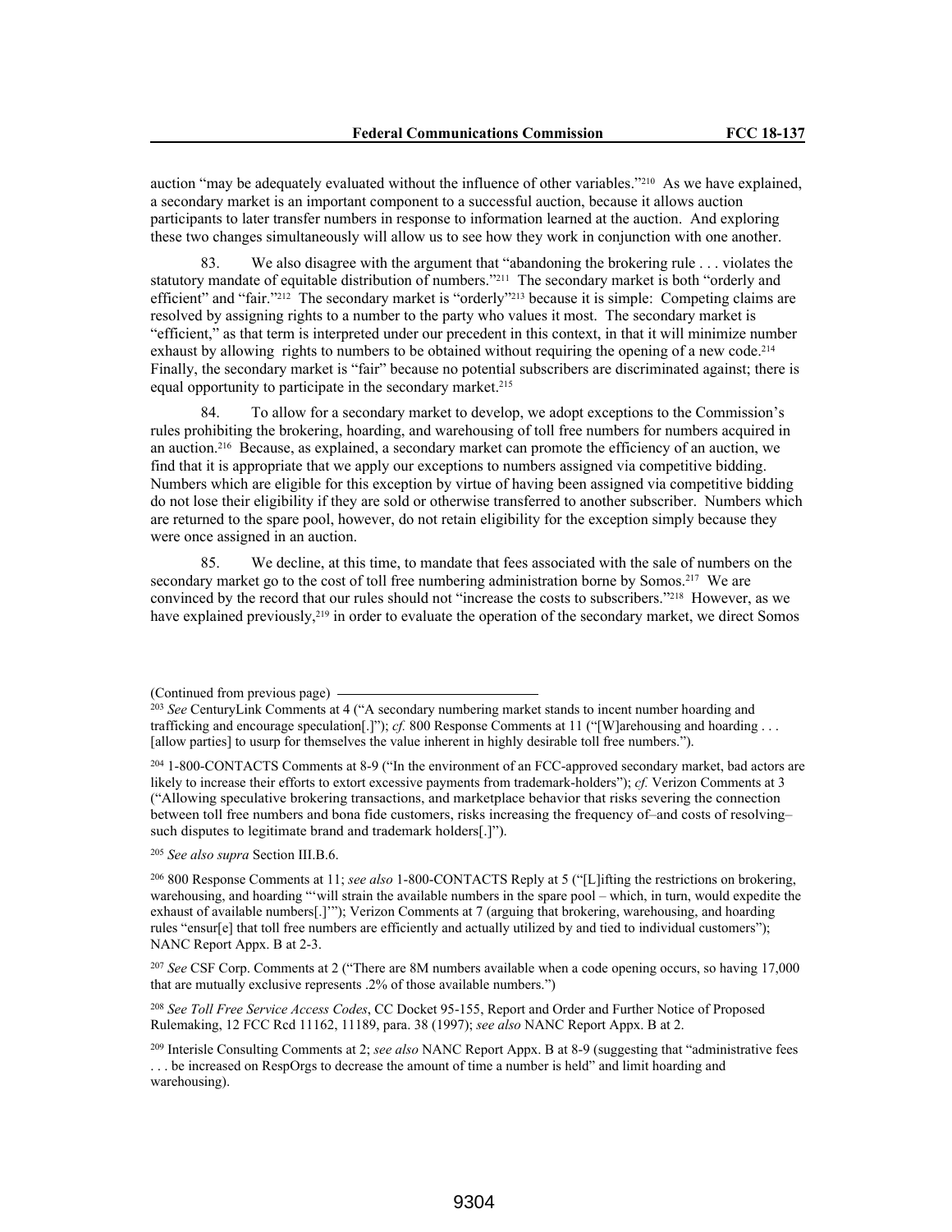auction "may be adequately evaluated without the influence of other variables."[210] As we have explained, a secondary market is an important component to a successful auction, because it allows auction participants to later transfer numbers in response to information learned at the auction. And exploring these two changes simultaneously will allow us to see how they work in conjunction with one another.

83. We also disagree with the argument that "abandoning the brokering rule . . . violates the statutory mandate of equitable distribution of numbers."[211] The secondary market is both "orderly and efficient" and "fair."[212] The secondary market is "orderly"[213] because it is simple: Competing claims are resolved by assigning rights to a number to the party who values it most. The secondary market is "efficient," as that term is interpreted under our precedent in this context, in that it will minimize number exhaust by allowing rights to numbers to be obtained without requiring the opening of a new code.[214] Finally, the secondary market is "fair" because no potential subscribers are discriminated against; there is equal opportunity to participate in the secondary market.[215]

84. To allow for a secondary market to develop, we adopt exceptions to the Commission's rules prohibiting the brokering, hoarding, and warehousing of toll free numbers for numbers acquired in an auction.[216] Because, as explained, a secondary market can promote the efficiency of an auction, we find that it is appropriate that we apply our exceptions to numbers assigned via competitive bidding. Numbers which are eligible for this exception by virtue of having been assigned via competitive bidding do not lose their eligibility if they are sold or otherwise transferred to another subscriber. Numbers which are returned to the spare pool, however, do not retain eligibility for the exception simply because they were once assigned in an auction.

85. We decline, at this time, to mandate that fees associated with the sale of numbers on the secondary market go to the cost of toll free numbering administration borne by Somos.[217] We are convinced by the record that our rules should not "increase the costs to subscribers."[218] However, as we have explained previously,[219] in order to evaluate the operation of the secondary market, we direct Somos

(Continued from previous page)

[203] *See* CenturyLink Comments at 4 ("A secondary numbering market stands to incent number hoarding and trafficking and encourage speculation[.]"); *cf.* 800 Response Comments at 11 ("[W]arehousing and hoarding . . . [allow parties] to usurp for themselves the value inherent in highly desirable toll free numbers.").

[204] 1-800-CONTACTS Comments at 8-9 ("In the environment of an FCC-approved secondary market, bad actors are likely to increase their efforts to extort excessive payments from trademark-holders"); *cf.* Verizon Comments at 3 ("Allowing speculative brokering transactions, and marketplace behavior that risks severing the connection between toll free numbers and bona fide customers, risks increasing the frequency of–and costs of resolving–such disputes to legitimate brand and trademark holders[.]").

[205] *See also supra* Section III.B.6.

[206] 800 Response Comments at 11; *see also* 1-800-CONTACTS Reply at 5 ("[L]ifting the restrictions on brokering, warehousing, and hoarding "'will strain the available numbers in the spare pool – which, in turn, would expedite the exhaust of available numbers[.]'"); Verizon Comments at 7 (arguing that brokering, warehousing, and hoarding rules "ensur[e] that toll free numbers are efficiently and actually utilized by and tied to individual customers"); NANC Report Appx. B at 2-3.

[207] *See* CSF Corp. Comments at 2 ("There are 8M numbers available when a code opening occurs, so having 17,000 that are mutually exclusive represents .2% of those available numbers.")

[208] *See Toll Free Service Access Codes*, CC Docket 95-155, Report and Order and Further Notice of Proposed Rulemaking, 12 FCC Rcd 11162, 11189, para. 38 (1997); *see also* NANC Report Appx. B at 2.

[209] Interisle Consulting Comments at 2; *see also* NANC Report Appx. B at 8-9 (suggesting that "administrative fees . . . be increased on RespOrgs to decrease the amount of time a number is held" and limit hoarding and warehousing).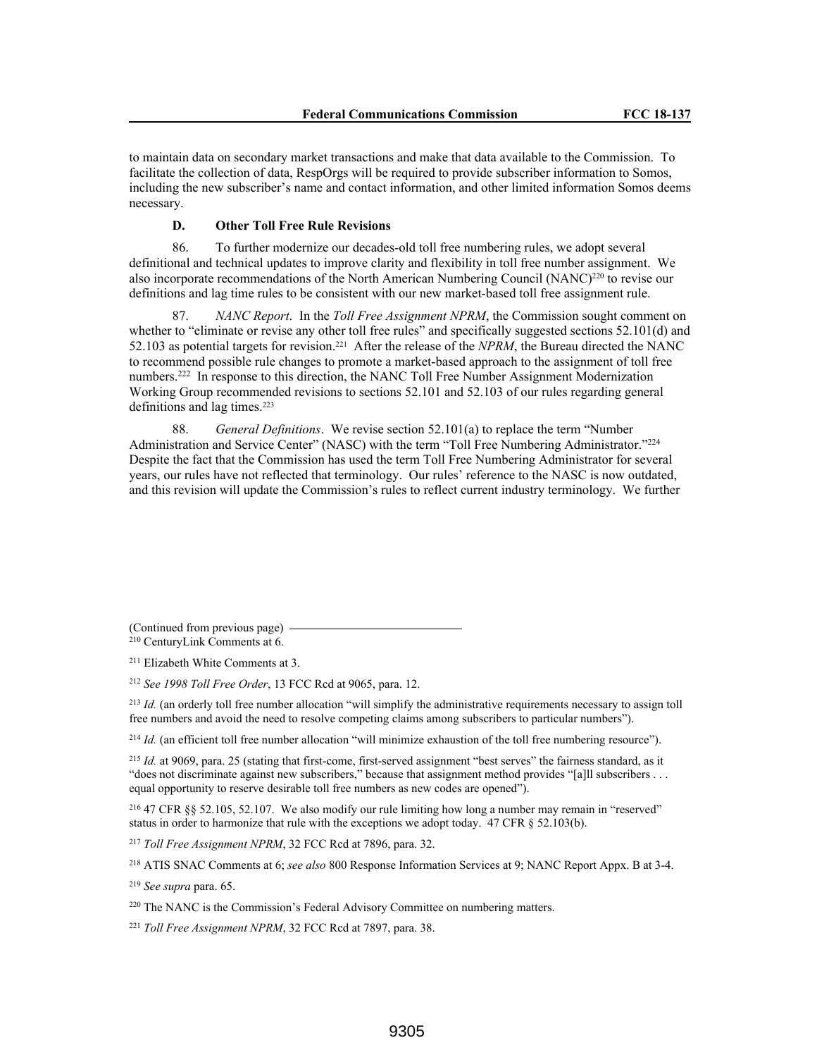to maintain data on secondary market transactions and make that data available to the Commission. To facilitate the collection of data, RespOrgs will be required to provide subscriber information to Somos, including the new subscriber's name and contact information, and other limited information Somos deems necessary.

### D. Other Toll Free Rule Revisions

86. To further modernize our decades-old toll free numbering rules, we adopt several definitional and technical updates to improve clarity and flexibility in toll free number assignment. We also incorporate recommendations of the North American Numbering Council (NANC)[220] to revise our definitions and lag time rules to be consistent with our new market-based toll free assignment rule.

87. *NANC Report*. In the *Toll Free Assignment NPRM*, the Commission sought comment on whether to "eliminate or revise any other toll free rules" and specifically suggested sections 52.101(d) and 52.103 as potential targets for revision.[221] After the release of the *NPRM*, the Bureau directed the NANC to recommend possible rule changes to promote a market-based approach to the assignment of toll free numbers.[222] In response to this direction, the NANC Toll Free Number Assignment Modernization Working Group recommended revisions to sections 52.101 and 52.103 of our rules regarding general definitions and lag times.[223]

88. *General Definitions*. We revise section 52.101(a) to replace the term "Number Administration and Service Center" (NASC) with the term "Toll Free Numbering Administrator."[224] Despite the fact that the Commission has used the term Toll Free Numbering Administrator for several years, our rules have not reflected that terminology. Our rules' reference to the NASC is now outdated, and this revision will update the Commission's rules to reflect current industry terminology. We further

(Continued from previous page)

[210] CenturyLink Comments at 6.

[211] Elizabeth White Comments at 3.

[212] *See 1998 Toll Free Order*, 13 FCC Rcd at 9065, para. 12.

[213] *Id.* (an orderly toll free number allocation "will simplify the administrative requirements necessary to assign toll free numbers and avoid the need to resolve competing claims among subscribers to particular numbers").

[214] *Id.* (an efficient toll free number allocation "will minimize exhaustion of the toll free numbering resource").

[215] *Id.* at 9069, para. 25 (stating that first-come, first-served assignment "best serves" the fairness standard, as it "does not discriminate against new subscribers," because that assignment method provides "[a]ll subscribers . . . equal opportunity to reserve desirable toll free numbers as new codes are opened").

[216] 47 CFR §§ 52.105, 52.107. We also modify our rule limiting how long a number may remain in "reserved" status in order to harmonize that rule with the exceptions we adopt today. 47 CFR § 52.103(b).

[217] *Toll Free Assignment NPRM*, 32 FCC Rcd at 7896, para. 32.

[218] ATIS SNAC Comments at 6; *see also* 800 Response Information Services at 9; NANC Report Appx. B at 3-4.

[219] *See supra* para. 65.

[220] The NANC is the Commission's Federal Advisory Committee on numbering matters.

[221] *Toll Free Assignment NPRM*, 32 FCC Rcd at 7897, para. 38.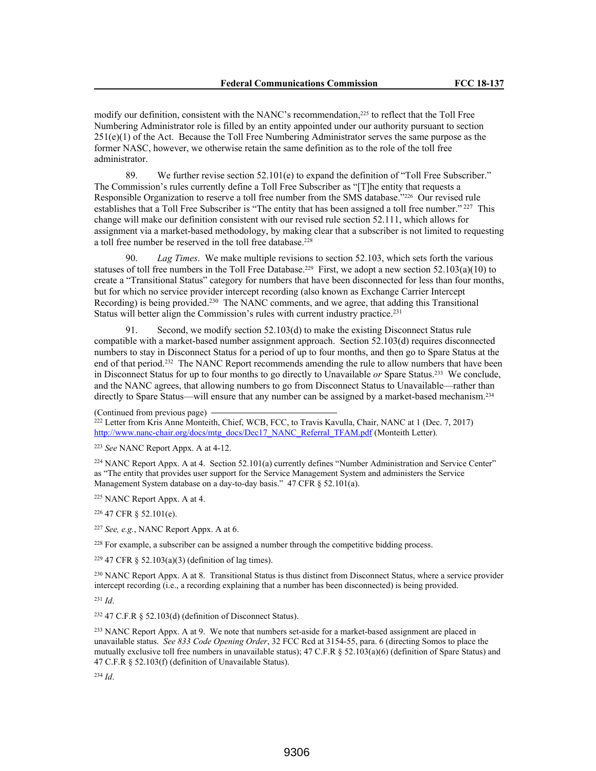modify our definition, consistent with the NANC's recommendation,[225] to reflect that the Toll Free Numbering Administrator role is filled by an entity appointed under our authority pursuant to section 251(e)(1) of the Act. Because the Toll Free Numbering Administrator serves the same purpose as the former NASC, however, we otherwise retain the same definition as to the role of the toll free administrator.

89. We further revise section 52.101(e) to expand the definition of "Toll Free Subscriber." The Commission's rules currently define a Toll Free Subscriber as "[T]he entity that requests a Responsible Organization to reserve a toll free number from the SMS database."[226] Our revised rule establishes that a Toll Free Subscriber is "The entity that has been assigned a toll free number."[227] This change will make our definition consistent with our revised rule section 52.111, which allows for assignment via a market-based methodology, by making clear that a subscriber is not limited to requesting a toll free number be reserved in the toll free database.[228]

90. *Lag Times*. We make multiple revisions to section 52.103, which sets forth the various statuses of toll free numbers in the Toll Free Database.[229] First, we adopt a new section 52.103(a)(10) to create a "Transitional Status" category for numbers that have been disconnected for less than four months, but for which no service provider intercept recording (also known as Exchange Carrier Intercept Recording) is being provided.[230] The NANC comments, and we agree, that adding this Transitional Status will better align the Commission's rules with current industry practice.[231]

91. Second, we modify section 52.103(d) to make the existing Disconnect Status rule compatible with a market-based number assignment approach. Section 52.103(d) requires disconnected numbers to stay in Disconnect Status for a period of up to four months, and then go to Spare Status at the end of that period.[232] The NANC Report recommends amending the rule to allow numbers that have been in Disconnect Status for up to four months to go directly to Unavailable *or* Spare Status.[233] We conclude, and the NANC agrees, that allowing numbers to go from Disconnect Status to Unavailable—rather than directly to Spare Status—will ensure that any number can be assigned by a market-based mechanism.[234]

(Continued from previous page)

[222] Letter from Kris Anne Monteith, Chief, WCB, FCC, to Travis Kavulla, Chair, NANC at 1 (Dec. 7, 2017) http://www.nanc-chair.org/docs/mtg_docs/Dec17_NANC_Referral_TFAM.pdf (Monteith Letter).

[223] *See* NANC Report Appx. A at 4-12.

[224] NANC Report Appx. A at 4. Section 52.101(a) currently defines "Number Administration and Service Center" as "The entity that provides user support for the Service Management System and administers the Service Management System database on a day-to-day basis." 47 CFR § 52.101(a).

[225] NANC Report Appx. A at 4.

[226] 47 CFR § 52.101(e).

[227] *See, e.g.*, NANC Report Appx. A at 6.

[228] For example, a subscriber can be assigned a number through the competitive bidding process.

[229] 47 CFR § 52.103(a)(3) (definition of lag times).

[230] NANC Report Appx. A at 8. Transitional Status is thus distinct from Disconnect Status, where a service provider intercept recording (i.e., a recording explaining that a number has been disconnected) is being provided.

[231] *Id*.

[232] 47 C.F.R § 52.103(d) (definition of Disconnect Status).

[233] NANC Report Appx. A at 9. We note that numbers set-aside for a market-based assignment are placed in unavailable status. *See 833 Code Opening Order*, 32 FCC Rcd at 3154-55, para. 6 (directing Somos to place the mutually exclusive toll free numbers in unavailable status); 47 C.F.R § 52.103(a)(6) (definition of Spare Status) and 47 C.F.R § 52.103(f) (definition of Unavailable Status).

[234] *Id*.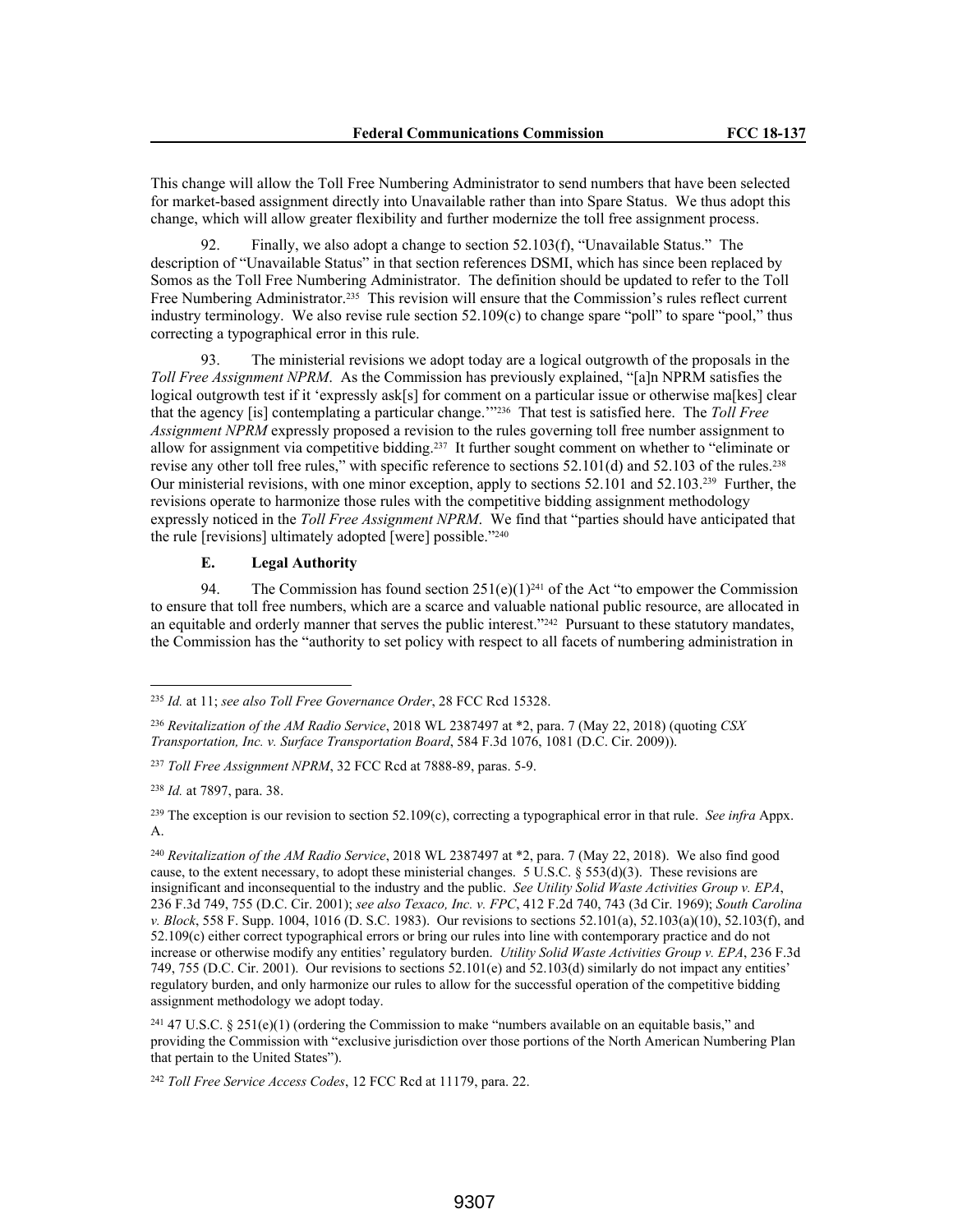This change will allow the Toll Free Numbering Administrator to send numbers that have been selected for market-based assignment directly into Unavailable rather than into Spare Status. We thus adopt this change, which will allow greater flexibility and further modernize the toll free assignment process.

92. Finally, we also adopt a change to section 52.103(f), "Unavailable Status." The description of "Unavailable Status" in that section references DSMI, which has since been replaced by Somos as the Toll Free Numbering Administrator. The definition should be updated to refer to the Toll Free Numbering Administrator.[235] This revision will ensure that the Commission's rules reflect current industry terminology. We also revise rule section 52.109(c) to change spare "poll" to spare "pool," thus correcting a typographical error in this rule.

93. The ministerial revisions we adopt today are a logical outgrowth of the proposals in the *Toll Free Assignment NPRM*. As the Commission has previously explained, "[a]n NPRM satisfies the logical outgrowth test if it 'expressly ask[s] for comment on a particular issue or otherwise ma[kes] clear that the agency [is] contemplating a particular change.'"[236] That test is satisfied here. The *Toll Free Assignment NPRM* expressly proposed a revision to the rules governing toll free number assignment to allow for assignment via competitive bidding.[237] It further sought comment on whether to "eliminate or revise any other toll free rules," with specific reference to sections 52.101(d) and 52.103 of the rules.[238] Our ministerial revisions, with one minor exception, apply to sections 52.101 and 52.103.[239] Further, the revisions operate to harmonize those rules with the competitive bidding assignment methodology expressly noticed in the *Toll Free Assignment NPRM*. We find that "parties should have anticipated that the rule [revisions] ultimately adopted [were] possible."[240]

### E. Legal Authority

94. The Commission has found section 251(e)(1)[241] of the Act "to empower the Commission to ensure that toll free numbers, which are a scarce and valuable national public resource, are allocated in an equitable and orderly manner that serves the public interest."[242] Pursuant to these statutory mandates, the Commission has the "authority to set policy with respect to all facets of numbering administration in

---

[235] *Id.* at 11; *see also Toll Free Governance Order*, 28 FCC Rcd 15328.

[236] *Revitalization of the AM Radio Service*, 2018 WL 2387497 at *2, para. 7 (May 22, 2018) (quoting *CSX Transportation, Inc. v. Surface Transportation Board*, 584 F.3d 1076, 1081 (D.C. Cir. 2009)).

[237] *Toll Free Assignment NPRM*, 32 FCC Rcd at 7888-89, paras. 5-9.

[238] *Id.* at 7897, para. 38.

[239] The exception is our revision to section 52.109(c), correcting a typographical error in that rule. *See infra* Appx. A.

[240] *Revitalization of the AM Radio Service*, 2018 WL 2387497 at *2, para. 7 (May 22, 2018). We also find good cause, to the extent necessary, to adopt these ministerial changes. 5 U.S.C. § 553(d)(3). These revisions are insignificant and inconsequential to the industry and the public. *See Utility Solid Waste Activities Group v. EPA*, 236 F.3d 749, 755 (D.C. Cir. 2001); *see also Texaco, Inc. v. FPC*, 412 F.2d 740, 743 (3d Cir. 1969); *South Carolina v. Block*, 558 F. Supp. 1004, 1016 (D. S.C. 1983). Our revisions to sections 52.101(a), 52.103(a)(10), 52.103(f), and 52.109(c) either correct typographical errors or bring our rules into line with contemporary practice and do not increase or otherwise modify any entities' regulatory burden. *Utility Solid Waste Activities Group v. EPA*, 236 F.3d 749, 755 (D.C. Cir. 2001). Our revisions to sections 52.101(e) and 52.103(d) similarly do not impact any entities' regulatory burden, and only harmonize our rules to allow for the successful operation of the competitive bidding assignment methodology we adopt today.

[241] 47 U.S.C. § 251(e)(1) (ordering the Commission to make "numbers available on an equitable basis," and providing the Commission with "exclusive jurisdiction over those portions of the North American Numbering Plan that pertain to the United States").

[242] *Toll Free Service Access Codes*, 12 FCC Rcd at 11179, para. 22.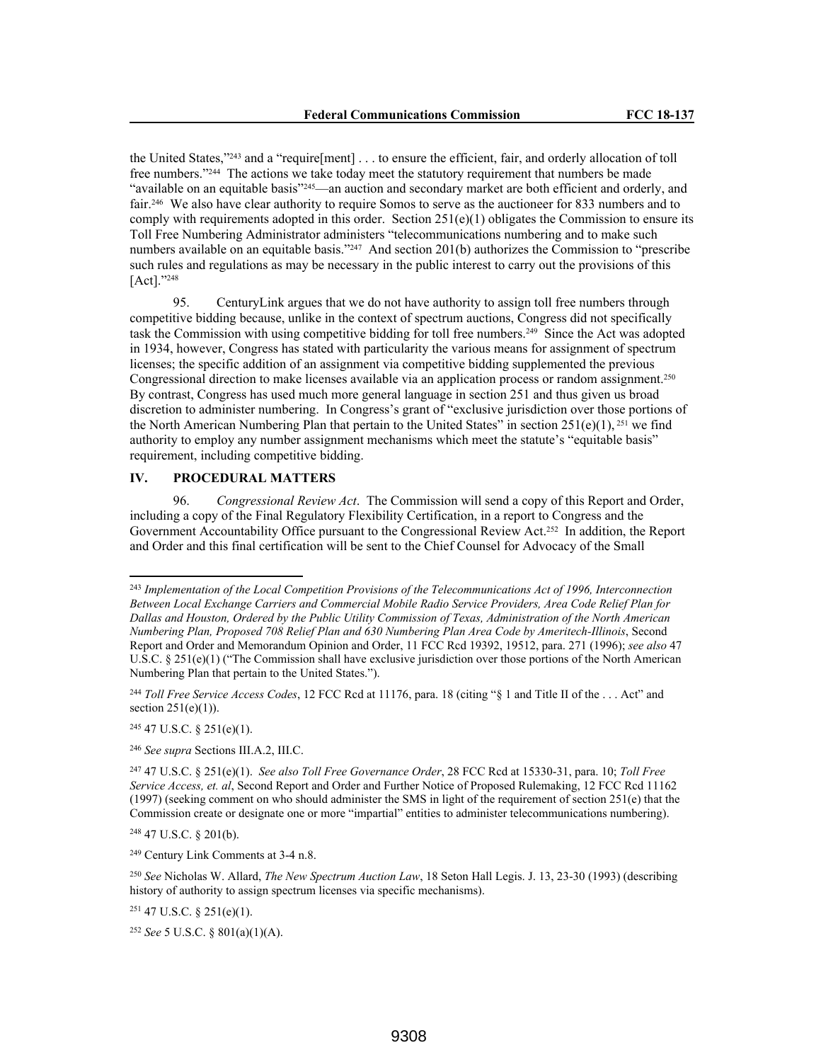the United States,"[243] and a "require[ment] . . . to ensure the efficient, fair, and orderly allocation of toll free numbers."[244] The actions we take today meet the statutory requirement that numbers be made "available on an equitable basis"[245]—an auction and secondary market are both efficient and orderly, and fair.[246] We also have clear authority to require Somos to serve as the auctioneer for 833 numbers and to comply with requirements adopted in this order. Section 251(e)(1) obligates the Commission to ensure its Toll Free Numbering Administrator administers "telecommunications numbering and to make such numbers available on an equitable basis."[247] And section 201(b) authorizes the Commission to "prescribe such rules and regulations as may be necessary in the public interest to carry out the provisions of this [Act]."[248]

95. CenturyLink argues that we do not have authority to assign toll free numbers through competitive bidding because, unlike in the context of spectrum auctions, Congress did not specifically task the Commission with using competitive bidding for toll free numbers.[249] Since the Act was adopted in 1934, however, Congress has stated with particularity the various means for assignment of spectrum licenses; the specific addition of an assignment via competitive bidding supplemented the previous Congressional direction to make licenses available via an application process or random assignment.[250] By contrast, Congress has used much more general language in section 251 and thus given us broad discretion to administer numbering. In Congress's grant of "exclusive jurisdiction over those portions of the North American Numbering Plan that pertain to the United States" in section 251(e)(1),[251] we find authority to employ any number assignment mechanisms which meet the statute's "equitable basis" requirement, including competitive bidding.

## IV. PROCEDURAL MATTERS

96. *Congressional Review Act*. The Commission will send a copy of this Report and Order, including a copy of the Final Regulatory Flexibility Certification, in a report to Congress and the Government Accountability Office pursuant to the Congressional Review Act.[252] In addition, the Report and Order and this final certification will be sent to the Chief Counsel for Advocacy of the Small

---

[243] *Implementation of the Local Competition Provisions of the Telecommunications Act of 1996, Interconnection Between Local Exchange Carriers and Commercial Mobile Radio Service Providers, Area Code Relief Plan for Dallas and Houston, Ordered by the Public Utility Commission of Texas, Administration of the North American Numbering Plan, Proposed 708 Relief Plan and 630 Numbering Plan Area Code by Ameritech-Illinois*, Second Report and Order and Memorandum Opinion and Order, 11 FCC Rcd 19392, 19512, para. 271 (1996); *see also* 47 U.S.C. § 251(e)(1) ("The Commission shall have exclusive jurisdiction over those portions of the North American Numbering Plan that pertain to the United States.").

[244] *Toll Free Service Access Codes*, 12 FCC Rcd at 11176, para. 18 (citing "§ 1 and Title II of the . . . Act" and section 251(e)(1)).

[245] 47 U.S.C. § 251(e)(1).

[246] *See supra* Sections III.A.2, III.C.

[247] 47 U.S.C. § 251(e)(1). *See also Toll Free Governance Order*, 28 FCC Rcd at 15330-31, para. 10; *Toll Free Service Access, et. al*, Second Report and Order and Further Notice of Proposed Rulemaking, 12 FCC Rcd 11162 (1997) (seeking comment on who should administer the SMS in light of the requirement of section 251(e) that the Commission create or designate one or more "impartial" entities to administer telecommunications numbering).

[248] 47 U.S.C. § 201(b).

[249] Century Link Comments at 3-4 n.8.

[250] *See* Nicholas W. Allard, *The New Spectrum Auction Law*, 18 Seton Hall Legis. J. 13, 23-30 (1993) (describing history of authority to assign spectrum licenses via specific mechanisms).

[251] 47 U.S.C. § 251(e)(1).

[252] *See* 5 U.S.C. § 801(a)(1)(A).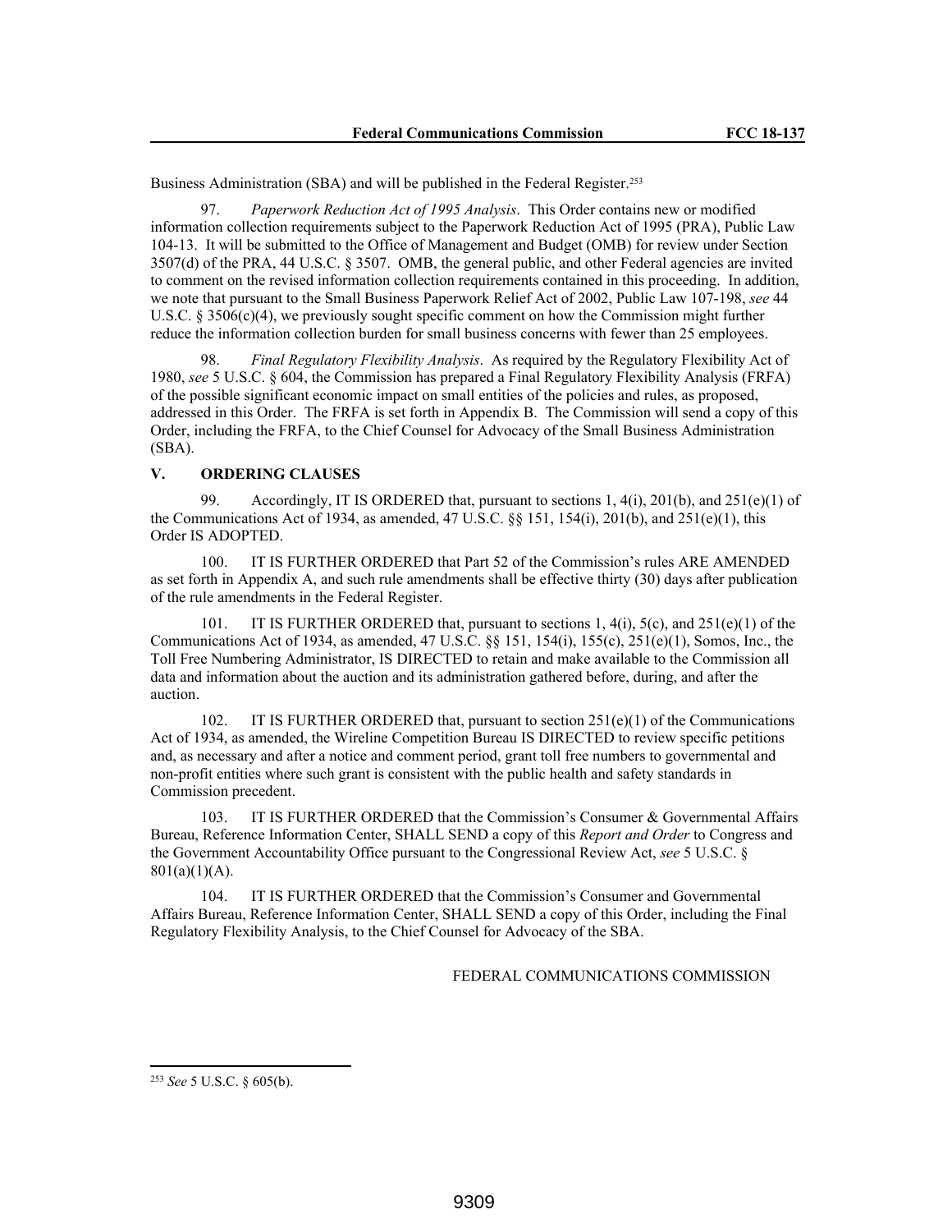Business Administration (SBA) and will be published in the Federal Register.[253]

97. *Paperwork Reduction Act of 1995 Analysis*. This Order contains new or modified information collection requirements subject to the Paperwork Reduction Act of 1995 (PRA), Public Law 104-13. It will be submitted to the Office of Management and Budget (OMB) for review under Section 3507(d) of the PRA, 44 U.S.C. § 3507. OMB, the general public, and other Federal agencies are invited to comment on the revised information collection requirements contained in this proceeding. In addition, we note that pursuant to the Small Business Paperwork Relief Act of 2002, Public Law 107-198, *see* 44 U.S.C. § 3506(c)(4), we previously sought specific comment on how the Commission might further reduce the information collection burden for small business concerns with fewer than 25 employees.

98. *Final Regulatory Flexibility Analysis*. As required by the Regulatory Flexibility Act of 1980, *see* 5 U.S.C. § 604, the Commission has prepared a Final Regulatory Flexibility Analysis (FRFA) of the possible significant economic impact on small entities of the policies and rules, as proposed, addressed in this Order. The FRFA is set forth in Appendix B. The Commission will send a copy of this Order, including the FRFA, to the Chief Counsel for Advocacy of the Small Business Administration (SBA).

## V. ORDERING CLAUSES

99. Accordingly, IT IS ORDERED that, pursuant to sections 1, 4(i), 201(b), and 251(e)(1) of the Communications Act of 1934, as amended, 47 U.S.C. §§ 151, 154(i), 201(b), and 251(e)(1), this Order IS ADOPTED.

100. IT IS FURTHER ORDERED that Part 52 of the Commission's rules ARE AMENDED as set forth in Appendix A, and such rule amendments shall be effective thirty (30) days after publication of the rule amendments in the Federal Register.

101. IT IS FURTHER ORDERED that, pursuant to sections 1, 4(i), 5(c), and 251(e)(1) of the Communications Act of 1934, as amended, 47 U.S.C. §§ 151, 154(i), 155(c), 251(e)(1), Somos, Inc., the Toll Free Numbering Administrator, IS DIRECTED to retain and make available to the Commission all data and information about the auction and its administration gathered before, during, and after the auction.

102. IT IS FURTHER ORDERED that, pursuant to section 251(e)(1) of the Communications Act of 1934, as amended, the Wireline Competition Bureau IS DIRECTED to review specific petitions and, as necessary and after a notice and comment period, grant toll free numbers to governmental and non-profit entities where such grant is consistent with the public health and safety standards in Commission precedent.

103. IT IS FURTHER ORDERED that the Commission's Consumer & Governmental Affairs Bureau, Reference Information Center, SHALL SEND a copy of this *Report and Order* to Congress and the Government Accountability Office pursuant to the Congressional Review Act, *see* 5 U.S.C. § 801(a)(1)(A).

104. IT IS FURTHER ORDERED that the Commission's Consumer and Governmental Affairs Bureau, Reference Information Center, SHALL SEND a copy of this Order, including the Final Regulatory Flexibility Analysis, to the Chief Counsel for Advocacy of the SBA.

FEDERAL COMMUNICATIONS COMMISSION

---

[253] *See* 5 U.S.C. § 605(b).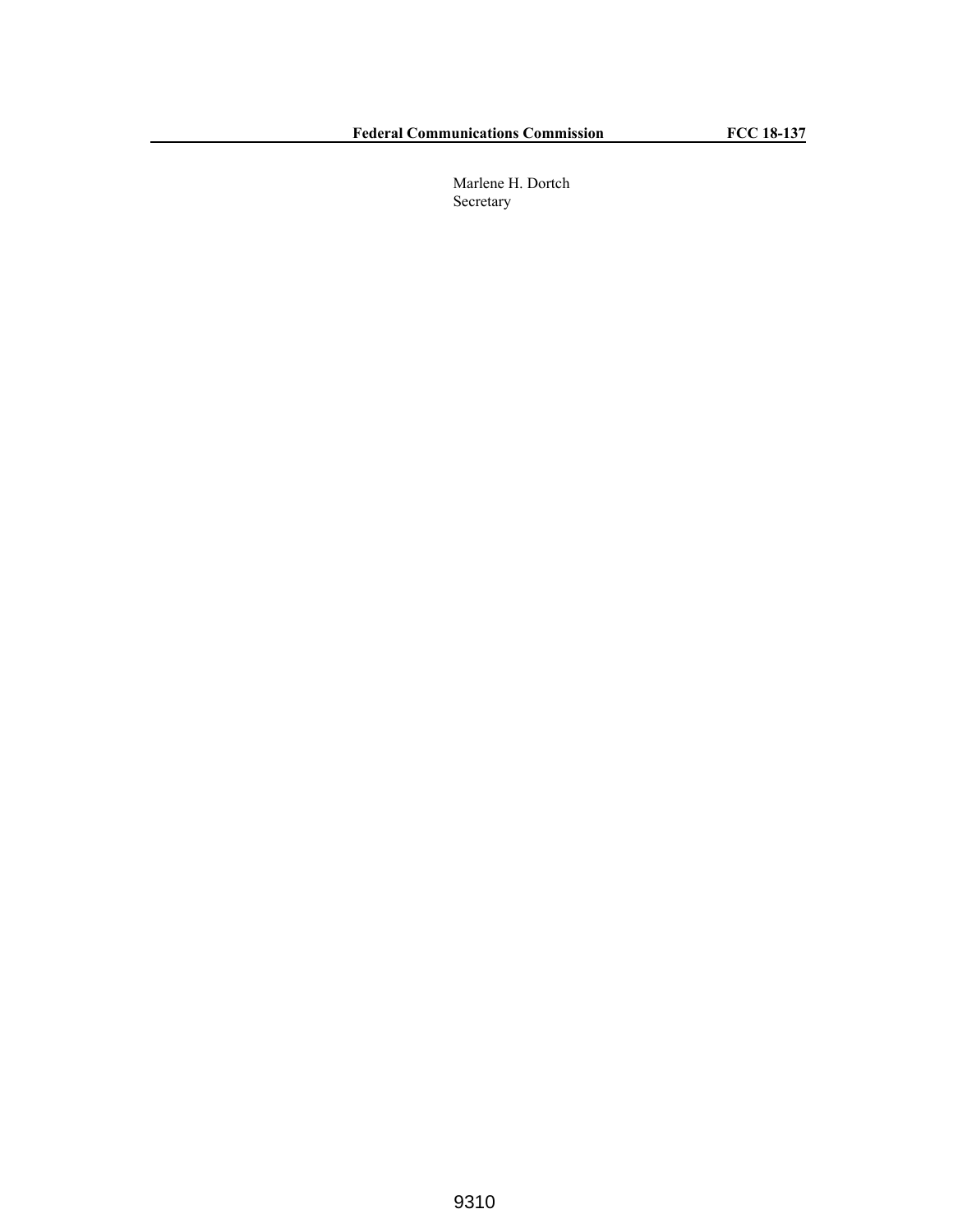Marlene H. Dortch
Secretary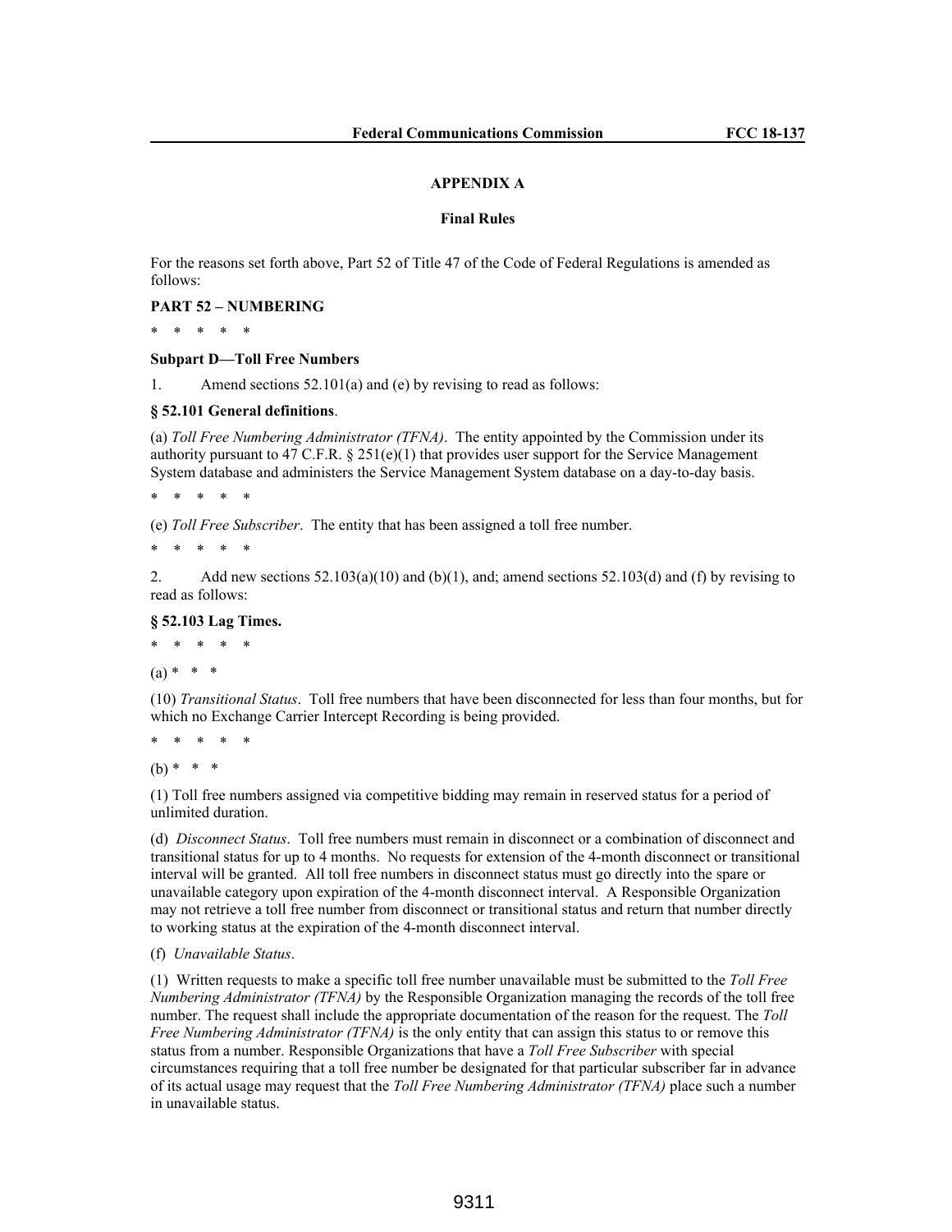## APPENDIX A

### Final Rules

For the reasons set forth above, Part 52 of Title 47 of the Code of Federal Regulations is amended as follows:

**PART 52 – NUMBERING**

\* \* \* \* \*

**Subpart D—Toll Free Numbers**

1. Amend sections 52.101(a) and (e) by revising to read as follows:

**§ 52.101 General definitions**.

(a) *Toll Free Numbering Administrator (TFNA)*. The entity appointed by the Commission under its authority pursuant to 47 C.F.R. § 251(e)(1) that provides user support for the Service Management System database and administers the Service Management System database on a day-to-day basis.

\* \* \* \* \*

(e) *Toll Free Subscriber*. The entity that has been assigned a toll free number.

\* \* \* \* \*

2. Add new sections 52.103(a)(10) and (b)(1), and; amend sections 52.103(d) and (f) by revising to read as follows:

**§ 52.103 Lag Times.**

\* \* \* \* \*

(a) \* \* \*

(10) *Transitional Status*. Toll free numbers that have been disconnected for less than four months, but for which no Exchange Carrier Intercept Recording is being provided.

\* \* \* \* \*

(b) \* \* \*

(1) Toll free numbers assigned via competitive bidding may remain in reserved status for a period of unlimited duration.

(d) *Disconnect Status*. Toll free numbers must remain in disconnect or a combination of disconnect and transitional status for up to 4 months. No requests for extension of the 4-month disconnect or transitional interval will be granted. All toll free numbers in disconnect status must go directly into the spare or unavailable category upon expiration of the 4-month disconnect interval. A Responsible Organization may not retrieve a toll free number from disconnect or transitional status and return that number directly to working status at the expiration of the 4-month disconnect interval.

(f) *Unavailable Status*.

(1) Written requests to make a specific toll free number unavailable must be submitted to the *Toll Free Numbering Administrator (TFNA)* by the Responsible Organization managing the records of the toll free number. The request shall include the appropriate documentation of the reason for the request. The *Toll Free Numbering Administrator (TFNA)* is the only entity that can assign this status to or remove this status from a number. Responsible Organizations that have a *Toll Free Subscriber* with special circumstances requiring that a toll free number be designated for that particular subscriber far in advance of its actual usage may request that the *Toll Free Numbering Administrator (TFNA)* place such a number in unavailable status.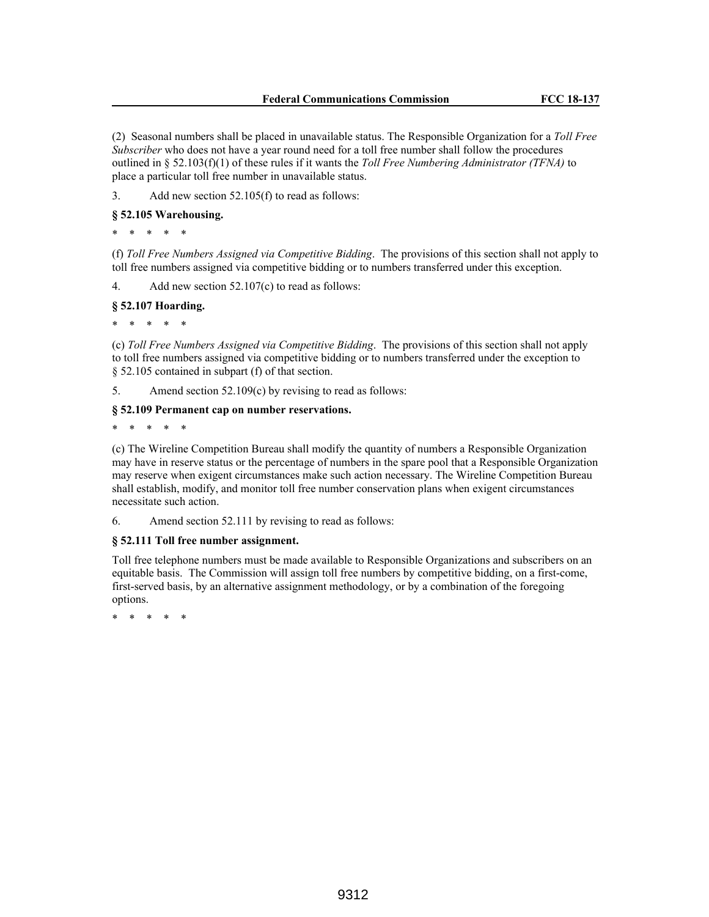(2) Seasonal numbers shall be placed in unavailable status. The Responsible Organization for a *Toll Free Subscriber* who does not have a year round need for a toll free number shall follow the procedures outlined in § 52.103(f)(1) of these rules if it wants the *Toll Free Numbering Administrator (TFNA)* to place a particular toll free number in unavailable status.

3. Add new section 52.105(f) to read as follows:

**§ 52.105 Warehousing.**

\* \* \* \* \*

(f) *Toll Free Numbers Assigned via Competitive Bidding*. The provisions of this section shall not apply to toll free numbers assigned via competitive bidding or to numbers transferred under this exception.

4. Add new section 52.107(c) to read as follows:

**§ 52.107 Hoarding.**

\* \* \* \* \*

(c) *Toll Free Numbers Assigned via Competitive Bidding*. The provisions of this section shall not apply to toll free numbers assigned via competitive bidding or to numbers transferred under the exception to § 52.105 contained in subpart (f) of that section.

5. Amend section 52.109(c) by revising to read as follows:

**§ 52.109 Permanent cap on number reservations.**

\* \* \* \* \*

(c) The Wireline Competition Bureau shall modify the quantity of numbers a Responsible Organization may have in reserve status or the percentage of numbers in the spare pool that a Responsible Organization may reserve when exigent circumstances make such action necessary. The Wireline Competition Bureau shall establish, modify, and monitor toll free number conservation plans when exigent circumstances necessitate such action.

6. Amend section 52.111 by revising to read as follows:

**§ 52.111 Toll free number assignment.**

Toll free telephone numbers must be made available to Responsible Organizations and subscribers on an equitable basis. The Commission will assign toll free numbers by competitive bidding, on a first-come, first-served basis, by an alternative assignment methodology, or by a combination of the foregoing options.

\* \* \* \* \*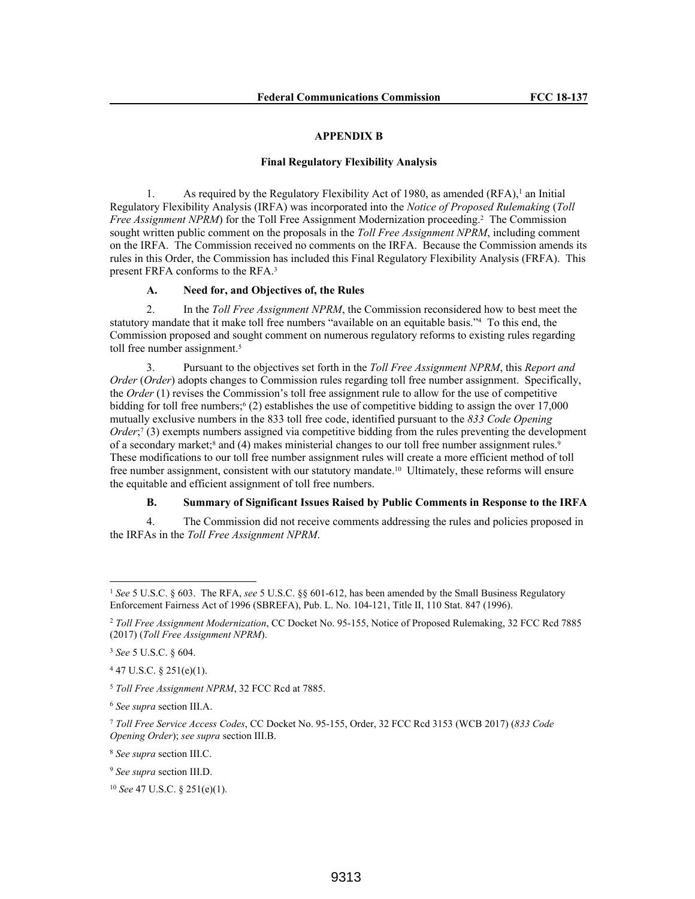## APPENDIX B

### Final Regulatory Flexibility Analysis

1. As required by the Regulatory Flexibility Act of 1980, as amended (RFA),[1] an Initial Regulatory Flexibility Analysis (IRFA) was incorporated into the *Notice of Proposed Rulemaking* (*Toll Free Assignment NPRM*) for the Toll Free Assignment Modernization proceeding.[2] The Commission sought written public comment on the proposals in the *Toll Free Assignment NPRM*, including comment on the IRFA. The Commission received no comments on the IRFA. Because the Commission amends its rules in this Order, the Commission has included this Final Regulatory Flexibility Analysis (FRFA). This present FRFA conforms to the RFA.[3]

#### A. Need for, and Objectives of, the Rules

2. In the *Toll Free Assignment NPRM*, the Commission reconsidered how to best meet the statutory mandate that it make toll free numbers "available on an equitable basis."[4] To this end, the Commission proposed and sought comment on numerous regulatory reforms to existing rules regarding toll free number assignment.[5]

3. Pursuant to the objectives set forth in the *Toll Free Assignment NPRM*, this *Report and Order* (*Order*) adopts changes to Commission rules regarding toll free number assignment. Specifically, the *Order* (1) revises the Commission's toll free assignment rule to allow for the use of competitive bidding for toll free numbers;[6] (2) establishes the use of competitive bidding to assign the over 17,000 mutually exclusive numbers in the 833 toll free code, identified pursuant to the *833 Code Opening Order*;[7] (3) exempts numbers assigned via competitive bidding from the rules preventing the development of a secondary market;[8] and (4) makes ministerial changes to our toll free number assignment rules.[9] These modifications to our toll free number assignment rules will create a more efficient method of toll free number assignment, consistent with our statutory mandate.[10] Ultimately, these reforms will ensure the equitable and efficient assignment of toll free numbers.

#### B. Summary of Significant Issues Raised by Public Comments in Response to the IRFA

4. The Commission did not receive comments addressing the rules and policies proposed in the IRFAs in the *Toll Free Assignment NPRM*.

---

[1] *See* 5 U.S.C. § 603. The RFA, *see* 5 U.S.C. §§ 601-612, has been amended by the Small Business Regulatory Enforcement Fairness Act of 1996 (SBREFA), Pub. L. No. 104-121, Title II, 110 Stat. 847 (1996).

[2] *Toll Free Assignment Modernization*, CC Docket No. 95-155, Notice of Proposed Rulemaking, 32 FCC Rcd 7885 (2017) (*Toll Free Assignment NPRM*).

[3] *See* 5 U.S.C. § 604.

[4] 47 U.S.C. § 251(e)(1).

[5] *Toll Free Assignment NPRM*, 32 FCC Rcd at 7885.

[6] *See supra* section III.A.

[7] *Toll Free Service Access Codes*, CC Docket No. 95-155, Order, 32 FCC Rcd 3153 (WCB 2017) (*833 Code Opening Order*); *see supra* section III.B.

[8] *See supra* section III.C.

[9] *See supra* section III.D.

[10] *See* 47 U.S.C. § 251(e)(1).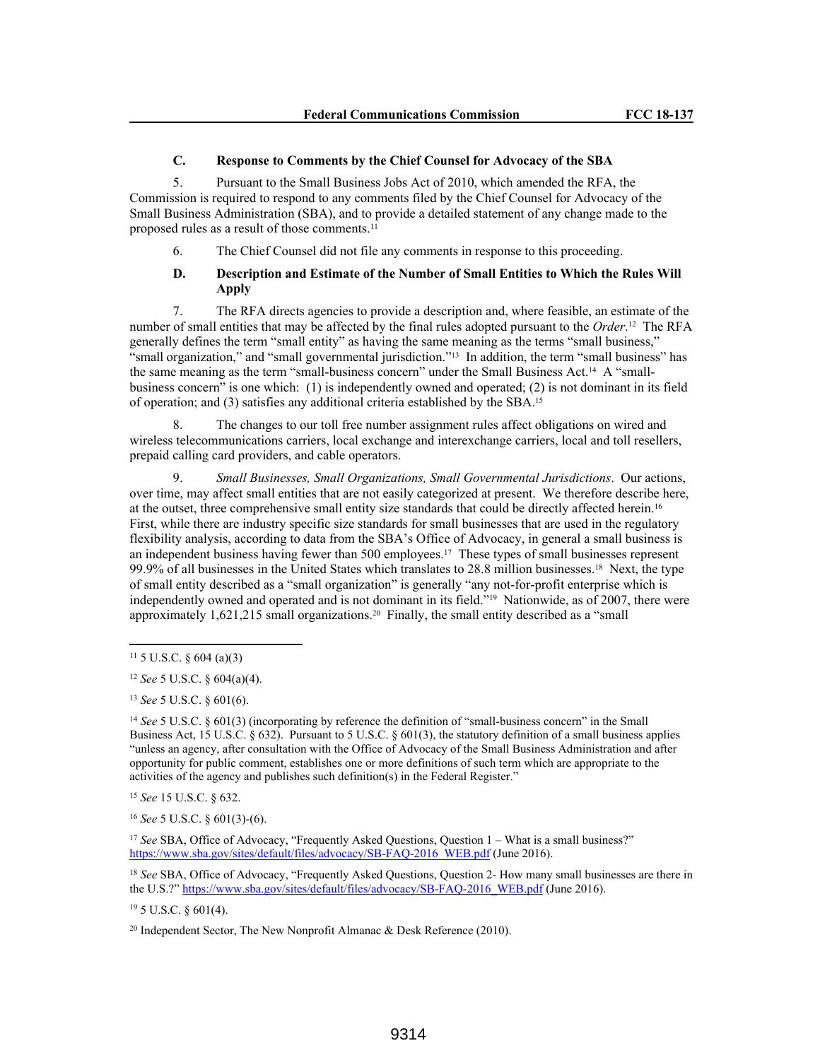### C. Response to Comments by the Chief Counsel for Advocacy of the SBA

5. Pursuant to the Small Business Jobs Act of 2010, which amended the RFA, the Commission is required to respond to any comments filed by the Chief Counsel for Advocacy of the Small Business Administration (SBA), and to provide a detailed statement of any change made to the proposed rules as a result of those comments.[11]

6. The Chief Counsel did not file any comments in response to this proceeding.

### D. Description and Estimate of the Number of Small Entities to Which the Rules Will Apply

7. The RFA directs agencies to provide a description and, where feasible, an estimate of the number of small entities that may be affected by the final rules adopted pursuant to the *Order*.[12] The RFA generally defines the term "small entity" as having the same meaning as the terms "small business," "small organization," and "small governmental jurisdiction."[13] In addition, the term "small business" has the same meaning as the term "small-business concern" under the Small Business Act.[14] A "small-business concern" is one which: (1) is independently owned and operated; (2) is not dominant in its field of operation; and (3) satisfies any additional criteria established by the SBA.[15]

8. The changes to our toll free number assignment rules affect obligations on wired and wireless telecommunications carriers, local exchange and interexchange carriers, local and toll resellers, prepaid calling card providers, and cable operators.

9. *Small Businesses, Small Organizations, Small Governmental Jurisdictions*. Our actions, over time, may affect small entities that are not easily categorized at present. We therefore describe here, at the outset, three comprehensive small entity size standards that could be directly affected herein.[16] First, while there are industry specific size standards for small businesses that are used in the regulatory flexibility analysis, according to data from the SBA's Office of Advocacy, in general a small business is an independent business having fewer than 500 employees.[17] These types of small businesses represent 99.9% of all businesses in the United States which translates to 28.8 million businesses.[18] Next, the type of small entity described as a "small organization" is generally "any not-for-profit enterprise which is independently owned and operated and is not dominant in its field."[19] Nationwide, as of 2007, there were approximately 1,621,215 small organizations.[20] Finally, the small entity described as a "small

---

[11] 5 U.S.C. § 604 (a)(3)

[12] *See* 5 U.S.C. § 604(a)(4).

[13] *See* 5 U.S.C. § 601(6).

[14] *See* 5 U.S.C. § 601(3) (incorporating by reference the definition of "small-business concern" in the Small Business Act, 15 U.S.C. § 632). Pursuant to 5 U.S.C. § 601(3), the statutory definition of a small business applies "unless an agency, after consultation with the Office of Advocacy of the Small Business Administration and after opportunity for public comment, establishes one or more definitions of such term which are appropriate to the activities of the agency and publishes such definition(s) in the Federal Register."

[15] *See* 15 U.S.C. § 632.

[16] *See* 5 U.S.C. § 601(3)-(6).

[17] *See* SBA, Office of Advocacy, "Frequently Asked Questions, Question 1 – What is a small business?" https://www.sba.gov/sites/default/files/advocacy/SB-FAQ-2016_WEB.pdf (June 2016).

[18] *See* SBA, Office of Advocacy, "Frequently Asked Questions, Question 2- How many small businesses are there in the U.S.?" https://www.sba.gov/sites/default/files/advocacy/SB-FAQ-2016_WEB.pdf (June 2016).

[19] 5 U.S.C. § 601(4).

[20] Independent Sector, The New Nonprofit Almanac & Desk Reference (2010).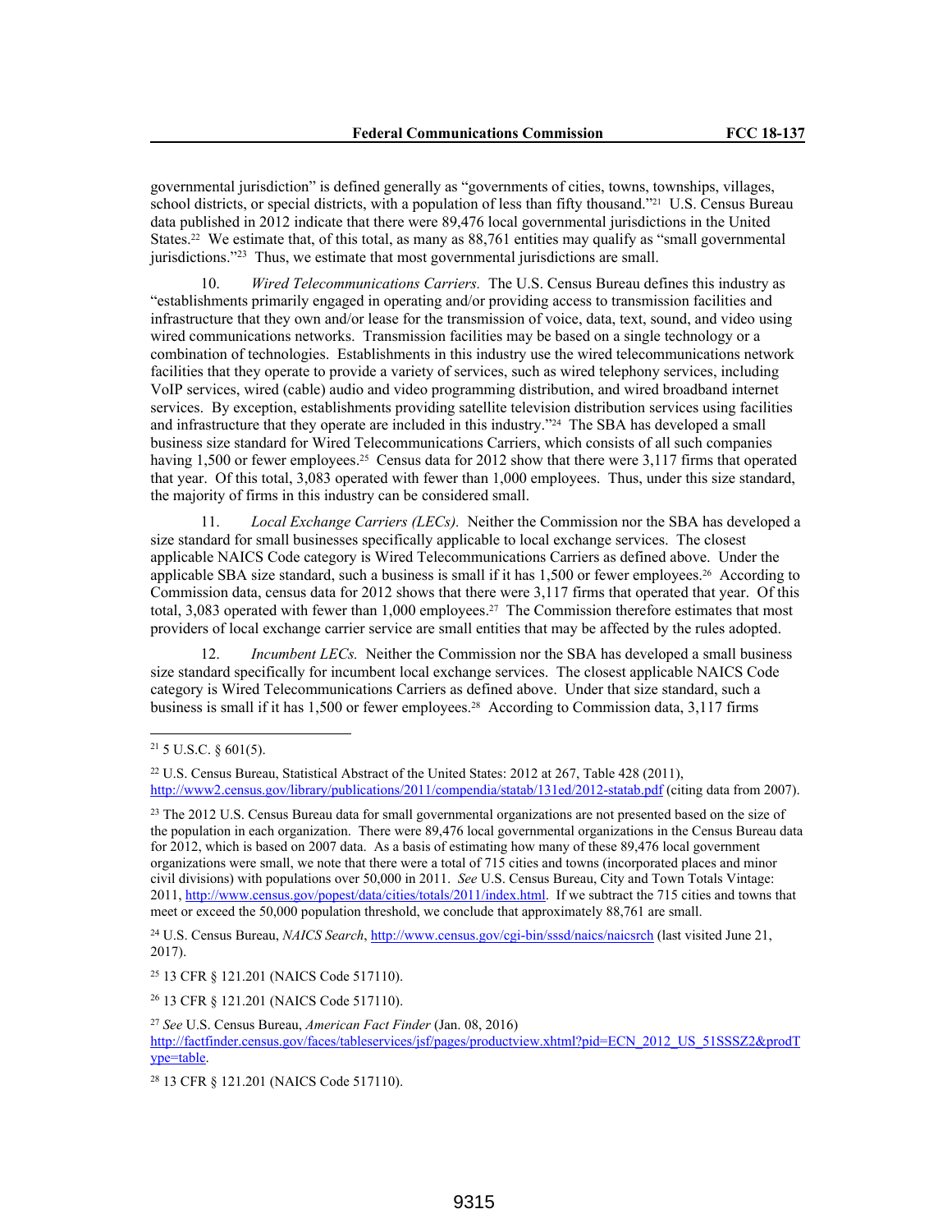governmental jurisdiction" is defined generally as "governments of cities, towns, townships, villages, school districts, or special districts, with a population of less than fifty thousand."[21] U.S. Census Bureau data published in 2012 indicate that there were 89,476 local governmental jurisdictions in the United States.[22] We estimate that, of this total, as many as 88,761 entities may qualify as "small governmental jurisdictions."[23] Thus, we estimate that most governmental jurisdictions are small.

10. *Wired Telecommunications Carriers.* The U.S. Census Bureau defines this industry as "establishments primarily engaged in operating and/or providing access to transmission facilities and infrastructure that they own and/or lease for the transmission of voice, data, text, sound, and video using wired communications networks. Transmission facilities may be based on a single technology or a combination of technologies. Establishments in this industry use the wired telecommunications network facilities that they operate to provide a variety of services, such as wired telephony services, including VoIP services, wired (cable) audio and video programming distribution, and wired broadband internet services. By exception, establishments providing satellite television distribution services using facilities and infrastructure that they operate are included in this industry."[24] The SBA has developed a small business size standard for Wired Telecommunications Carriers, which consists of all such companies having 1,500 or fewer employees.[25] Census data for 2012 show that there were 3,117 firms that operated that year. Of this total, 3,083 operated with fewer than 1,000 employees. Thus, under this size standard, the majority of firms in this industry can be considered small.

11. *Local Exchange Carriers (LECs).* Neither the Commission nor the SBA has developed a size standard for small businesses specifically applicable to local exchange services. The closest applicable NAICS Code category is Wired Telecommunications Carriers as defined above. Under the applicable SBA size standard, such a business is small if it has 1,500 or fewer employees.[26] According to Commission data, census data for 2012 shows that there were 3,117 firms that operated that year. Of this total, 3,083 operated with fewer than 1,000 employees.[27] The Commission therefore estimates that most providers of local exchange carrier service are small entities that may be affected by the rules adopted.

12. *Incumbent LECs.* Neither the Commission nor the SBA has developed a small business size standard specifically for incumbent local exchange services. The closest applicable NAICS Code category is Wired Telecommunications Carriers as defined above. Under that size standard, such a business is small if it has 1,500 or fewer employees.[28] According to Commission data, 3,117 firms

---

[21] 5 U.S.C. § 601(5).

[22] U.S. Census Bureau, Statistical Abstract of the United States: 2012 at 267, Table 428 (2011), http://www2.census.gov/library/publications/2011/compendia/statab/131ed/2012-statab.pdf (citing data from 2007).

[23] The 2012 U.S. Census Bureau data for small governmental organizations are not presented based on the size of the population in each organization. There were 89,476 local governmental organizations in the Census Bureau data for 2012, which is based on 2007 data. As a basis of estimating how many of these 89,476 local government organizations were small, we note that there were a total of 715 cities and towns (incorporated places and minor civil divisions) with populations over 50,000 in 2011. *See* U.S. Census Bureau, City and Town Totals Vintage: 2011, http://www.census.gov/popest/data/cities/totals/2011/index.html. If we subtract the 715 cities and towns that meet or exceed the 50,000 population threshold, we conclude that approximately 88,761 are small.

[24] U.S. Census Bureau, *NAICS Search*, http://www.census.gov/cgi-bin/sssd/naics/naicsrch (last visited June 21, 2017).

[25] 13 CFR § 121.201 (NAICS Code 517110).

[26] 13 CFR § 121.201 (NAICS Code 517110).

[27] *See* U.S. Census Bureau, *American Fact Finder* (Jan. 08, 2016) http://factfinder.census.gov/faces/tableservices/jsf/pages/productview.xhtml?pid=ECN_2012_US_51SSSZ2&prodType=table.

[28] 13 CFR § 121.201 (NAICS Code 517110).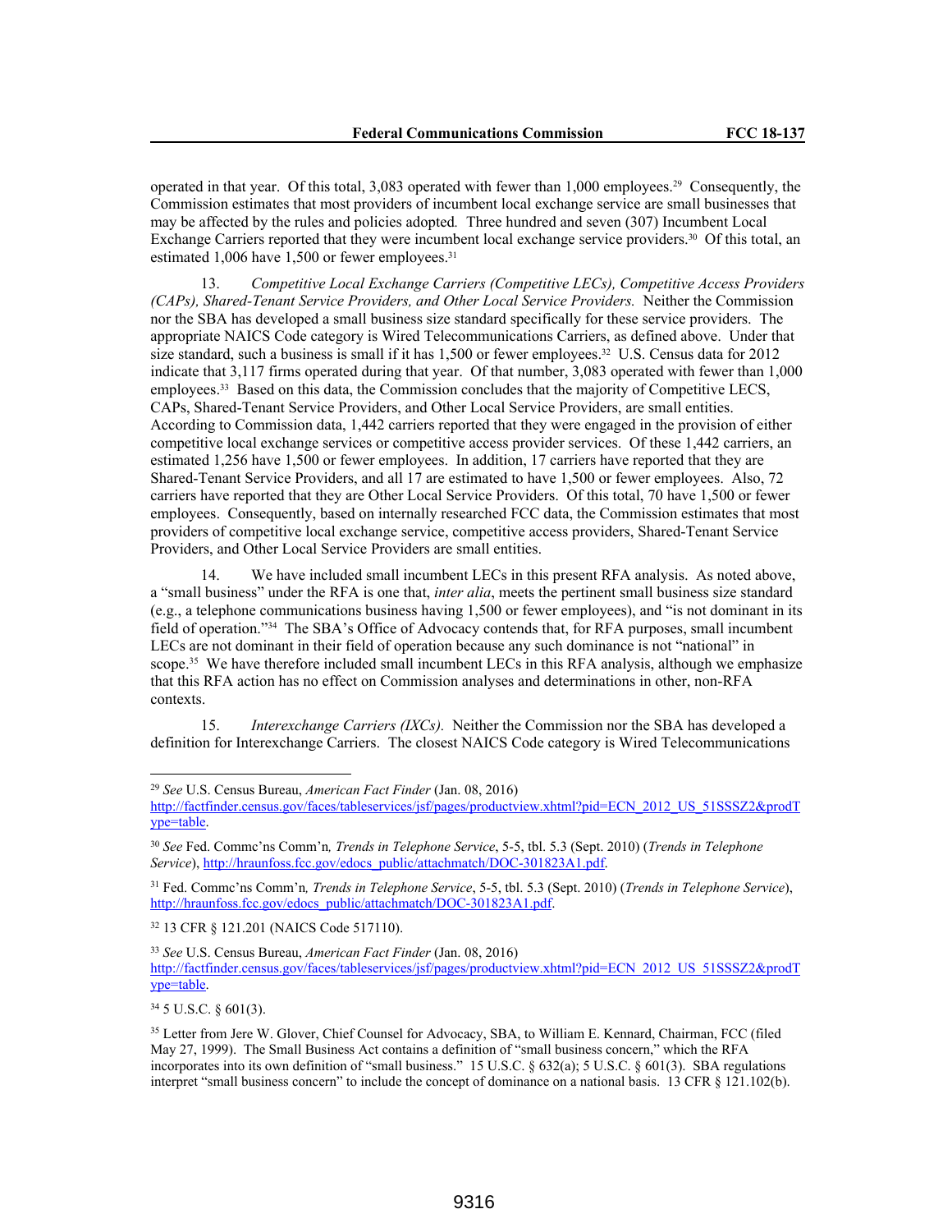operated in that year. Of this total, 3,083 operated with fewer than 1,000 employees.[29] Consequently, the Commission estimates that most providers of incumbent local exchange service are small businesses that may be affected by the rules and policies adopted. Three hundred and seven (307) Incumbent Local Exchange Carriers reported that they were incumbent local exchange service providers.[30] Of this total, an estimated 1,006 have 1,500 or fewer employees.[31]

13. *Competitive Local Exchange Carriers (Competitive LECs), Competitive Access Providers (CAPs), Shared-Tenant Service Providers, and Other Local Service Providers.* Neither the Commission nor the SBA has developed a small business size standard specifically for these service providers. The appropriate NAICS Code category is Wired Telecommunications Carriers, as defined above. Under that size standard, such a business is small if it has 1,500 or fewer employees.[32] U.S. Census data for 2012 indicate that 3,117 firms operated during that year. Of that number, 3,083 operated with fewer than 1,000 employees.[33] Based on this data, the Commission concludes that the majority of Competitive LECS, CAPs, Shared-Tenant Service Providers, and Other Local Service Providers, are small entities. According to Commission data, 1,442 carriers reported that they were engaged in the provision of either competitive local exchange services or competitive access provider services. Of these 1,442 carriers, an estimated 1,256 have 1,500 or fewer employees. In addition, 17 carriers have reported that they are Shared-Tenant Service Providers, and all 17 are estimated to have 1,500 or fewer employees. Also, 72 carriers have reported that they are Other Local Service Providers. Of this total, 70 have 1,500 or fewer employees. Consequently, based on internally researched FCC data, the Commission estimates that most providers of competitive local exchange service, competitive access providers, Shared-Tenant Service Providers, and Other Local Service Providers are small entities.

14. We have included small incumbent LECs in this present RFA analysis. As noted above, a "small business" under the RFA is one that, *inter alia*, meets the pertinent small business size standard (e.g., a telephone communications business having 1,500 or fewer employees), and "is not dominant in its field of operation."[34] The SBA's Office of Advocacy contends that, for RFA purposes, small incumbent LECs are not dominant in their field of operation because any such dominance is not "national" in scope.[35] We have therefore included small incumbent LECs in this RFA analysis, although we emphasize that this RFA action has no effect on Commission analyses and determinations in other, non-RFA contexts.

15. *Interexchange Carriers (IXCs).* Neither the Commission nor the SBA has developed a definition for Interexchange Carriers. The closest NAICS Code category is Wired Telecommunications

---

[29] *See* U.S. Census Bureau, *American Fact Finder* (Jan. 08, 2016) http://factfinder.census.gov/faces/tableservices/jsf/pages/productview.xhtml?pid=ECN_2012_US_51SSSZ2&prodType=table.

[30] *See* Fed. Commc'ns Comm'n, *Trends in Telephone Service*, 5-5, tbl. 5.3 (Sept. 2010) (*Trends in Telephone Service*), http://hraunfoss.fcc.gov/edocs_public/attachmatch/DOC-301823A1.pdf.

[31] Fed. Commc'ns Comm'n, *Trends in Telephone Service*, 5-5, tbl. 5.3 (Sept. 2010) (*Trends in Telephone Service*), http://hraunfoss.fcc.gov/edocs_public/attachmatch/DOC-301823A1.pdf.

[32] 13 CFR § 121.201 (NAICS Code 517110).

[33] *See* U.S. Census Bureau, *American Fact Finder* (Jan. 08, 2016) http://factfinder.census.gov/faces/tableservices/jsf/pages/productview.xhtml?pid=ECN_2012_US_51SSSZ2&prodType=table.

[34] 5 U.S.C. § 601(3).

[35] Letter from Jere W. Glover, Chief Counsel for Advocacy, SBA, to William E. Kennard, Chairman, FCC (filed May 27, 1999). The Small Business Act contains a definition of "small business concern," which the RFA incorporates into its own definition of "small business." 15 U.S.C. § 632(a); 5 U.S.C. § 601(3). SBA regulations interpret "small business concern" to include the concept of dominance on a national basis. 13 CFR § 121.102(b).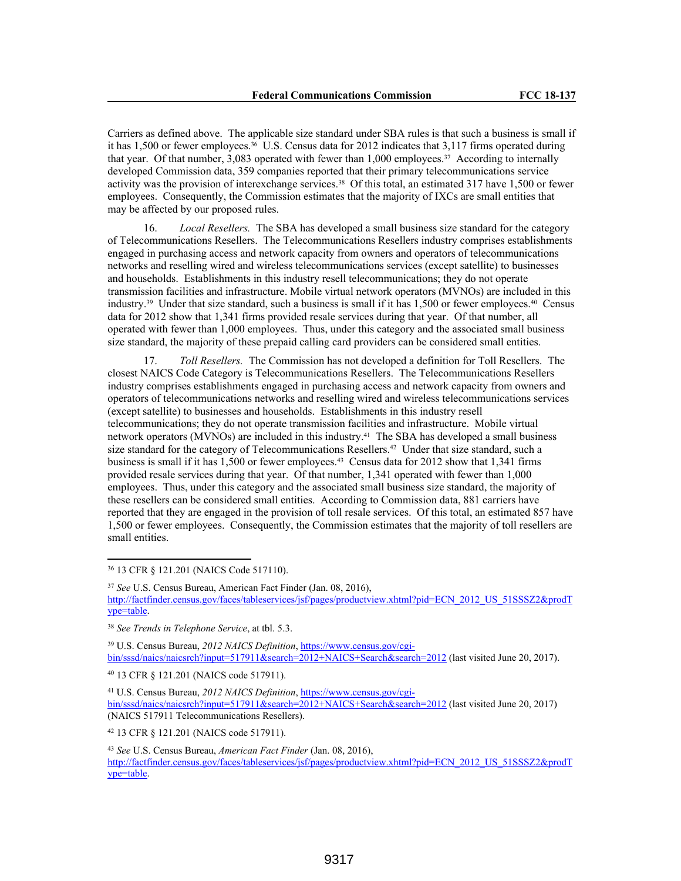Carriers as defined above. The applicable size standard under SBA rules is that such a business is small if it has 1,500 or fewer employees.[36] U.S. Census data for 2012 indicates that 3,117 firms operated during that year. Of that number, 3,083 operated with fewer than 1,000 employees.[37] According to internally developed Commission data, 359 companies reported that their primary telecommunications service activity was the provision of interexchange services.[38] Of this total, an estimated 317 have 1,500 or fewer employees. Consequently, the Commission estimates that the majority of IXCs are small entities that may be affected by our proposed rules.

16. *Local Resellers.* The SBA has developed a small business size standard for the category of Telecommunications Resellers. The Telecommunications Resellers industry comprises establishments engaged in purchasing access and network capacity from owners and operators of telecommunications networks and reselling wired and wireless telecommunications services (except satellite) to businesses and households. Establishments in this industry resell telecommunications; they do not operate transmission facilities and infrastructure. Mobile virtual network operators (MVNOs) are included in this industry.[39] Under that size standard, such a business is small if it has 1,500 or fewer employees.[40] Census data for 2012 show that 1,341 firms provided resale services during that year. Of that number, all operated with fewer than 1,000 employees. Thus, under this category and the associated small business size standard, the majority of these prepaid calling card providers can be considered small entities.

17. *Toll Resellers.* The Commission has not developed a definition for Toll Resellers. The closest NAICS Code Category is Telecommunications Resellers. The Telecommunications Resellers industry comprises establishments engaged in purchasing access and network capacity from owners and operators of telecommunications networks and reselling wired and wireless telecommunications services (except satellite) to businesses and households. Establishments in this industry resell telecommunications; they do not operate transmission facilities and infrastructure. Mobile virtual network operators (MVNOs) are included in this industry.[41] The SBA has developed a small business size standard for the category of Telecommunications Resellers.[42] Under that size standard, such a business is small if it has 1,500 or fewer employees.[43] Census data for 2012 show that 1,341 firms provided resale services during that year. Of that number, 1,341 operated with fewer than 1,000 employees. Thus, under this category and the associated small business size standard, the majority of these resellers can be considered small entities. According to Commission data, 881 carriers have reported that they are engaged in the provision of toll resale services. Of this total, an estimated 857 have 1,500 or fewer employees. Consequently, the Commission estimates that the majority of toll resellers are small entities.

---

[36] 13 CFR § 121.201 (NAICS Code 517110).

[37] *See* U.S. Census Bureau, American Fact Finder (Jan. 08, 2016), http://factfinder.census.gov/faces/tableservices/jsf/pages/productview.xhtml?pid=ECN_2012_US_51SSSZ2&prodType=table.

[38] *See Trends in Telephone Service*, at tbl. 5.3.

[39] U.S. Census Bureau, *2012 NAICS Definition*, https://www.census.gov/cgi-bin/sssd/naics/naicsrch?input=517911&search=2012+NAICS+Search&search=2012 (last visited June 20, 2017).

[40] 13 CFR § 121.201 (NAICS code 517911).

[41] U.S. Census Bureau, *2012 NAICS Definition*, https://www.census.gov/cgi-bin/sssd/naics/naicsrch?input=517911&search=2012+NAICS+Search&search=2012 (last visited June 20, 2017) (NAICS 517911 Telecommunications Resellers).

[42] 13 CFR § 121.201 (NAICS code 517911).

[43] *See* U.S. Census Bureau, *American Fact Finder* (Jan. 08, 2016), http://factfinder.census.gov/faces/tableservices/jsf/pages/productview.xhtml?pid=ECN_2012_US_51SSSZ2&prodType=table.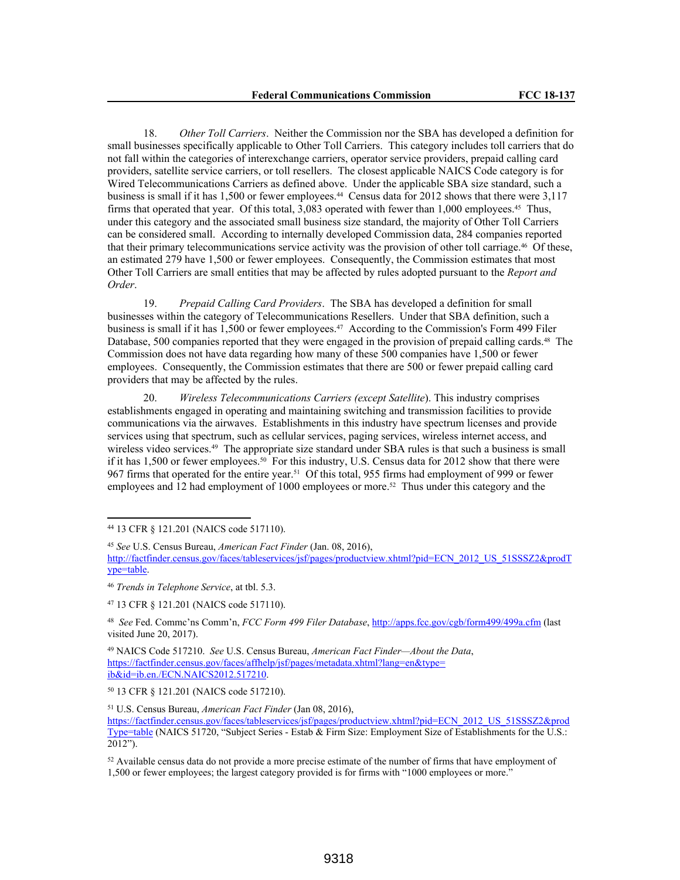18. *Other Toll Carriers*. Neither the Commission nor the SBA has developed a definition for small businesses specifically applicable to Other Toll Carriers. This category includes toll carriers that do not fall within the categories of interexchange carriers, operator service providers, prepaid calling card providers, satellite service carriers, or toll resellers. The closest applicable NAICS Code category is for Wired Telecommunications Carriers as defined above. Under the applicable SBA size standard, such a business is small if it has 1,500 or fewer employees.[44] Census data for 2012 shows that there were 3,117 firms that operated that year. Of this total, 3,083 operated with fewer than 1,000 employees.[45] Thus, under this category and the associated small business size standard, the majority of Other Toll Carriers can be considered small. According to internally developed Commission data, 284 companies reported that their primary telecommunications service activity was the provision of other toll carriage.[46] Of these, an estimated 279 have 1,500 or fewer employees. Consequently, the Commission estimates that most Other Toll Carriers are small entities that may be affected by rules adopted pursuant to the *Report and Order*.

19. *Prepaid Calling Card Providers*. The SBA has developed a definition for small businesses within the category of Telecommunications Resellers. Under that SBA definition, such a business is small if it has 1,500 or fewer employees.[47] According to the Commission's Form 499 Filer Database, 500 companies reported that they were engaged in the provision of prepaid calling cards.[48] The Commission does not have data regarding how many of these 500 companies have 1,500 or fewer employees. Consequently, the Commission estimates that there are 500 or fewer prepaid calling card providers that may be affected by the rules.

20. *Wireless Telecommunications Carriers (except Satellite)*. This industry comprises establishments engaged in operating and maintaining switching and transmission facilities to provide communications via the airwaves. Establishments in this industry have spectrum licenses and provide services using that spectrum, such as cellular services, paging services, wireless internet access, and wireless video services.[49] The appropriate size standard under SBA rules is that such a business is small if it has 1,500 or fewer employees.[50] For this industry, U.S. Census data for 2012 show that there were 967 firms that operated for the entire year.[51] Of this total, 955 firms had employment of 999 or fewer employees and 12 had employment of 1000 employees or more.[52] Thus under this category and the

---

[44] 13 CFR § 121.201 (NAICS code 517110).

[45] *See* U.S. Census Bureau, *American Fact Finder* (Jan. 08, 2016), http://factfinder.census.gov/faces/tableservices/jsf/pages/productview.xhtml?pid=ECN_2012_US_51SSSZ2&prodType=table.

[46] *Trends in Telephone Service*, at tbl. 5.3.

[47] 13 CFR § 121.201 (NAICS code 517110).

[48] *See* Fed. Commc'ns Comm'n, *FCC Form 499 Filer Database*, http://apps.fcc.gov/cgb/form499/499a.cfm (last visited June 20, 2017).

[49] NAICS Code 517210. *See* U.S. Census Bureau, *American Fact Finder—About the Data*, https://factfinder.census.gov/faces/affhelp/jsf/pages/metadata.xhtml?lang=en&type=ib&id=ib.en./ECN.NAICS2012.517210.

[50] 13 CFR § 121.201 (NAICS code 517210).

[51] U.S. Census Bureau, *American Fact Finder* (Jan 08, 2016), https://factfinder.census.gov/faces/tableservices/jsf/pages/productview.xhtml?pid=ECN_2012_US_51SSSZ2&prodType=table (NAICS 51720, "Subject Series - Estab & Firm Size: Employment Size of Establishments for the U.S.: 2012").

[52] Available census data do not provide a more precise estimate of the number of firms that have employment of 1,500 or fewer employees; the largest category provided is for firms with "1000 employees or more."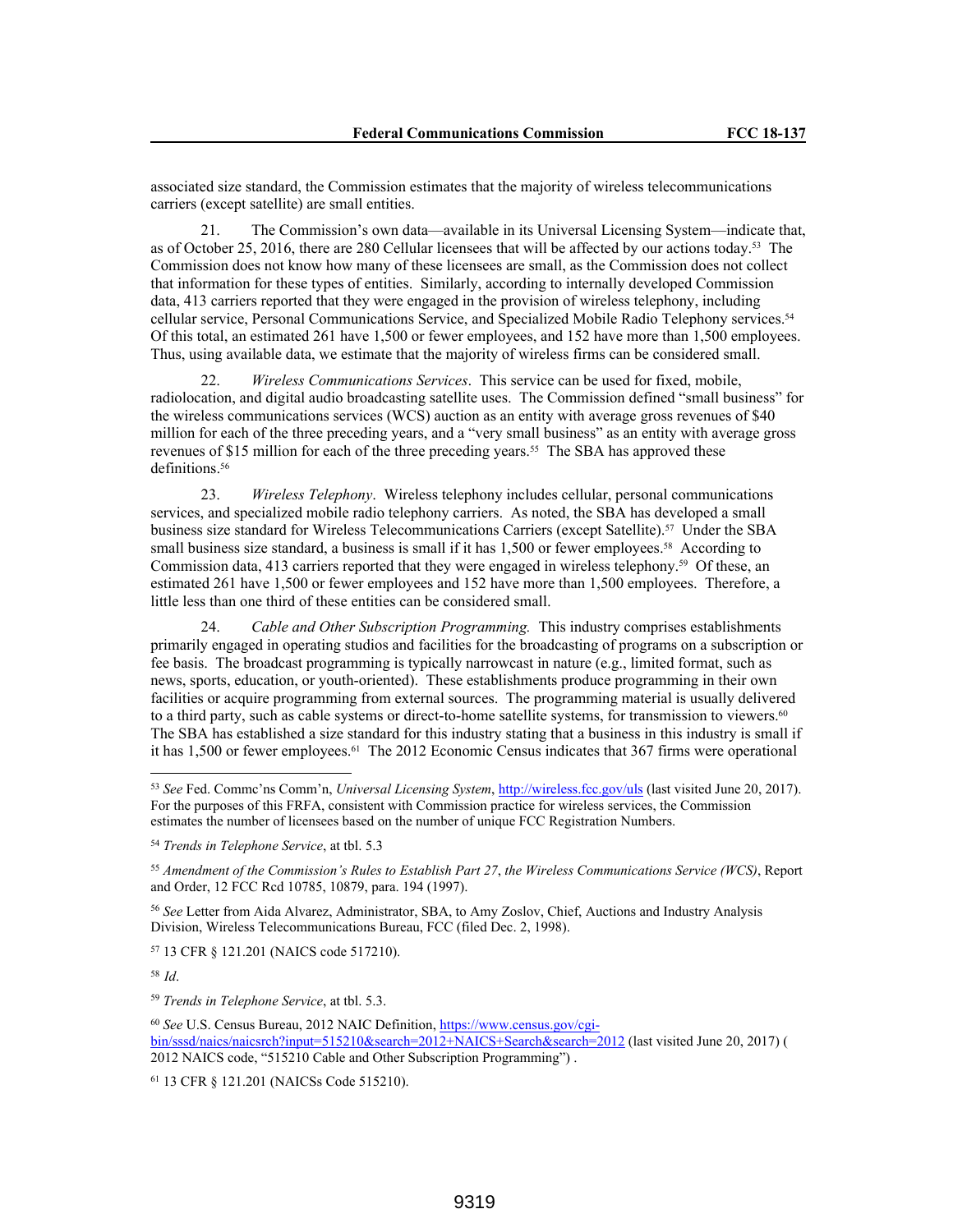associated size standard, the Commission estimates that the majority of wireless telecommunications carriers (except satellite) are small entities.

21. The Commission's own data—available in its Universal Licensing System—indicate that, as of October 25, 2016, there are 280 Cellular licensees that will be affected by our actions today.[53] The Commission does not know how many of these licensees are small, as the Commission does not collect that information for these types of entities. Similarly, according to internally developed Commission data, 413 carriers reported that they were engaged in the provision of wireless telephony, including cellular service, Personal Communications Service, and Specialized Mobile Radio Telephony services.[54] Of this total, an estimated 261 have 1,500 or fewer employees, and 152 have more than 1,500 employees. Thus, using available data, we estimate that the majority of wireless firms can be considered small.

22. *Wireless Communications Services*. This service can be used for fixed, mobile, radiolocation, and digital audio broadcasting satellite uses. The Commission defined "small business" for the wireless communications services (WCS) auction as an entity with average gross revenues of $40 million for each of the three preceding years, and a "very small business" as an entity with average gross revenues of $15 million for each of the three preceding years.[55] The SBA has approved these definitions.[56]

23. *Wireless Telephony*. Wireless telephony includes cellular, personal communications services, and specialized mobile radio telephony carriers. As noted, the SBA has developed a small business size standard for Wireless Telecommunications Carriers (except Satellite).[57] Under the SBA small business size standard, a business is small if it has 1,500 or fewer employees.[58] According to Commission data, 413 carriers reported that they were engaged in wireless telephony.[59] Of these, an estimated 261 have 1,500 or fewer employees and 152 have more than 1,500 employees. Therefore, a little less than one third of these entities can be considered small.

24. *Cable and Other Subscription Programming.* This industry comprises establishments primarily engaged in operating studios and facilities for the broadcasting of programs on a subscription or fee basis. The broadcast programming is typically narrowcast in nature (e.g., limited format, such as news, sports, education, or youth-oriented). These establishments produce programming in their own facilities or acquire programming from external sources. The programming material is usually delivered to a third party, such as cable systems or direct-to-home satellite systems, for transmission to viewers.[60] The SBA has established a size standard for this industry stating that a business in this industry is small if it has 1,500 or fewer employees.[61] The 2012 Economic Census indicates that 367 firms were operational

---

[53] *See* Fed. Commc'ns Comm'n, *Universal Licensing System*, http://wireless.fcc.gov/uls (last visited June 20, 2017). For the purposes of this FRFA, consistent with Commission practice for wireless services, the Commission estimates the number of licensees based on the number of unique FCC Registration Numbers.

[54] *Trends in Telephone Service*, at tbl. 5.3

[55] *Amendment of the Commission's Rules to Establish Part 27*, *the Wireless Communications Service (WCS)*, Report and Order, 12 FCC Rcd 10785, 10879, para. 194 (1997).

[56] *See* Letter from Aida Alvarez, Administrator, SBA, to Amy Zoslov, Chief, Auctions and Industry Analysis Division, Wireless Telecommunications Bureau, FCC (filed Dec. 2, 1998).

[57] 13 CFR § 121.201 (NAICS code 517210).

[58] *Id*.

[59] *Trends in Telephone Service*, at tbl. 5.3.

[60] *See* U.S. Census Bureau, 2012 NAIC Definition, https://www.census.gov/cgi-bin/sssd/naics/naicsrch?input=515210&search=2012+NAICS+Search&search=2012 (last visited June 20, 2017) ( 2012 NAICS code, "515210 Cable and Other Subscription Programming") .

[61] 13 CFR § 121.201 (NAICSs Code 515210).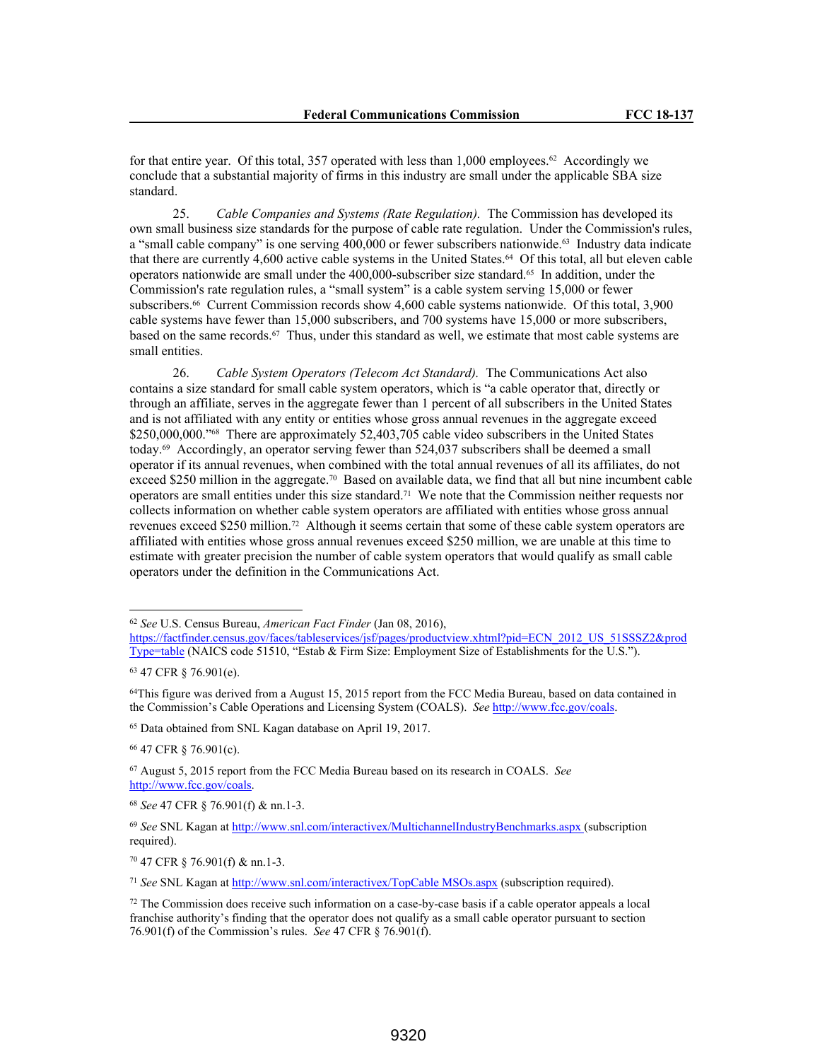for that entire year. Of this total, 357 operated with less than 1,000 employees.[62] Accordingly we conclude that a substantial majority of firms in this industry are small under the applicable SBA size standard.

25. *Cable Companies and Systems (Rate Regulation).* The Commission has developed its own small business size standards for the purpose of cable rate regulation. Under the Commission's rules, a "small cable company" is one serving 400,000 or fewer subscribers nationwide.[63] Industry data indicate that there are currently 4,600 active cable systems in the United States.[64] Of this total, all but eleven cable operators nationwide are small under the 400,000-subscriber size standard.[65] In addition, under the Commission's rate regulation rules, a "small system" is a cable system serving 15,000 or fewer subscribers.[66] Current Commission records show 4,600 cable systems nationwide. Of this total, 3,900 cable systems have fewer than 15,000 subscribers, and 700 systems have 15,000 or more subscribers, based on the same records.[67] Thus, under this standard as well, we estimate that most cable systems are small entities.

26. *Cable System Operators (Telecom Act Standard).* The Communications Act also contains a size standard for small cable system operators, which is "a cable operator that, directly or through an affiliate, serves in the aggregate fewer than 1 percent of all subscribers in the United States and is not affiliated with any entity or entities whose gross annual revenues in the aggregate exceed $250,000,000."[68] There are approximately 52,403,705 cable video subscribers in the United States today.[69] Accordingly, an operator serving fewer than 524,037 subscribers shall be deemed a small operator if its annual revenues, when combined with the total annual revenues of all its affiliates, do not exceed $250 million in the aggregate.[70] Based on available data, we find that all but nine incumbent cable operators are small entities under this size standard.[71] We note that the Commission neither requests nor collects information on whether cable system operators are affiliated with entities whose gross annual revenues exceed $250 million.[72] Although it seems certain that some of these cable system operators are affiliated with entities whose gross annual revenues exceed $250 million, we are unable at this time to estimate with greater precision the number of cable system operators that would qualify as small cable operators under the definition in the Communications Act.

---

[62] *See* U.S. Census Bureau, *American Fact Finder* (Jan 08, 2016), https://factfinder.census.gov/faces/tableservices/jsf/pages/productview.xhtml?pid=ECN_2012_US_51SSSZ2&prodType=table (NAICS code 51510, "Estab & Firm Size: Employment Size of Establishments for the U.S.").

[63] 47 CFR § 76.901(e).

[64] This figure was derived from a August 15, 2015 report from the FCC Media Bureau, based on data contained in the Commission's Cable Operations and Licensing System (COALS). *See* http://www.fcc.gov/coals.

[65] Data obtained from SNL Kagan database on April 19, 2017.

[66] 47 CFR § 76.901(c).

[67] August 5, 2015 report from the FCC Media Bureau based on its research in COALS. *See* http://www.fcc.gov/coals.

[68] *See* 47 CFR § 76.901(f) & nn.1-3.

[69] *See* SNL Kagan at http://www.snl.com/interactivex/MultichannelIndustryBenchmarks.aspx (subscription required).

[70] 47 CFR § 76.901(f) & nn.1-3.

[71] *See* SNL Kagan at http://www.snl.com/interactivex/TopCable MSOs.aspx (subscription required).

[72] The Commission does receive such information on a case-by-case basis if a cable operator appeals a local franchise authority's finding that the operator does not qualify as a small cable operator pursuant to section 76.901(f) of the Commission's rules. *See* 47 CFR § 76.901(f).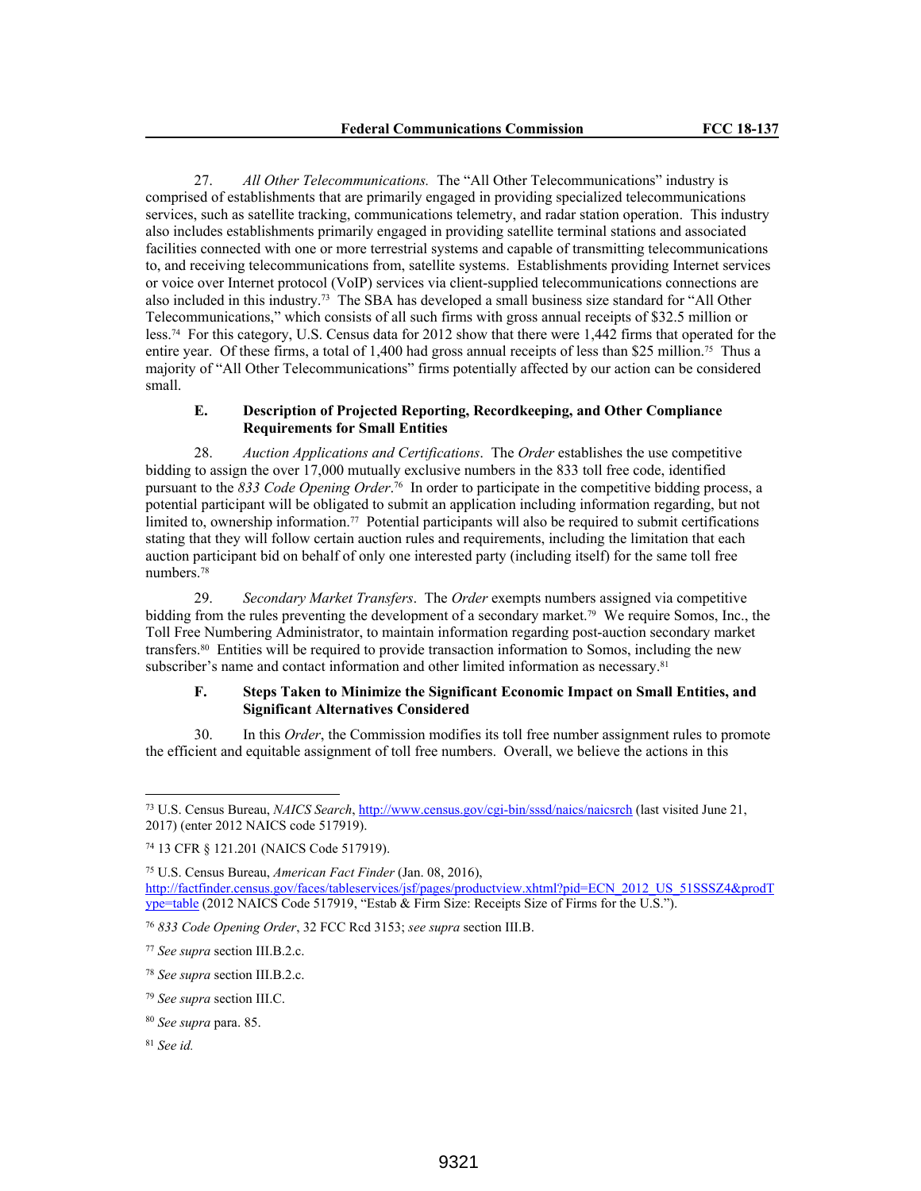27. *All Other Telecommunications.* The "All Other Telecommunications" industry is comprised of establishments that are primarily engaged in providing specialized telecommunications services, such as satellite tracking, communications telemetry, and radar station operation. This industry also includes establishments primarily engaged in providing satellite terminal stations and associated facilities connected with one or more terrestrial systems and capable of transmitting telecommunications to, and receiving telecommunications from, satellite systems. Establishments providing Internet services or voice over Internet protocol (VoIP) services via client-supplied telecommunications connections are also included in this industry.[73] The SBA has developed a small business size standard for "All Other Telecommunications," which consists of all such firms with gross annual receipts of $32.5 million or less.[74] For this category, U.S. Census data for 2012 show that there were 1,442 firms that operated for the entire year. Of these firms, a total of 1,400 had gross annual receipts of less than $25 million.[75] Thus a majority of "All Other Telecommunications" firms potentially affected by our action can be considered small.

### E. Description of Projected Reporting, Recordkeeping, and Other Compliance Requirements for Small Entities

28. *Auction Applications and Certifications*. The *Order* establishes the use competitive bidding to assign the over 17,000 mutually exclusive numbers in the 833 toll free code, identified pursuant to the *833 Code Opening Order*.[76] In order to participate in the competitive bidding process, a potential participant will be obligated to submit an application including information regarding, but not limited to, ownership information.[77] Potential participants will also be required to submit certifications stating that they will follow certain auction rules and requirements, including the limitation that each auction participant bid on behalf of only one interested party (including itself) for the same toll free numbers.[78]

29. *Secondary Market Transfers*. The *Order* exempts numbers assigned via competitive bidding from the rules preventing the development of a secondary market.[79] We require Somos, Inc., the Toll Free Numbering Administrator, to maintain information regarding post-auction secondary market transfers.[80] Entities will be required to provide transaction information to Somos, including the new subscriber's name and contact information and other limited information as necessary.[81]

### F. Steps Taken to Minimize the Significant Economic Impact on Small Entities, and Significant Alternatives Considered

30. In this *Order*, the Commission modifies its toll free number assignment rules to promote the efficient and equitable assignment of toll free numbers. Overall, we believe the actions in this

---

[73] U.S. Census Bureau, *NAICS Search*, http://www.census.gov/cgi-bin/sssd/naics/naicsrch (last visited June 21, 2017) (enter 2012 NAICS code 517919).

[74] 13 CFR § 121.201 (NAICS Code 517919).

[75] U.S. Census Bureau, *American Fact Finder* (Jan. 08, 2016), http://factfinder.census.gov/faces/tableservices/jsf/pages/productview.xhtml?pid=ECN_2012_US_51SSSZ4&prodType=table (2012 NAICS Code 517919, "Estab & Firm Size: Receipts Size of Firms for the U.S.").

[76] *833 Code Opening Order*, 32 FCC Rcd 3153; *see supra* section III.B.

[77] *See supra* section III.B.2.c.

[78] *See supra* section III.B.2.c.

[79] *See supra* section III.C.

[80] *See supra* para. 85.

[81] *See id.*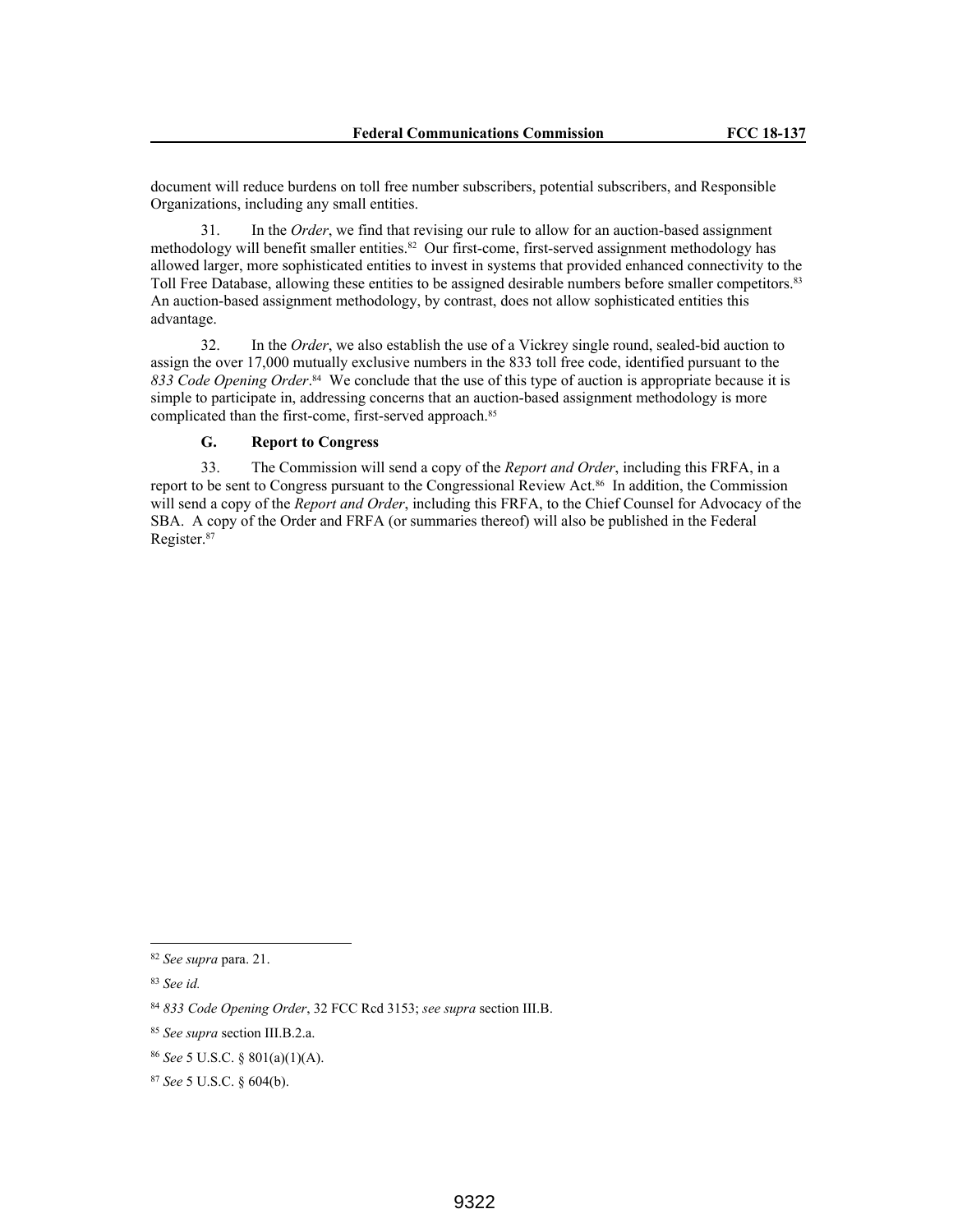document will reduce burdens on toll free number subscribers, potential subscribers, and Responsible Organizations, including any small entities.

31. In the *Order*, we find that revising our rule to allow for an auction-based assignment methodology will benefit smaller entities.[82] Our first-come, first-served assignment methodology has allowed larger, more sophisticated entities to invest in systems that provided enhanced connectivity to the Toll Free Database, allowing these entities to be assigned desirable numbers before smaller competitors.[83] An auction-based assignment methodology, by contrast, does not allow sophisticated entities this advantage.

32. In the *Order*, we also establish the use of a Vickrey single round, sealed-bid auction to assign the over 17,000 mutually exclusive numbers in the 833 toll free code, identified pursuant to the *833 Code Opening Order*.[84] We conclude that the use of this type of auction is appropriate because it is simple to participate in, addressing concerns that an auction-based assignment methodology is more complicated than the first-come, first-served approach.[85]

### G. Report to Congress

33. The Commission will send a copy of the *Report and Order*, including this FRFA, in a report to be sent to Congress pursuant to the Congressional Review Act.[86] In addition, the Commission will send a copy of the *Report and Order*, including this FRFA, to the Chief Counsel for Advocacy of the SBA. A copy of the Order and FRFA (or summaries thereof) will also be published in the Federal Register.[87]

---

[82] *See supra* para. 21.

[83] *See id.*

[84] *833 Code Opening Order*, 32 FCC Rcd 3153; *see supra* section III.B.

[85] *See supra* section III.B.2.a.

[86] *See* 5 U.S.C. § 801(a)(1)(A).

[87] *See* 5 U.S.C. § 604(b).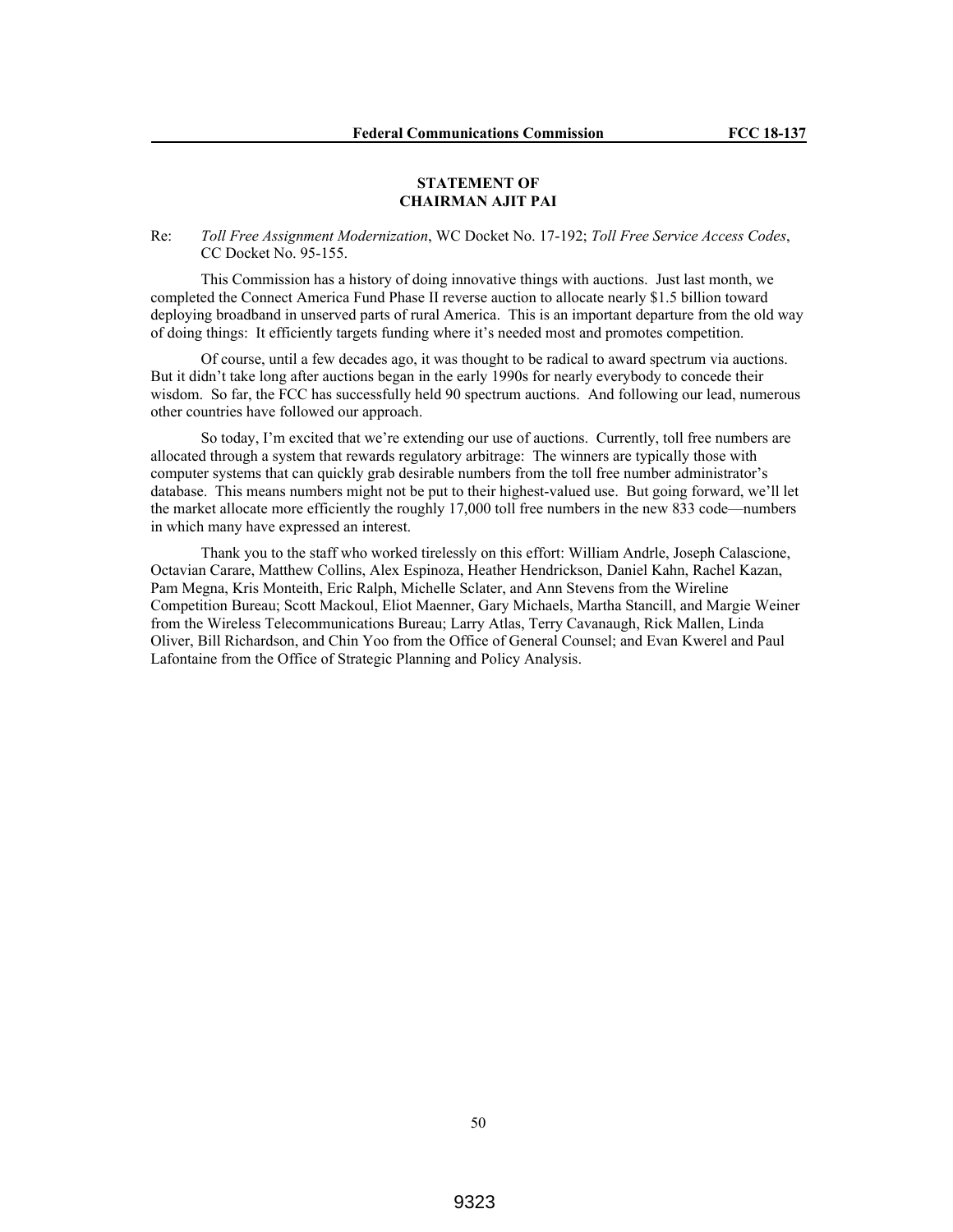**STATEMENT OF**
**CHAIRMAN AJIT PAI**

Re: *Toll Free Assignment Modernization*, WC Docket No. 17-192; *Toll Free Service Access Codes*, CC Docket No. 95-155.

This Commission has a history of doing innovative things with auctions. Just last month, we completed the Connect America Fund Phase II reverse auction to allocate nearly $1.5 billion toward deploying broadband in unserved parts of rural America. This is an important departure from the old way of doing things: It efficiently targets funding where it's needed most and promotes competition.

Of course, until a few decades ago, it was thought to be radical to award spectrum via auctions. But it didn't take long after auctions began in the early 1990s for nearly everybody to concede their wisdom. So far, the FCC has successfully held 90 spectrum auctions. And following our lead, numerous other countries have followed our approach.

So today, I'm excited that we're extending our use of auctions. Currently, toll free numbers are allocated through a system that rewards regulatory arbitrage: The winners are typically those with computer systems that can quickly grab desirable numbers from the toll free number administrator's database. This means numbers might not be put to their highest-valued use. But going forward, we'll let the market allocate more efficiently the roughly 17,000 toll free numbers in the new 833 code—numbers in which many have expressed an interest.

Thank you to the staff who worked tirelessly on this effort: William Andrle, Joseph Calascione, Octavian Carare, Matthew Collins, Alex Espinoza, Heather Hendrickson, Daniel Kahn, Rachel Kazan, Pam Megna, Kris Monteith, Eric Ralph, Michelle Sclater, and Ann Stevens from the Wireline Competition Bureau; Scott Mackoul, Eliot Maenner, Gary Michaels, Martha Stancill, and Margie Weiner from the Wireless Telecommunications Bureau; Larry Atlas, Terry Cavanaugh, Rick Mallen, Linda Oliver, Bill Richardson, and Chin Yoo from the Office of General Counsel; and Evan Kwerel and Paul Lafontaine from the Office of Strategic Planning and Policy Analysis.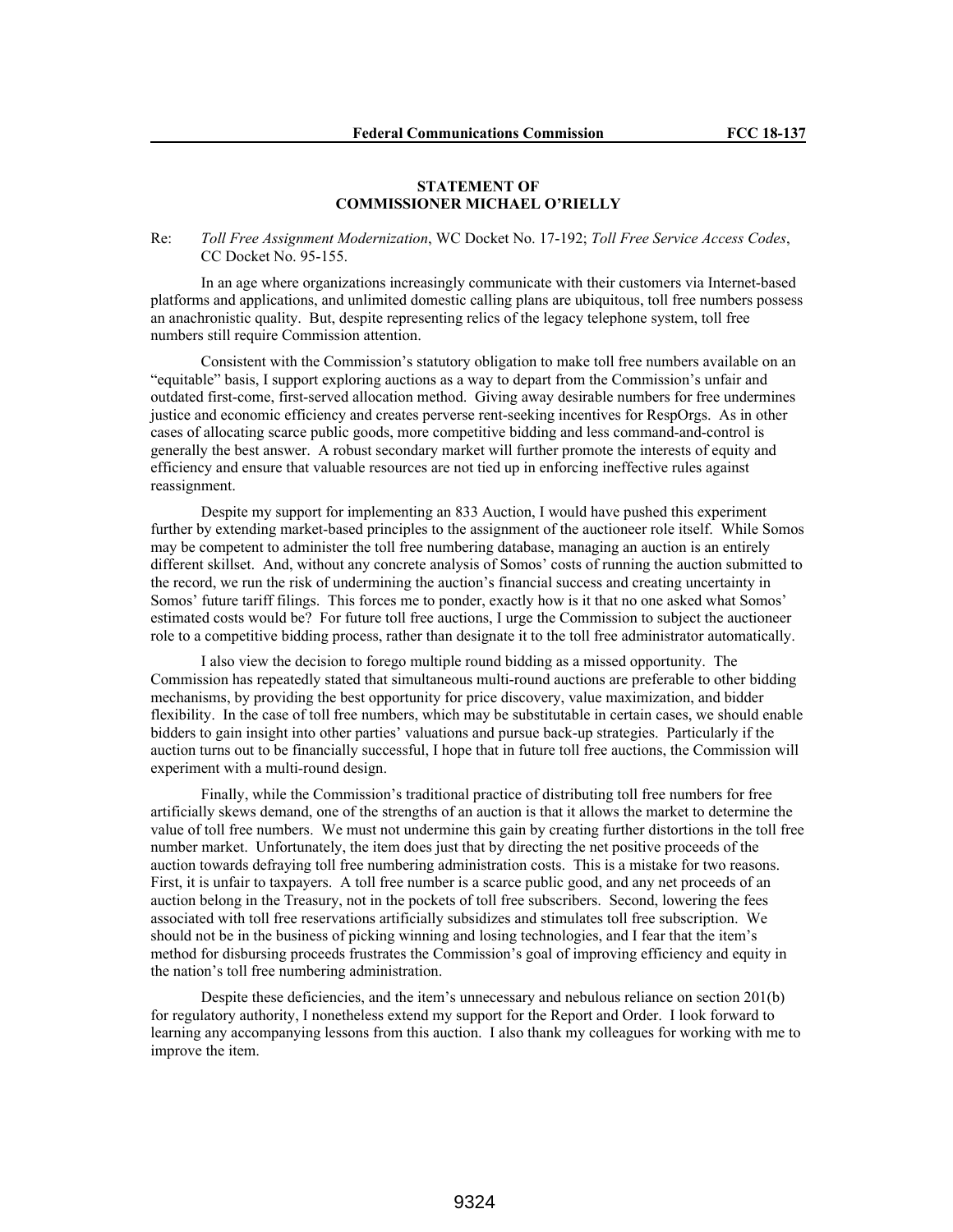**STATEMENT OF COMMISSIONER MICHAEL O'RIELLY**

Re: *Toll Free Assignment Modernization*, WC Docket No. 17-192; *Toll Free Service Access Codes*, CC Docket No. 95-155.

In an age where organizations increasingly communicate with their customers via Internet-based platforms and applications, and unlimited domestic calling plans are ubiquitous, toll free numbers possess an anachronistic quality. But, despite representing relics of the legacy telephone system, toll free numbers still require Commission attention.

Consistent with the Commission's statutory obligation to make toll free numbers available on an "equitable" basis, I support exploring auctions as a way to depart from the Commission's unfair and outdated first-come, first-served allocation method. Giving away desirable numbers for free undermines justice and economic efficiency and creates perverse rent-seeking incentives for RespOrgs. As in other cases of allocating scarce public goods, more competitive bidding and less command-and-control is generally the best answer. A robust secondary market will further promote the interests of equity and efficiency and ensure that valuable resources are not tied up in enforcing ineffective rules against reassignment.

Despite my support for implementing an 833 Auction, I would have pushed this experiment further by extending market-based principles to the assignment of the auctioneer role itself. While Somos may be competent to administer the toll free numbering database, managing an auction is an entirely different skillset. And, without any concrete analysis of Somos' costs of running the auction submitted to the record, we run the risk of undermining the auction's financial success and creating uncertainty in Somos' future tariff filings. This forces me to ponder, exactly how is it that no one asked what Somos' estimated costs would be? For future toll free auctions, I urge the Commission to subject the auctioneer role to a competitive bidding process, rather than designate it to the toll free administrator automatically.

I also view the decision to forego multiple round bidding as a missed opportunity. The Commission has repeatedly stated that simultaneous multi-round auctions are preferable to other bidding mechanisms, by providing the best opportunity for price discovery, value maximization, and bidder flexibility. In the case of toll free numbers, which may be substitutable in certain cases, we should enable bidders to gain insight into other parties' valuations and pursue back-up strategies. Particularly if the auction turns out to be financially successful, I hope that in future toll free auctions, the Commission will experiment with a multi-round design.

Finally, while the Commission's traditional practice of distributing toll free numbers for free artificially skews demand, one of the strengths of an auction is that it allows the market to determine the value of toll free numbers. We must not undermine this gain by creating further distortions in the toll free number market. Unfortunately, the item does just that by directing the net positive proceeds of the auction towards defraying toll free numbering administration costs. This is a mistake for two reasons. First, it is unfair to taxpayers. A toll free number is a scarce public good, and any net proceeds of an auction belong in the Treasury, not in the pockets of toll free subscribers. Second, lowering the fees associated with toll free reservations artificially subsidizes and stimulates toll free subscription. We should not be in the business of picking winning and losing technologies, and I fear that the item's method for disbursing proceeds frustrates the Commission's goal of improving efficiency and equity in the nation's toll free numbering administration.

Despite these deficiencies, and the item's unnecessary and nebulous reliance on section 201(b) for regulatory authority, I nonetheless extend my support for the Report and Order. I look forward to learning any accompanying lessons from this auction. I also thank my colleagues for working with me to improve the item.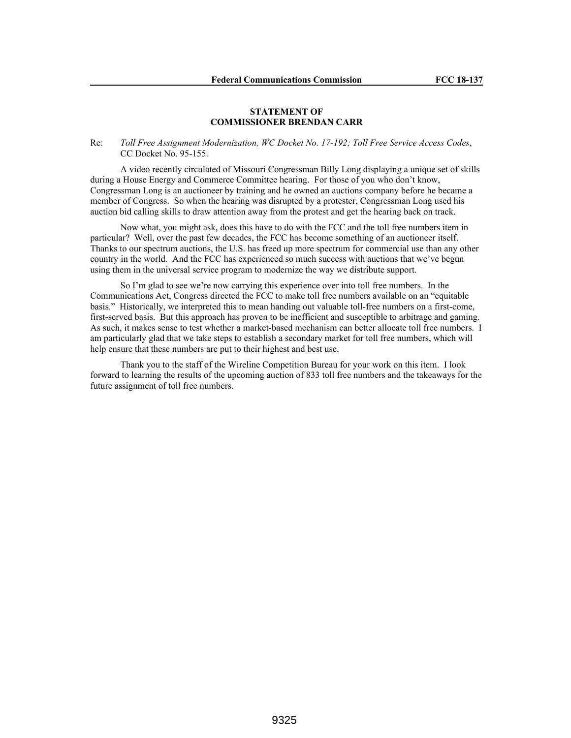## STATEMENT OF COMMISSIONER BRENDAN CARR

Re: *Toll Free Assignment Modernization, WC Docket No. 17-192; Toll Free Service Access Codes*, CC Docket No. 95-155.

A video recently circulated of Missouri Congressman Billy Long displaying a unique set of skills during a House Energy and Commerce Committee hearing. For those of you who don't know, Congressman Long is an auctioneer by training and he owned an auctions company before he became a member of Congress. So when the hearing was disrupted by a protester, Congressman Long used his auction bid calling skills to draw attention away from the protest and get the hearing back on track.

Now what, you might ask, does this have to do with the FCC and the toll free numbers item in particular? Well, over the past few decades, the FCC has become something of an auctioneer itself. Thanks to our spectrum auctions, the U.S. has freed up more spectrum for commercial use than any other country in the world. And the FCC has experienced so much success with auctions that we've begun using them in the universal service program to modernize the way we distribute support.

So I'm glad to see we're now carrying this experience over into toll free numbers. In the Communications Act, Congress directed the FCC to make toll free numbers available on an "equitable basis." Historically, we interpreted this to mean handing out valuable toll-free numbers on a first-come, first-served basis. But this approach has proven to be inefficient and susceptible to arbitrage and gaming. As such, it makes sense to test whether a market-based mechanism can better allocate toll free numbers. I am particularly glad that we take steps to establish a secondary market for toll free numbers, which will help ensure that these numbers are put to their highest and best use.

Thank you to the staff of the Wireline Competition Bureau for your work on this item. I look forward to learning the results of the upcoming auction of 833 toll free numbers and the takeaways for the future assignment of toll free numbers.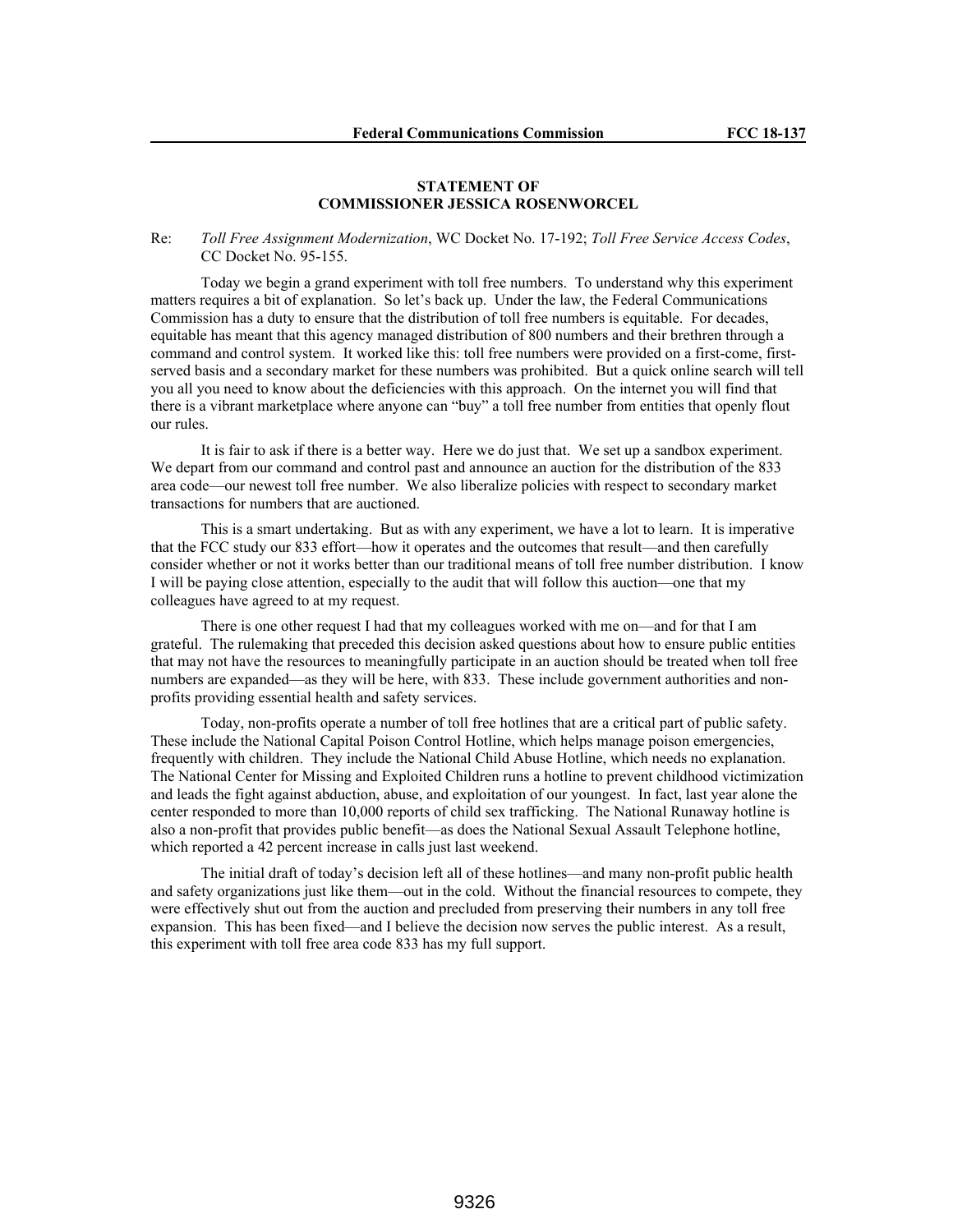**STATEMENT OF**
**COMMISSIONER JESSICA ROSENWORCEL**

Re: *Toll Free Assignment Modernization*, WC Docket No. 17-192; *Toll Free Service Access Codes*, CC Docket No. 95-155.

Today we begin a grand experiment with toll free numbers. To understand why this experiment matters requires a bit of explanation. So let's back up. Under the law, the Federal Communications Commission has a duty to ensure that the distribution of toll free numbers is equitable. For decades, equitable has meant that this agency managed distribution of 800 numbers and their brethren through a command and control system. It worked like this: toll free numbers were provided on a first-come, first-served basis and a secondary market for these numbers was prohibited. But a quick online search will tell you all you need to know about the deficiencies with this approach. On the internet you will find that there is a vibrant marketplace where anyone can "buy" a toll free number from entities that openly flout our rules.

It is fair to ask if there is a better way. Here we do just that. We set up a sandbox experiment. We depart from our command and control past and announce an auction for the distribution of the 833 area code—our newest toll free number. We also liberalize policies with respect to secondary market transactions for numbers that are auctioned.

This is a smart undertaking. But as with any experiment, we have a lot to learn. It is imperative that the FCC study our 833 effort—how it operates and the outcomes that result—and then carefully consider whether or not it works better than our traditional means of toll free number distribution. I know I will be paying close attention, especially to the audit that will follow this auction—one that my colleagues have agreed to at my request.

There is one other request I had that my colleagues worked with me on—and for that I am grateful. The rulemaking that preceded this decision asked questions about how to ensure public entities that may not have the resources to meaningfully participate in an auction should be treated when toll free numbers are expanded—as they will be here, with 833. These include government authorities and non-profits providing essential health and safety services.

Today, non-profits operate a number of toll free hotlines that are a critical part of public safety. These include the National Capital Poison Control Hotline, which helps manage poison emergencies, frequently with children. They include the National Child Abuse Hotline, which needs no explanation. The National Center for Missing and Exploited Children runs a hotline to prevent childhood victimization and leads the fight against abduction, abuse, and exploitation of our youngest. In fact, last year alone the center responded to more than 10,000 reports of child sex trafficking. The National Runaway hotline is also a non-profit that provides public benefit—as does the National Sexual Assault Telephone hotline, which reported a 42 percent increase in calls just last weekend.

The initial draft of today's decision left all of these hotlines—and many non-profit public health and safety organizations just like them—out in the cold. Without the financial resources to compete, they were effectively shut out from the auction and precluded from preserving their numbers in any toll free expansion. This has been fixed—and I believe the decision now serves the public interest. As a result, this experiment with toll free area code 833 has my full support.